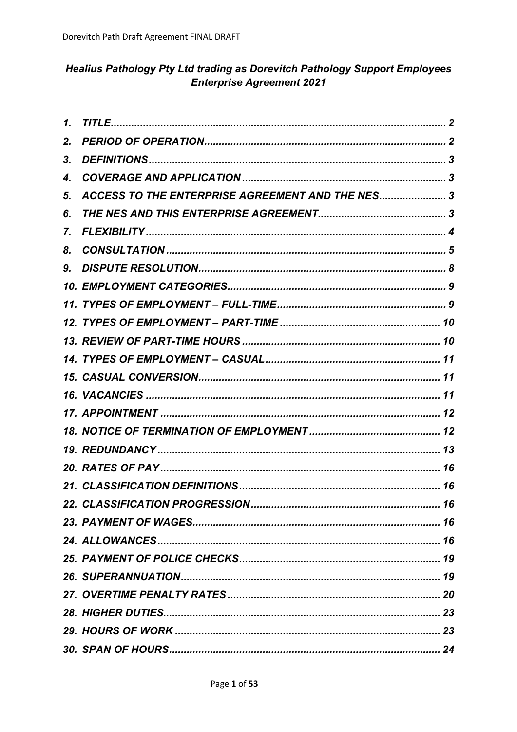# *Healius Pathology Pty Ltd trading as Dorevitch Pathology Support Employees Enterprise Agreement 2021*

| | |
|---|---|
| ***1. TITLE*** | ***2*** |
| ***2. PERIOD OF OPERATION*** | ***2*** |
| ***3. DEFINITIONS*** | ***3*** |
| ***4. COVERAGE AND APPLICATION*** | ***3*** |
| ***5. ACCESS TO THE ENTERPRISE AGREEMENT AND THE NES*** | ***3*** |
| ***6. THE NES AND THIS ENTERPRISE AGREEMENT*** | ***3*** |
| ***7. FLEXIBILITY*** | ***4*** |
| ***8. CONSULTATION*** | ***5*** |
| ***9. DISPUTE RESOLUTION*** | ***8*** |
| ***10. EMPLOYMENT CATEGORIES*** | ***9*** |
| ***11. TYPES OF EMPLOYMENT – FULL-TIME*** | ***9*** |
| ***12. TYPES OF EMPLOYMENT – PART-TIME*** | ***10*** |
| ***13. REVIEW OF PART-TIME HOURS*** | ***10*** |
| ***14. TYPES OF EMPLOYMENT – CASUAL*** | ***11*** |
| ***15. CASUAL CONVERSION*** | ***11*** |
| ***16. VACANCIES*** | ***11*** |
| ***17. APPOINTMENT*** | ***12*** |
| ***18. NOTICE OF TERMINATION OF EMPLOYMENT*** | ***12*** |
| ***19. REDUNDANCY*** | ***13*** |
| ***20. RATES OF PAY*** | ***16*** |
| ***21. CLASSIFICATION DEFINITIONS*** | ***16*** |
| ***22. CLASSIFICATION PROGRESSION*** | ***16*** |
| ***23. PAYMENT OF WAGES*** | ***16*** |
| ***24. ALLOWANCES*** | ***16*** |
| ***25. PAYMENT OF POLICE CHECKS*** | ***19*** |
| ***26. SUPERANNUATION*** | ***19*** |
| ***27. OVERTIME PENALTY RATES*** | ***20*** |
| ***28. HIGHER DUTIES*** | ***23*** |
| ***29. HOURS OF WORK*** | ***23*** |
| ***30. SPAN OF HOURS*** | ***24*** |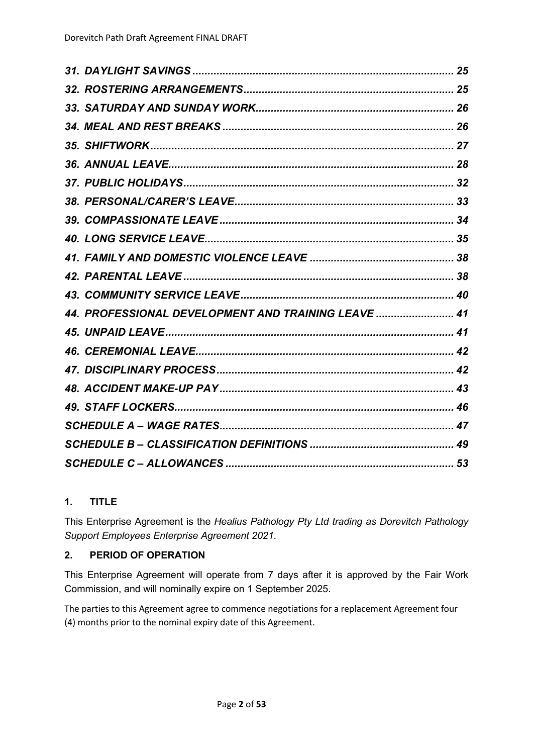*31. DAYLIGHT SAVINGS ..... 25*
*32. ROSTERING ARRANGEMENTS ..... 25*
*33. SATURDAY AND SUNDAY WORK ..... 26*
*34. MEAL AND REST BREAKS ..... 26*
*35. SHIFTWORK ..... 27*
*36. ANNUAL LEAVE ..... 28*
*37. PUBLIC HOLIDAYS ..... 32*
*38. PERSONAL/CARER'S LEAVE ..... 33*
*39. COMPASSIONATE LEAVE ..... 34*
*40. LONG SERVICE LEAVE ..... 35*
*41. FAMILY AND DOMESTIC VIOLENCE LEAVE ..... 38*
*42. PARENTAL LEAVE ..... 38*
*43. COMMUNITY SERVICE LEAVE ..... 40*
*44. PROFESSIONAL DEVELOPMENT AND TRAINING LEAVE ..... 41*
*45. UNPAID LEAVE ..... 41*
*46. CEREMONIAL LEAVE ..... 42*
*47. DISCIPLINARY PROCESS ..... 42*
*48. ACCIDENT MAKE-UP PAY ..... 43*
*49. STAFF LOCKERS ..... 46*
*SCHEDULE A – WAGE RATES ..... 47*
*SCHEDULE B – CLASSIFICATION DEFINITIONS ..... 49*
*SCHEDULE C – ALLOWANCES ..... 53*

## 1. TITLE

This Enterprise Agreement is the *Healius Pathology Pty Ltd trading as Dorevitch Pathology Support Employees Enterprise Agreement 2021*.

## 2. PERIOD OF OPERATION

This Enterprise Agreement will operate from 7 days after it is approved by the Fair Work Commission, and will nominally expire on 1 September 2025.

The parties to this Agreement agree to commence negotiations for a replacement Agreement four (4) months prior to the nominal expiry date of this Agreement.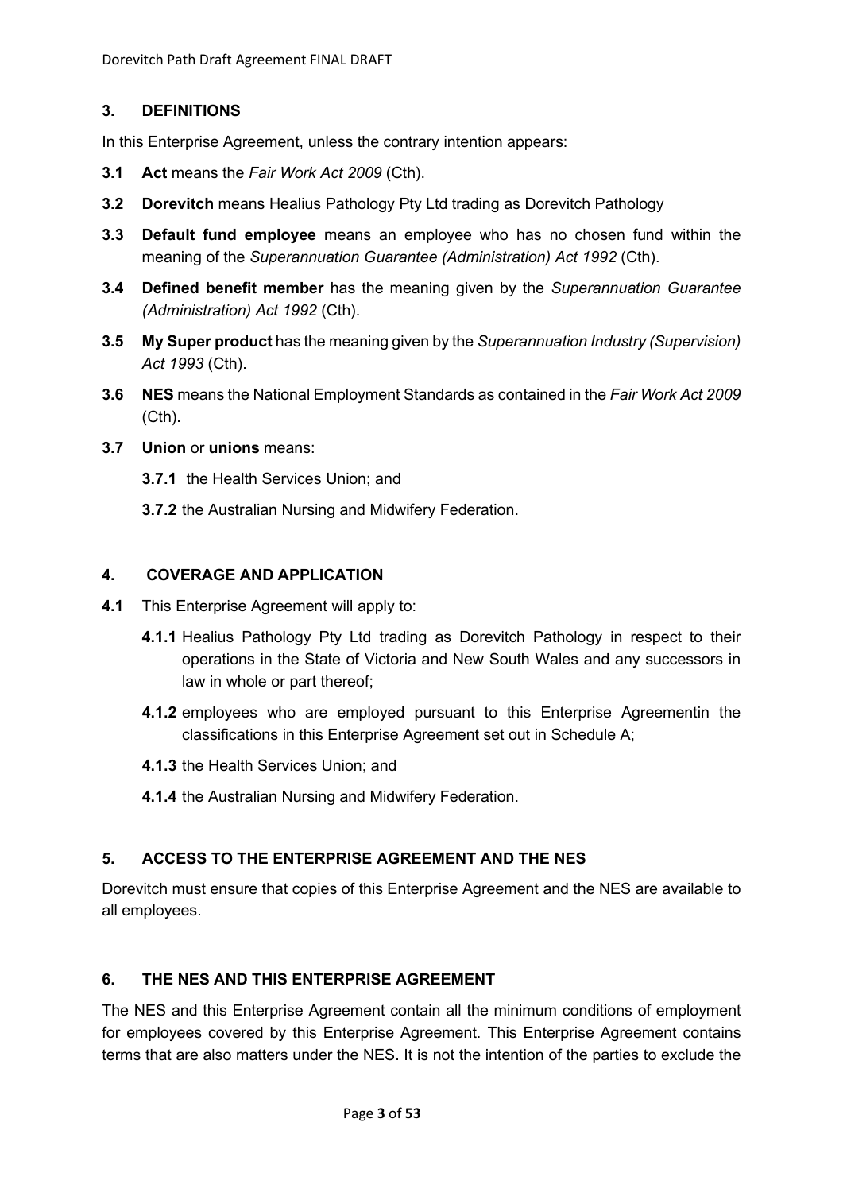## 3. DEFINITIONS

In this Enterprise Agreement, unless the contrary intention appears:

**3.1** **Act** means the *Fair Work Act 2009* (Cth).

**3.2** **Dorevitch** means Healius Pathology Pty Ltd trading as Dorevitch Pathology

**3.3** **Default fund employee** means an employee who has no chosen fund within the meaning of the *Superannuation Guarantee (Administration) Act 1992* (Cth).

**3.4** **Defined benefit member** has the meaning given by the *Superannuation Guarantee (Administration) Act 1992* (Cth).

**3.5** **My Super product** has the meaning given by the *Superannuation Industry (Supervision) Act 1993* (Cth).

**3.6** **NES** means the National Employment Standards as contained in the *Fair Work Act 2009* (Cth).

**3.7** **Union** or **unions** means:

**3.7.1** the Health Services Union; and

**3.7.2** the Australian Nursing and Midwifery Federation.

## 4. COVERAGE AND APPLICATION

**4.1** This Enterprise Agreement will apply to:

**4.1.1** Healius Pathology Pty Ltd trading as Dorevitch Pathology in respect to their operations in the State of Victoria and New South Wales and any successors in law in whole or part thereof;

**4.1.2** employees who are employed pursuant to this Enterprise Agreementin the classifications in this Enterprise Agreement set out in Schedule A;

**4.1.3** the Health Services Union; and

**4.1.4** the Australian Nursing and Midwifery Federation.

## 5. ACCESS TO THE ENTERPRISE AGREEMENT AND THE NES

Dorevitch must ensure that copies of this Enterprise Agreement and the NES are available to all employees.

## 6. THE NES AND THIS ENTERPRISE AGREEMENT

The NES and this Enterprise Agreement contain all the minimum conditions of employment for employees covered by this Enterprise Agreement. This Enterprise Agreement contains terms that are also matters under the NES. It is not the intention of the parties to exclude the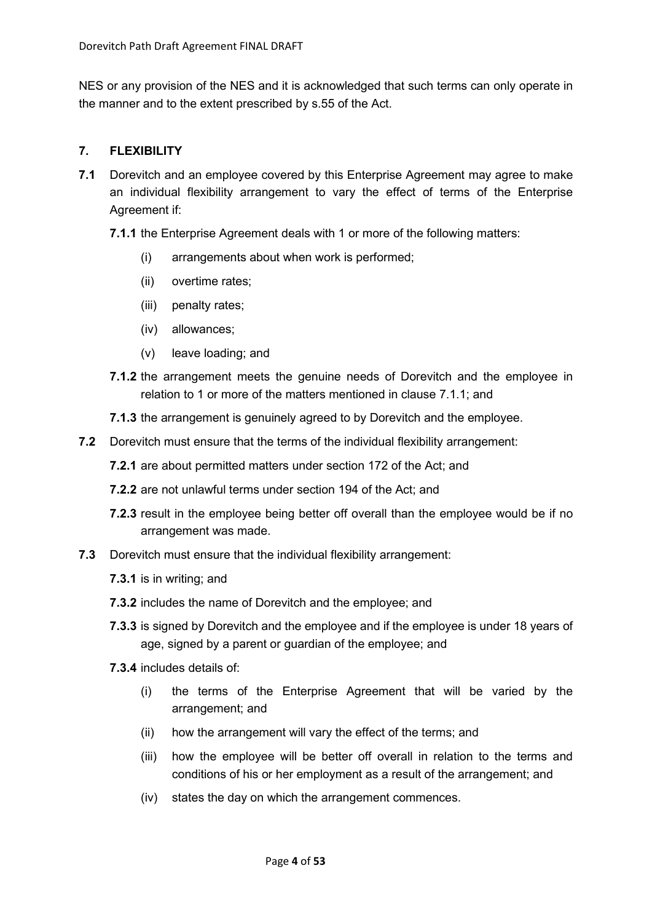NES or any provision of the NES and it is acknowledged that such terms can only operate in the manner and to the extent prescribed by s.55 of the Act.

## 7. FLEXIBILITY

**7.1** Dorevitch and an employee covered by this Enterprise Agreement may agree to make an individual flexibility arrangement to vary the effect of terms of the Enterprise Agreement if:

**7.1.1** the Enterprise Agreement deals with 1 or more of the following matters:

(i) arrangements about when work is performed;

(ii) overtime rates;

(iii) penalty rates;

(iv) allowances;

(v) leave loading; and

**7.1.2** the arrangement meets the genuine needs of Dorevitch and the employee in relation to 1 or more of the matters mentioned in clause 7.1.1; and

**7.1.3** the arrangement is genuinely agreed to by Dorevitch and the employee.

**7.2** Dorevitch must ensure that the terms of the individual flexibility arrangement:

**7.2.1** are about permitted matters under section 172 of the Act; and

**7.2.2** are not unlawful terms under section 194 of the Act; and

**7.2.3** result in the employee being better off overall than the employee would be if no arrangement was made.

**7.3** Dorevitch must ensure that the individual flexibility arrangement:

**7.3.1** is in writing; and

**7.3.2** includes the name of Dorevitch and the employee; and

**7.3.3** is signed by Dorevitch and the employee and if the employee is under 18 years of age, signed by a parent or guardian of the employee; and

**7.3.4** includes details of:

(i) the terms of the Enterprise Agreement that will be varied by the arrangement; and

(ii) how the arrangement will vary the effect of the terms; and

(iii) how the employee will be better off overall in relation to the terms and conditions of his or her employment as a result of the arrangement; and

(iv) states the day on which the arrangement commences.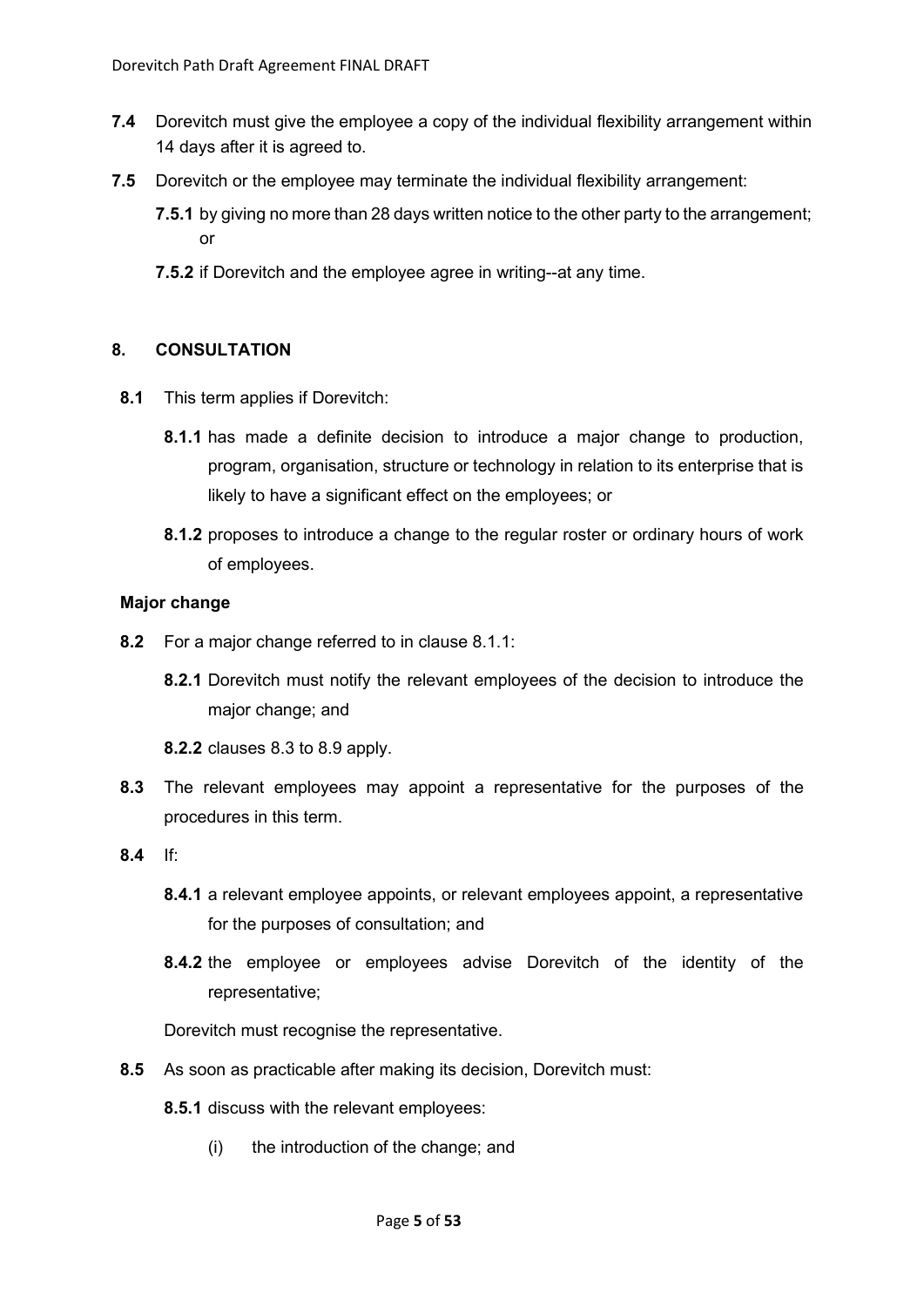**7.4** Dorevitch must give the employee a copy of the individual flexibility arrangement within 14 days after it is agreed to.

**7.5** Dorevitch or the employee may terminate the individual flexibility arrangement:

**7.5.1** by giving no more than 28 days written notice to the other party to the arrangement; or

**7.5.2** if Dorevitch and the employee agree in writing--at any time.

## 8. CONSULTATION

**8.1** This term applies if Dorevitch:

**8.1.1** has made a definite decision to introduce a major change to production, program, organisation, structure or technology in relation to its enterprise that is likely to have a significant effect on the employees; or

**8.1.2** proposes to introduce a change to the regular roster or ordinary hours of work of employees.

**Major change**

**8.2** For a major change referred to in clause 8.1.1:

**8.2.1** Dorevitch must notify the relevant employees of the decision to introduce the major change; and

**8.2.2** clauses 8.3 to 8.9 apply.

**8.3** The relevant employees may appoint a representative for the purposes of the procedures in this term.

**8.4** If:

**8.4.1** a relevant employee appoints, or relevant employees appoint, a representative for the purposes of consultation; and

**8.4.2** the employee or employees advise Dorevitch of the identity of the representative;

Dorevitch must recognise the representative.

**8.5** As soon as practicable after making its decision, Dorevitch must:

**8.5.1** discuss with the relevant employees:

(i) the introduction of the change; and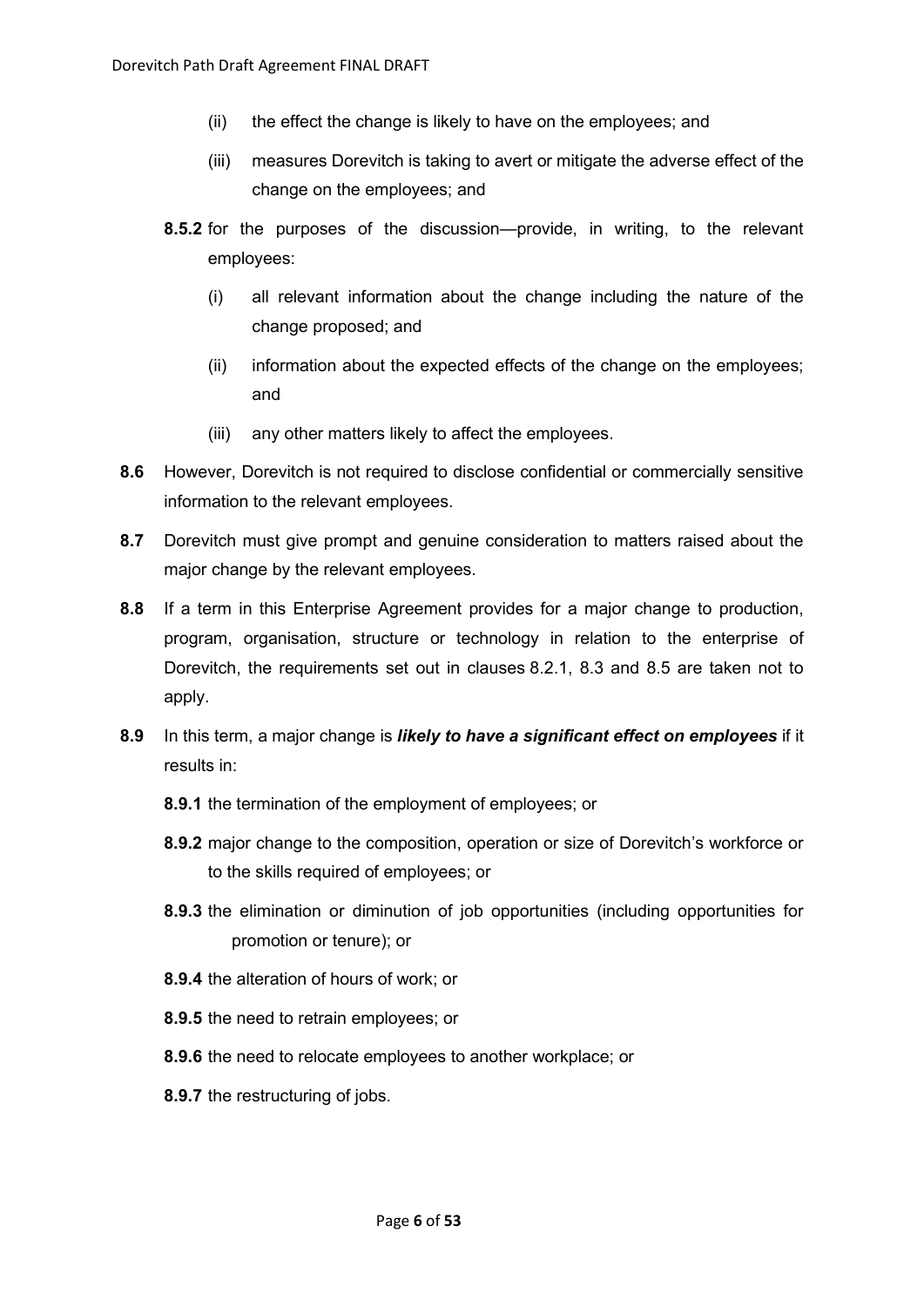(ii) the effect the change is likely to have on the employees; and

(iii) measures Dorevitch is taking to avert or mitigate the adverse effect of the change on the employees; and

**8.5.2** for the purposes of the discussion—provide, in writing, to the relevant employees:

(i) all relevant information about the change including the nature of the change proposed; and

(ii) information about the expected effects of the change on the employees; and

(iii) any other matters likely to affect the employees.

**8.6** However, Dorevitch is not required to disclose confidential or commercially sensitive information to the relevant employees.

**8.7** Dorevitch must give prompt and genuine consideration to matters raised about the major change by the relevant employees.

**8.8** If a term in this Enterprise Agreement provides for a major change to production, program, organisation, structure or technology in relation to the enterprise of Dorevitch, the requirements set out in clauses 8.2.1, 8.3 and 8.5 are taken not to apply.

**8.9** In this term, a major change is ***likely to have a significant effect on employees*** if it results in:

**8.9.1** the termination of the employment of employees; or

**8.9.2** major change to the composition, operation or size of Dorevitch's workforce or to the skills required of employees; or

**8.9.3** the elimination or diminution of job opportunities (including opportunities for promotion or tenure); or

**8.9.4** the alteration of hours of work; or

**8.9.5** the need to retrain employees; or

**8.9.6** the need to relocate employees to another workplace; or

**8.9.7** the restructuring of jobs.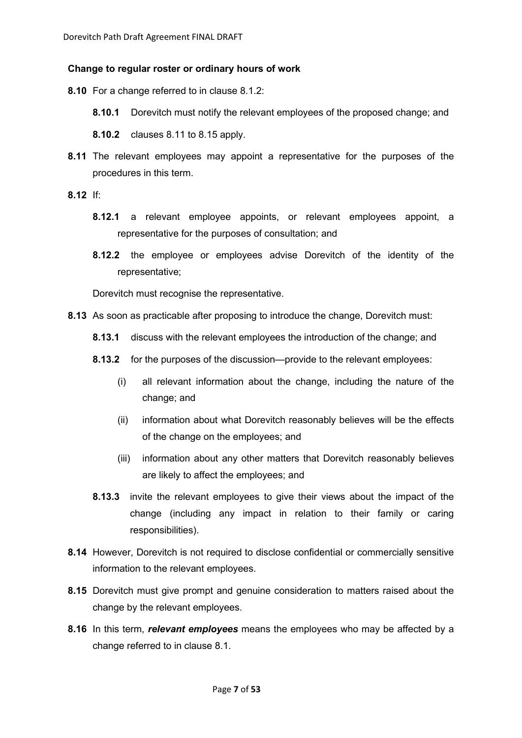**Change to regular roster or ordinary hours of work**

**8.10** For a change referred to in clause 8.1.2:

**8.10.1** Dorevitch must notify the relevant employees of the proposed change; and

**8.10.2** clauses 8.11 to 8.15 apply.

**8.11** The relevant employees may appoint a representative for the purposes of the procedures in this term.

**8.12** If:

**8.12.1** a relevant employee appoints, or relevant employees appoint, a representative for the purposes of consultation; and

**8.12.2** the employee or employees advise Dorevitch of the identity of the representative;

Dorevitch must recognise the representative.

**8.13** As soon as practicable after proposing to introduce the change, Dorevitch must:

**8.13.1** discuss with the relevant employees the introduction of the change; and

**8.13.2** for the purposes of the discussion—provide to the relevant employees:

(i) all relevant information about the change, including the nature of the change; and

(ii) information about what Dorevitch reasonably believes will be the effects of the change on the employees; and

(iii) information about any other matters that Dorevitch reasonably believes are likely to affect the employees; and

**8.13.3** invite the relevant employees to give their views about the impact of the change (including any impact in relation to their family or caring responsibilities).

**8.14** However, Dorevitch is not required to disclose confidential or commercially sensitive information to the relevant employees.

**8.15** Dorevitch must give prompt and genuine consideration to matters raised about the change by the relevant employees.

**8.16** In this term, ***relevant employees*** means the employees who may be affected by a change referred to in clause 8.1.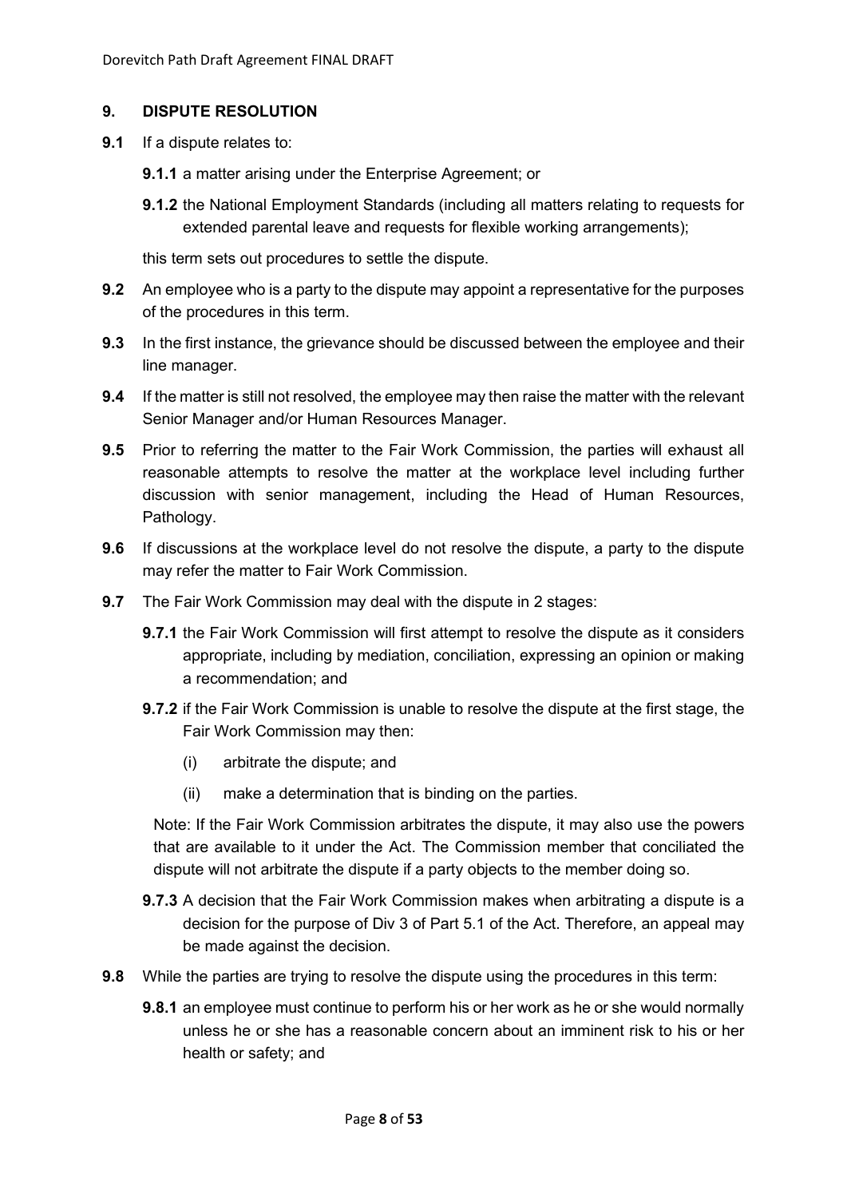## 9. DISPUTE RESOLUTION

**9.1** If a dispute relates to:

**9.1.1** a matter arising under the Enterprise Agreement; or

**9.1.2** the National Employment Standards (including all matters relating to requests for extended parental leave and requests for flexible working arrangements);

this term sets out procedures to settle the dispute.

**9.2** An employee who is a party to the dispute may appoint a representative for the purposes of the procedures in this term.

**9.3** In the first instance, the grievance should be discussed between the employee and their line manager.

**9.4** If the matter is still not resolved, the employee may then raise the matter with the relevant Senior Manager and/or Human Resources Manager.

**9.5** Prior to referring the matter to the Fair Work Commission, the parties will exhaust all reasonable attempts to resolve the matter at the workplace level including further discussion with senior management, including the Head of Human Resources, Pathology.

**9.6** If discussions at the workplace level do not resolve the dispute, a party to the dispute may refer the matter to Fair Work Commission.

**9.7** The Fair Work Commission may deal with the dispute in 2 stages:

**9.7.1** the Fair Work Commission will first attempt to resolve the dispute as it considers appropriate, including by mediation, conciliation, expressing an opinion or making a recommendation; and

**9.7.2** if the Fair Work Commission is unable to resolve the dispute at the first stage, the Fair Work Commission may then:

(i) arbitrate the dispute; and

(ii) make a determination that is binding on the parties.

Note: If the Fair Work Commission arbitrates the dispute, it may also use the powers that are available to it under the Act. The Commission member that conciliated the dispute will not arbitrate the dispute if a party objects to the member doing so.

**9.7.3** A decision that the Fair Work Commission makes when arbitrating a dispute is a decision for the purpose of Div 3 of Part 5.1 of the Act. Therefore, an appeal may be made against the decision.

**9.8** While the parties are trying to resolve the dispute using the procedures in this term:

**9.8.1** an employee must continue to perform his or her work as he or she would normally unless he or she has a reasonable concern about an imminent risk to his or her health or safety; and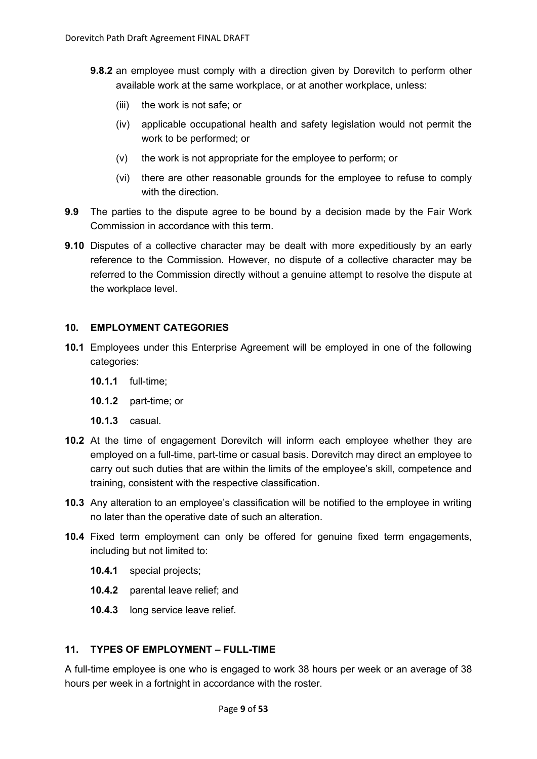**9.8.2** an employee must comply with a direction given by Dorevitch to perform other available work at the same workplace, or at another workplace, unless:

(iii) the work is not safe; or

(iv) applicable occupational health and safety legislation would not permit the work to be performed; or

(v) the work is not appropriate for the employee to perform; or

(vi) there are other reasonable grounds for the employee to refuse to comply with the direction.

**9.9** The parties to the dispute agree to be bound by a decision made by the Fair Work Commission in accordance with this term.

**9.10** Disputes of a collective character may be dealt with more expeditiously by an early reference to the Commission. However, no dispute of a collective character may be referred to the Commission directly without a genuine attempt to resolve the dispute at the workplace level.

## 10. EMPLOYMENT CATEGORIES

**10.1** Employees under this Enterprise Agreement will be employed in one of the following categories:

**10.1.1** full-time;

**10.1.2** part-time; or

**10.1.3** casual.

**10.2** At the time of engagement Dorevitch will inform each employee whether they are employed on a full-time, part-time or casual basis. Dorevitch may direct an employee to carry out such duties that are within the limits of the employee's skill, competence and training, consistent with the respective classification.

**10.3** Any alteration to an employee's classification will be notified to the employee in writing no later than the operative date of such an alteration.

**10.4** Fixed term employment can only be offered for genuine fixed term engagements, including but not limited to:

**10.4.1** special projects;

**10.4.2** parental leave relief; and

**10.4.3** long service leave relief.

## 11. TYPES OF EMPLOYMENT – FULL-TIME

A full-time employee is one who is engaged to work 38 hours per week or an average of 38 hours per week in a fortnight in accordance with the roster.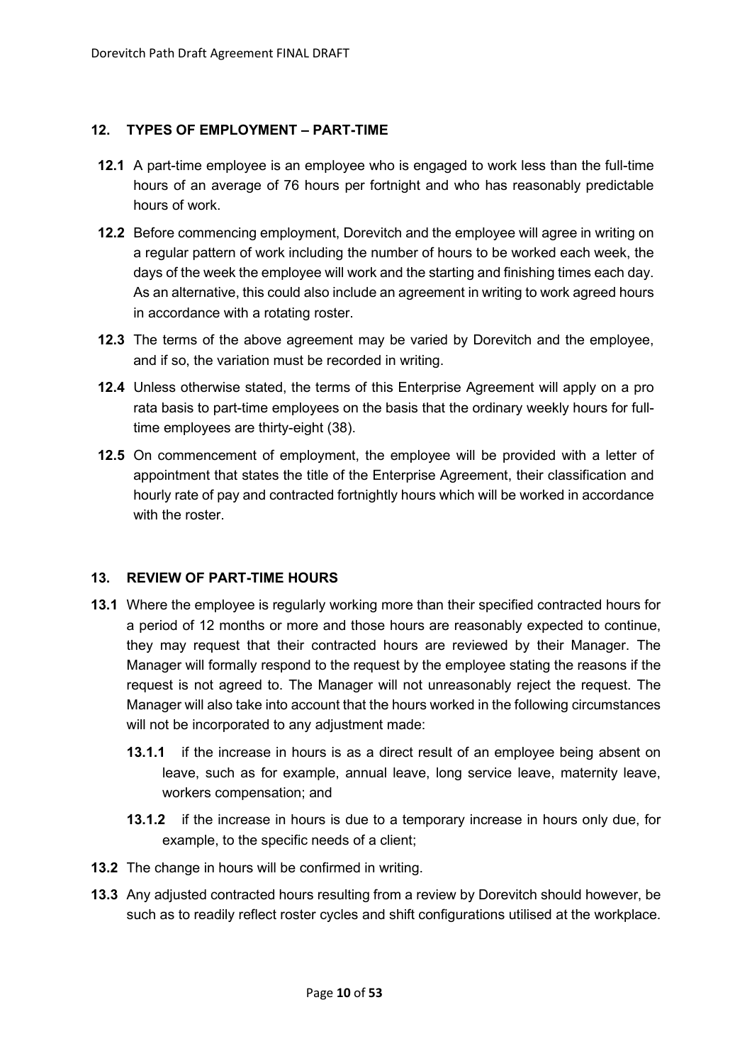## 12. TYPES OF EMPLOYMENT – PART-TIME

**12.1** A part-time employee is an employee who is engaged to work less than the full-time hours of an average of 76 hours per fortnight and who has reasonably predictable hours of work.

**12.2** Before commencing employment, Dorevitch and the employee will agree in writing on a regular pattern of work including the number of hours to be worked each week, the days of the week the employee will work and the starting and finishing times each day. As an alternative, this could also include an agreement in writing to work agreed hours in accordance with a rotating roster.

**12.3** The terms of the above agreement may be varied by Dorevitch and the employee, and if so, the variation must be recorded in writing.

**12.4** Unless otherwise stated, the terms of this Enterprise Agreement will apply on a pro rata basis to part-time employees on the basis that the ordinary weekly hours for full-time employees are thirty-eight (38).

**12.5** On commencement of employment, the employee will be provided with a letter of appointment that states the title of the Enterprise Agreement, their classification and hourly rate of pay and contracted fortnightly hours which will be worked in accordance with the roster.

## 13. REVIEW OF PART-TIME HOURS

**13.1** Where the employee is regularly working more than their specified contracted hours for a period of 12 months or more and those hours are reasonably expected to continue, they may request that their contracted hours are reviewed by their Manager. The Manager will formally respond to the request by the employee stating the reasons if the request is not agreed to. The Manager will not unreasonably reject the request. The Manager will also take into account that the hours worked in the following circumstances will not be incorporated to any adjustment made:

**13.1.1** if the increase in hours is as a direct result of an employee being absent on leave, such as for example, annual leave, long service leave, maternity leave, workers compensation; and

**13.1.2** if the increase in hours is due to a temporary increase in hours only due, for example, to the specific needs of a client;

**13.2** The change in hours will be confirmed in writing.

**13.3** Any adjusted contracted hours resulting from a review by Dorevitch should however, be such as to readily reflect roster cycles and shift configurations utilised at the workplace.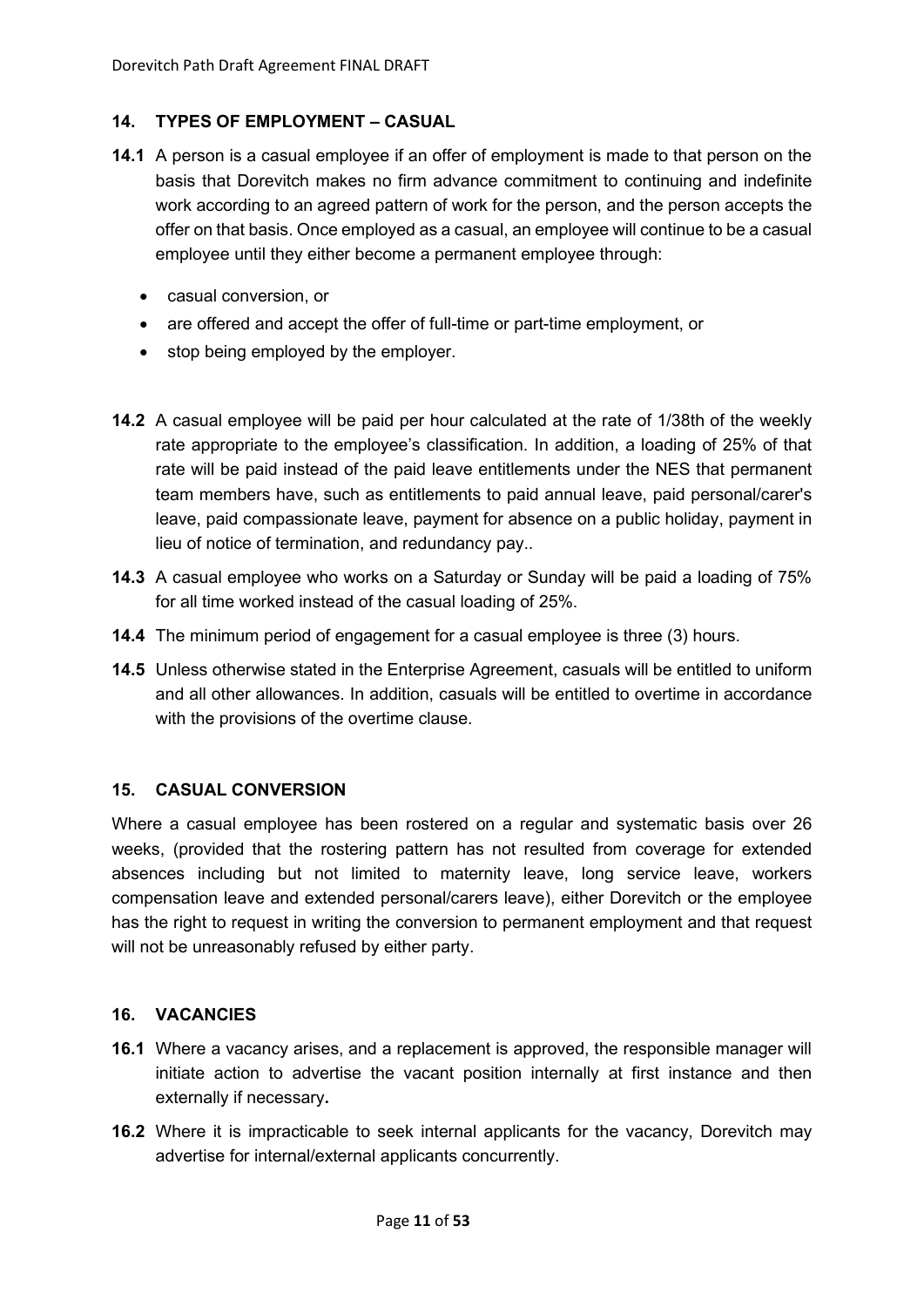## 14. TYPES OF EMPLOYMENT – CASUAL

**14.1** A person is a casual employee if an offer of employment is made to that person on the basis that Dorevitch makes no firm advance commitment to continuing and indefinite work according to an agreed pattern of work for the person, and the person accepts the offer on that basis. Once employed as a casual, an employee will continue to be a casual employee until they either become a permanent employee through:

- casual conversion, or
- are offered and accept the offer of full-time or part-time employment, or
- stop being employed by the employer.

**14.2** A casual employee will be paid per hour calculated at the rate of 1/38th of the weekly rate appropriate to the employee's classification. In addition, a loading of 25% of that rate will be paid instead of the paid leave entitlements under the NES that permanent team members have, such as entitlements to paid annual leave, paid personal/carer's leave, paid compassionate leave, payment for absence on a public holiday, payment in lieu of notice of termination, and redundancy pay..

**14.3** A casual employee who works on a Saturday or Sunday will be paid a loading of 75% for all time worked instead of the casual loading of 25%.

**14.4** The minimum period of engagement for a casual employee is three (3) hours.

**14.5** Unless otherwise stated in the Enterprise Agreement, casuals will be entitled to uniform and all other allowances. In addition, casuals will be entitled to overtime in accordance with the provisions of the overtime clause.

## 15. CASUAL CONVERSION

Where a casual employee has been rostered on a regular and systematic basis over 26 weeks, (provided that the rostering pattern has not resulted from coverage for extended absences including but not limited to maternity leave, long service leave, workers compensation leave and extended personal/carers leave), either Dorevitch or the employee has the right to request in writing the conversion to permanent employment and that request will not be unreasonably refused by either party.

## 16. VACANCIES

**16.1** Where a vacancy arises, and a replacement is approved, the responsible manager will initiate action to advertise the vacant position internally at first instance and then externally if necessary**.**

**16.2** Where it is impracticable to seek internal applicants for the vacancy, Dorevitch may advertise for internal/external applicants concurrently.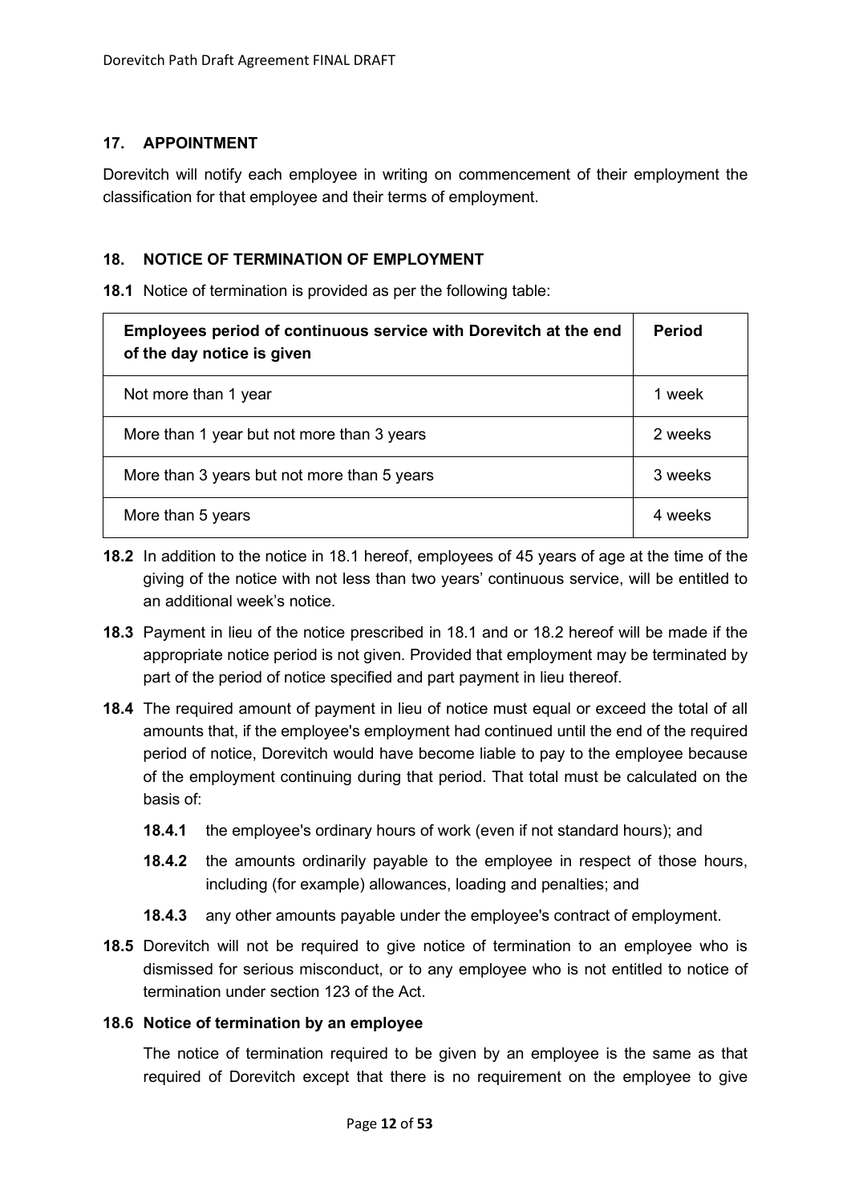## 17. APPOINTMENT

Dorevitch will notify each employee in writing on commencement of their employment the classification for that employee and their terms of employment.

## 18. NOTICE OF TERMINATION OF EMPLOYMENT

**18.1** Notice of termination is provided as per the following table:

| Employees period of continuous service with Dorevitch at the end of the day notice is given | Period |
|---|---|
| Not more than 1 year | 1 week |
| More than 1 year but not more than 3 years | 2 weeks |
| More than 3 years but not more than 5 years | 3 weeks |
| More than 5 years | 4 weeks |

**18.2** In addition to the notice in 18.1 hereof, employees of 45 years of age at the time of the giving of the notice with not less than two years' continuous service, will be entitled to an additional week's notice.

**18.3** Payment in lieu of the notice prescribed in 18.1 and or 18.2 hereof will be made if the appropriate notice period is not given. Provided that employment may be terminated by part of the period of notice specified and part payment in lieu thereof.

**18.4** The required amount of payment in lieu of notice must equal or exceed the total of all amounts that, if the employee's employment had continued until the end of the required period of notice, Dorevitch would have become liable to pay to the employee because of the employment continuing during that period. That total must be calculated on the basis of:

- **18.4.1** the employee's ordinary hours of work (even if not standard hours); and
- **18.4.2** the amounts ordinarily payable to the employee in respect of those hours, including (for example) allowances, loading and penalties; and
- **18.4.3** any other amounts payable under the employee's contract of employment.

**18.5** Dorevitch will not be required to give notice of termination to an employee who is dismissed for serious misconduct, or to any employee who is not entitled to notice of termination under section 123 of the Act.

**18.6 Notice of termination by an employee**

The notice of termination required to be given by an employee is the same as that required of Dorevitch except that there is no requirement on the employee to give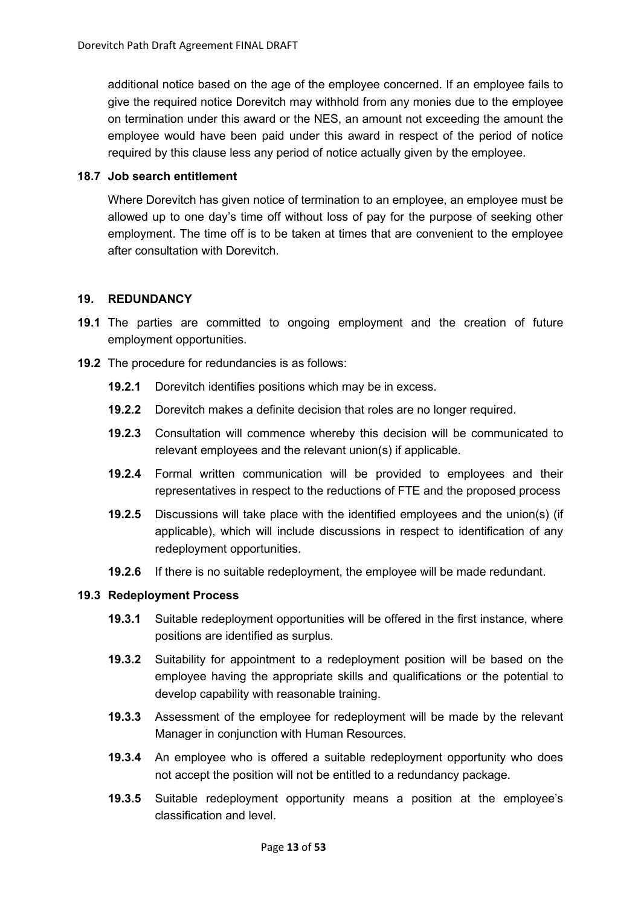additional notice based on the age of the employee concerned. If an employee fails to give the required notice Dorevitch may withhold from any monies due to the employee on termination under this award or the NES, an amount not exceeding the amount the employee would have been paid under this award in respect of the period of notice required by this clause less any period of notice actually given by the employee.

### 18.7 Job search entitlement

Where Dorevitch has given notice of termination to an employee, an employee must be allowed up to one day's time off without loss of pay for the purpose of seeking other employment. The time off is to be taken at times that are convenient to the employee after consultation with Dorevitch.

## 19. REDUNDANCY

**19.1** The parties are committed to ongoing employment and the creation of future employment opportunities.

**19.2** The procedure for redundancies is as follows:

**19.2.1** Dorevitch identifies positions which may be in excess.

**19.2.2** Dorevitch makes a definite decision that roles are no longer required.

**19.2.3** Consultation will commence whereby this decision will be communicated to relevant employees and the relevant union(s) if applicable.

**19.2.4** Formal written communication will be provided to employees and their representatives in respect to the reductions of FTE and the proposed process

**19.2.5** Discussions will take place with the identified employees and the union(s) (if applicable), which will include discussions in respect to identification of any redeployment opportunities.

**19.2.6** If there is no suitable redeployment, the employee will be made redundant.

### 19.3 Redeployment Process

**19.3.1** Suitable redeployment opportunities will be offered in the first instance, where positions are identified as surplus.

**19.3.2** Suitability for appointment to a redeployment position will be based on the employee having the appropriate skills and qualifications or the potential to develop capability with reasonable training.

**19.3.3** Assessment of the employee for redeployment will be made by the relevant Manager in conjunction with Human Resources.

**19.3.4** An employee who is offered a suitable redeployment opportunity who does not accept the position will not be entitled to a redundancy package.

**19.3.5** Suitable redeployment opportunity means a position at the employee's classification and level.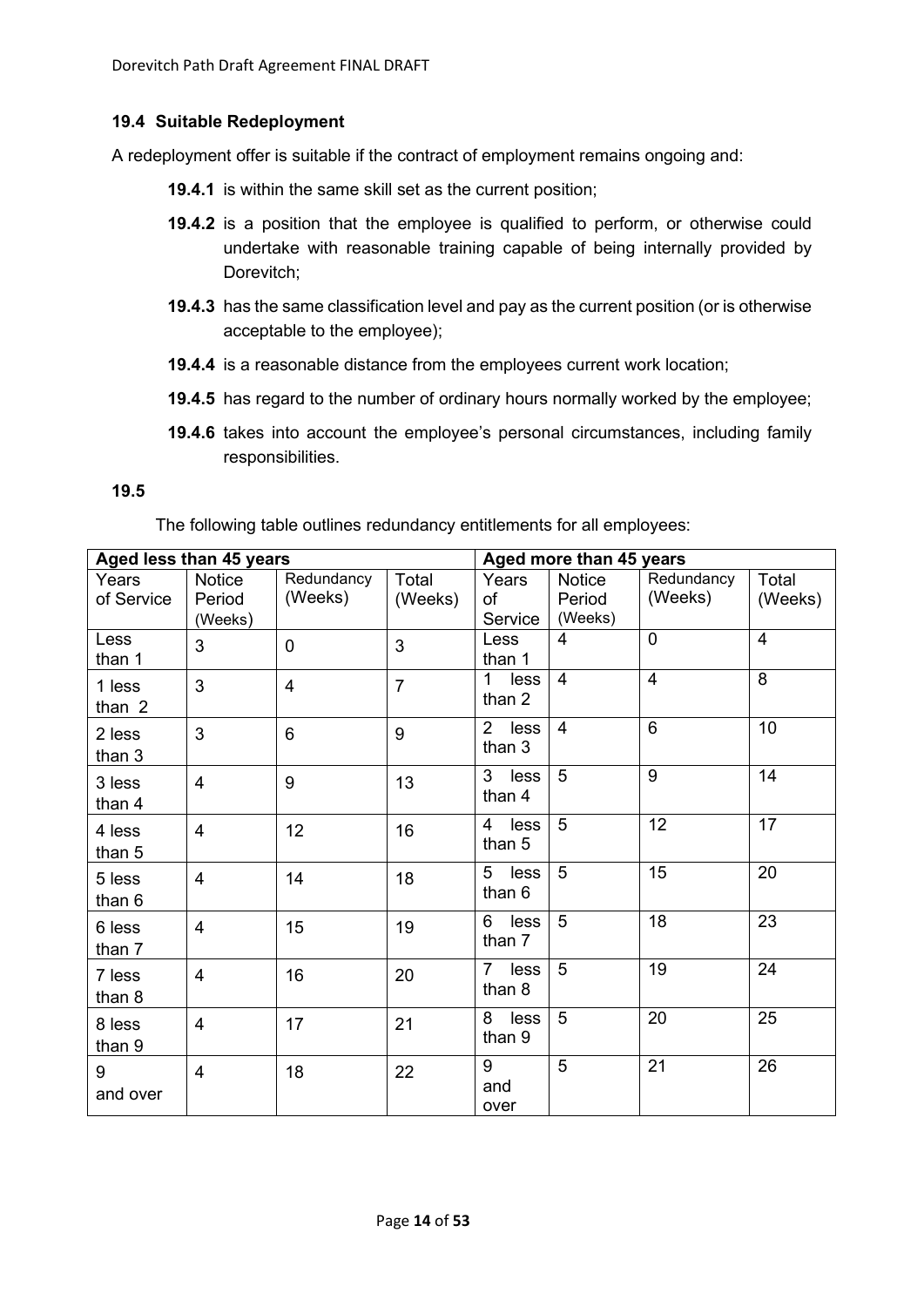### 19.4 Suitable Redeployment

A redeployment offer is suitable if the contract of employment remains ongoing and:

**19.4.1** is within the same skill set as the current position;

**19.4.2** is a position that the employee is qualified to perform, or otherwise could undertake with reasonable training capable of being internally provided by Dorevitch;

**19.4.3** has the same classification level and pay as the current position (or is otherwise acceptable to the employee);

**19.4.4** is a reasonable distance from the employees current work location;

**19.4.5** has regard to the number of ordinary hours normally worked by the employee;

**19.4.6** takes into account the employee's personal circumstances, including family responsibilities.

**19.5**

The following table outlines redundancy entitlements for all employees:

| **Aged less than 45 years** | | | | **Aged more than 45 years** | | | |
|---|---|---|---|---|---|---|---|
| Years of Service | Notice Period (Weeks) | Redundancy (Weeks) | Total (Weeks) | Years of Service | Notice Period (Weeks) | Redundancy (Weeks) | Total (Weeks) |
| Less than 1 | 3 | 0 | 3 | Less than 1 | 4 | 0 | 4 |
| 1 less than 2 | 3 | 4 | 7 | 1 less than 2 | 4 | 4 | 8 |
| 2 less than 3 | 3 | 6 | 9 | 2 less than 3 | 4 | 6 | 10 |
| 3 less than 4 | 4 | 9 | 13 | 3 less than 4 | 5 | 9 | 14 |
| 4 less than 5 | 4 | 12 | 16 | 4 less than 5 | 5 | 12 | 17 |
| 5 less than 6 | 4 | 14 | 18 | 5 less than 6 | 5 | 15 | 20 |
| 6 less than 7 | 4 | 15 | 19 | 6 less than 7 | 5 | 18 | 23 |
| 7 less than 8 | 4 | 16 | 20 | 7 less than 8 | 5 | 19 | 24 |
| 8 less than 9 | 4 | 17 | 21 | 8 less than 9 | 5 | 20 | 25 |
| 9 and over | 4 | 18 | 22 | 9 and over | 5 | 21 | 26 |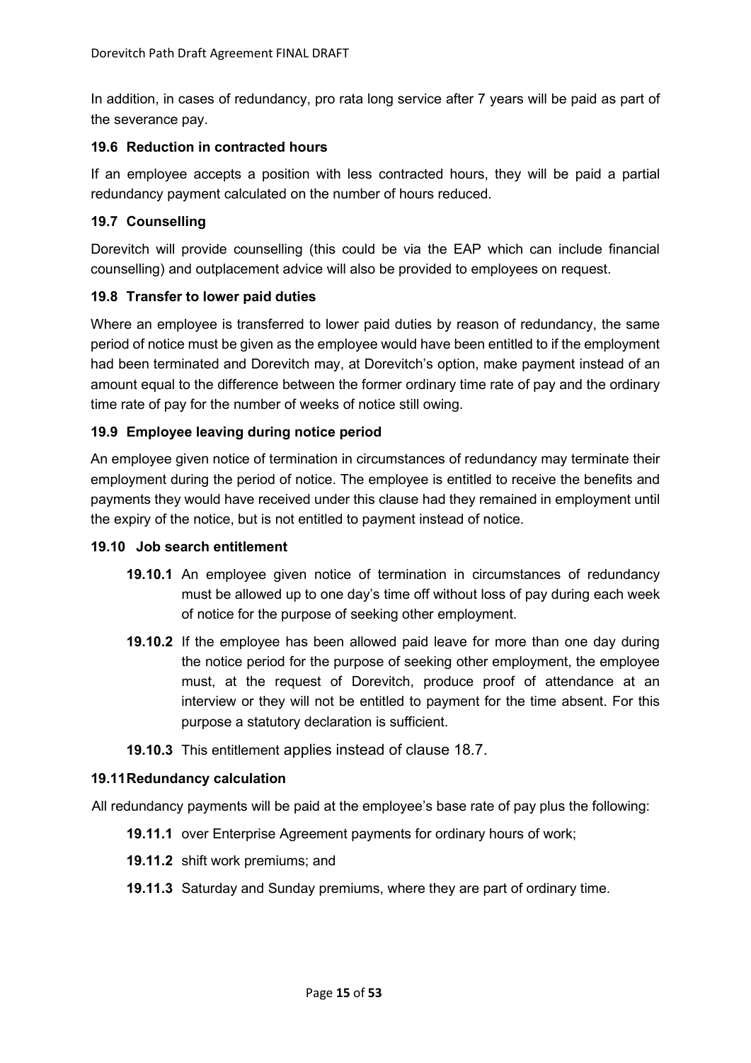In addition, in cases of redundancy, pro rata long service after 7 years will be paid as part of the severance pay.

### 19.6 Reduction in contracted hours

If an employee accepts a position with less contracted hours, they will be paid a partial redundancy payment calculated on the number of hours reduced.

### 19.7 Counselling

Dorevitch will provide counselling (this could be via the EAP which can include financial counselling) and outplacement advice will also be provided to employees on request.

### 19.8 Transfer to lower paid duties

Where an employee is transferred to lower paid duties by reason of redundancy, the same period of notice must be given as the employee would have been entitled to if the employment had been terminated and Dorevitch may, at Dorevitch's option, make payment instead of an amount equal to the difference between the former ordinary time rate of pay and the ordinary time rate of pay for the number of weeks of notice still owing.

### 19.9 Employee leaving during notice period

An employee given notice of termination in circumstances of redundancy may terminate their employment during the period of notice. The employee is entitled to receive the benefits and payments they would have received under this clause had they remained in employment until the expiry of the notice, but is not entitled to payment instead of notice.

### 19.10 Job search entitlement

- **19.10.1** An employee given notice of termination in circumstances of redundancy must be allowed up to one day's time off without loss of pay during each week of notice for the purpose of seeking other employment.
- **19.10.2** If the employee has been allowed paid leave for more than one day during the notice period for the purpose of seeking other employment, the employee must, at the request of Dorevitch, produce proof of attendance at an interview or they will not be entitled to payment for the time absent. For this purpose a statutory declaration is sufficient.
- **19.10.3** This entitlement applies instead of clause 18.7.

### 19.11 Redundancy calculation

All redundancy payments will be paid at the employee's base rate of pay plus the following:

- **19.11.1** over Enterprise Agreement payments for ordinary hours of work;
- **19.11.2** shift work premiums; and
- **19.11.3** Saturday and Sunday premiums, where they are part of ordinary time.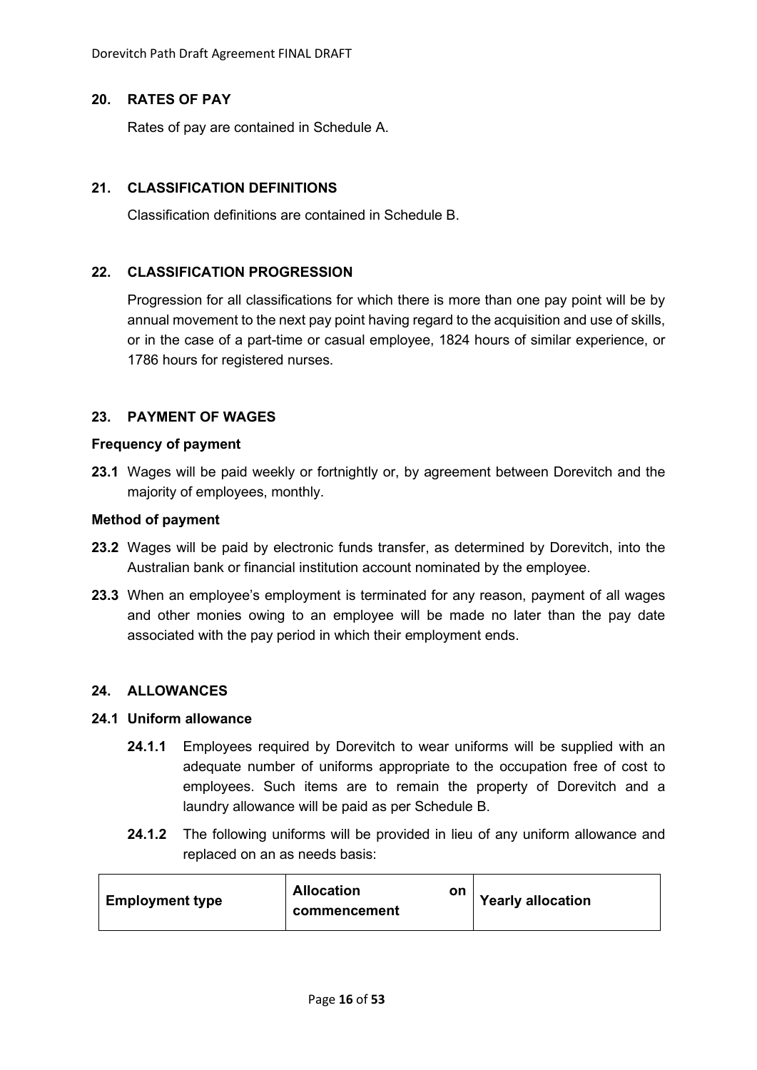## 20. RATES OF PAY

Rates of pay are contained in Schedule A.

## 21. CLASSIFICATION DEFINITIONS

Classification definitions are contained in Schedule B.

## 22. CLASSIFICATION PROGRESSION

Progression for all classifications for which there is more than one pay point will be by annual movement to the next pay point having regard to the acquisition and use of skills, or in the case of a part-time or casual employee, 1824 hours of similar experience, or 1786 hours for registered nurses.

## 23. PAYMENT OF WAGES

### Frequency of payment

**23.1** Wages will be paid weekly or fortnightly or, by agreement between Dorevitch and the majority of employees, monthly.

### Method of payment

**23.2** Wages will be paid by electronic funds transfer, as determined by Dorevitch, into the Australian bank or financial institution account nominated by the employee.

**23.3** When an employee's employment is terminated for any reason, payment of all wages and other monies owing to an employee will be made no later than the pay date associated with the pay period in which their employment ends.

## 24. ALLOWANCES

### 24.1 Uniform allowance

**24.1.1** Employees required by Dorevitch to wear uniforms will be supplied with an adequate number of uniforms appropriate to the occupation free of cost to employees. Such items are to remain the property of Dorevitch and a laundry allowance will be paid as per Schedule B.

**24.1.2** The following uniforms will be provided in lieu of any uniform allowance and replaced on an as needs basis:

| Employment type | Allocation on commencement | Yearly allocation |
|---|---|---|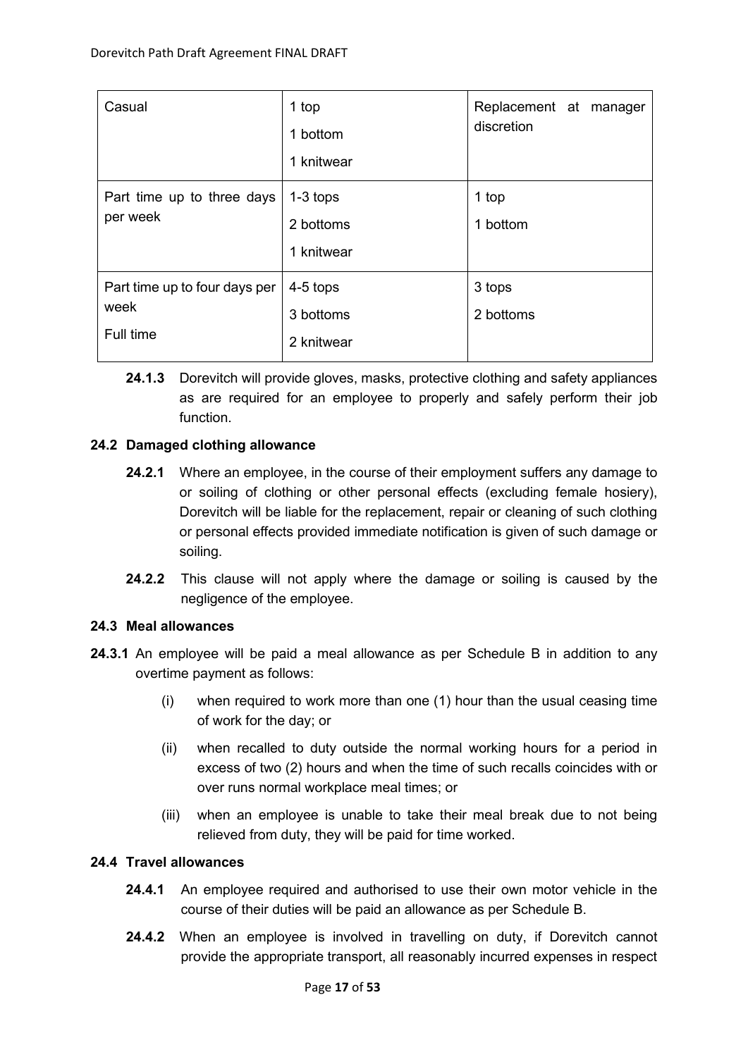| Casual | 1 top<br>1 bottom<br>1 knitwear | Replacement at manager discretion |
|---|---|---|
| Part time up to three days per week | 1-3 tops<br>2 bottoms<br>1 knitwear | 1 top<br>1 bottom |
| Part time up to four days per week<br>Full time | 4-5 tops<br>3 bottoms<br>2 knitwear | 3 tops<br>2 bottoms |

**24.1.3** Dorevitch will provide gloves, masks, protective clothing and safety appliances as are required for an employee to properly and safely perform their job function.

### 24.2 Damaged clothing allowance

**24.2.1** Where an employee, in the course of their employment suffers any damage to or soiling of clothing or other personal effects (excluding female hosiery), Dorevitch will be liable for the replacement, repair or cleaning of such clothing or personal effects provided immediate notification is given of such damage or soiling.

**24.2.2** This clause will not apply where the damage or soiling is caused by the negligence of the employee.

### 24.3 Meal allowances

**24.3.1** An employee will be paid a meal allowance as per Schedule B in addition to any overtime payment as follows:

(i) when required to work more than one (1) hour than the usual ceasing time of work for the day; or

(ii) when recalled to duty outside the normal working hours for a period in excess of two (2) hours and when the time of such recalls coincides with or over runs normal workplace meal times; or

(iii) when an employee is unable to take their meal break due to not being relieved from duty, they will be paid for time worked.

### 24.4 Travel allowances

**24.4.1** An employee required and authorised to use their own motor vehicle in the course of their duties will be paid an allowance as per Schedule B.

**24.4.2** When an employee is involved in travelling on duty, if Dorevitch cannot provide the appropriate transport, all reasonably incurred expenses in respect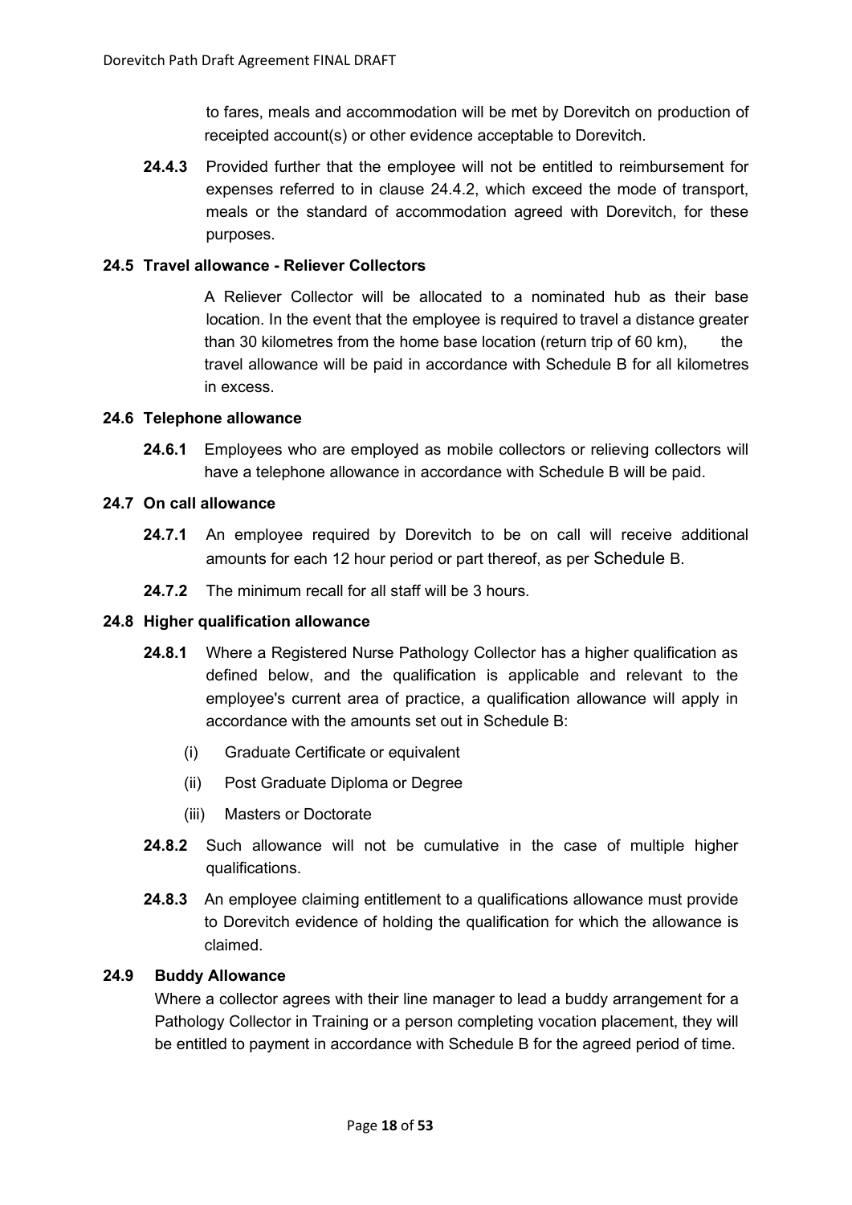to fares, meals and accommodation will be met by Dorevitch on production of receipted account(s) or other evidence acceptable to Dorevitch.

**24.4.3** Provided further that the employee will not be entitled to reimbursement for expenses referred to in clause 24.4.2, which exceed the mode of transport, meals or the standard of accommodation agreed with Dorevitch, for these purposes.

### 24.5 Travel allowance - Reliever Collectors

A Reliever Collector will be allocated to a nominated hub as their base location. In the event that the employee is required to travel a distance greater than 30 kilometres from the home base location (return trip of 60 km), the travel allowance will be paid in accordance with Schedule B for all kilometres in excess.

### 24.6 Telephone allowance

**24.6.1** Employees who are employed as mobile collectors or relieving collectors will have a telephone allowance in accordance with Schedule B will be paid.

### 24.7 On call allowance

**24.7.1** An employee required by Dorevitch to be on call will receive additional amounts for each 12 hour period or part thereof, as per Schedule B.

**24.7.2** The minimum recall for all staff will be 3 hours.

### 24.8 Higher qualification allowance

**24.8.1** Where a Registered Nurse Pathology Collector has a higher qualification as defined below, and the qualification is applicable and relevant to the employee's current area of practice, a qualification allowance will apply in accordance with the amounts set out in Schedule B:

- (i) Graduate Certificate or equivalent
- (ii) Post Graduate Diploma or Degree
- (iii) Masters or Doctorate

**24.8.2** Such allowance will not be cumulative in the case of multiple higher qualifications.

**24.8.3** An employee claiming entitlement to a qualifications allowance must provide to Dorevitch evidence of holding the qualification for which the allowance is claimed.

### 24.9 Buddy Allowance

Where a collector agrees with their line manager to lead a buddy arrangement for a Pathology Collector in Training or a person completing vocation placement, they will be entitled to payment in accordance with Schedule B for the agreed period of time.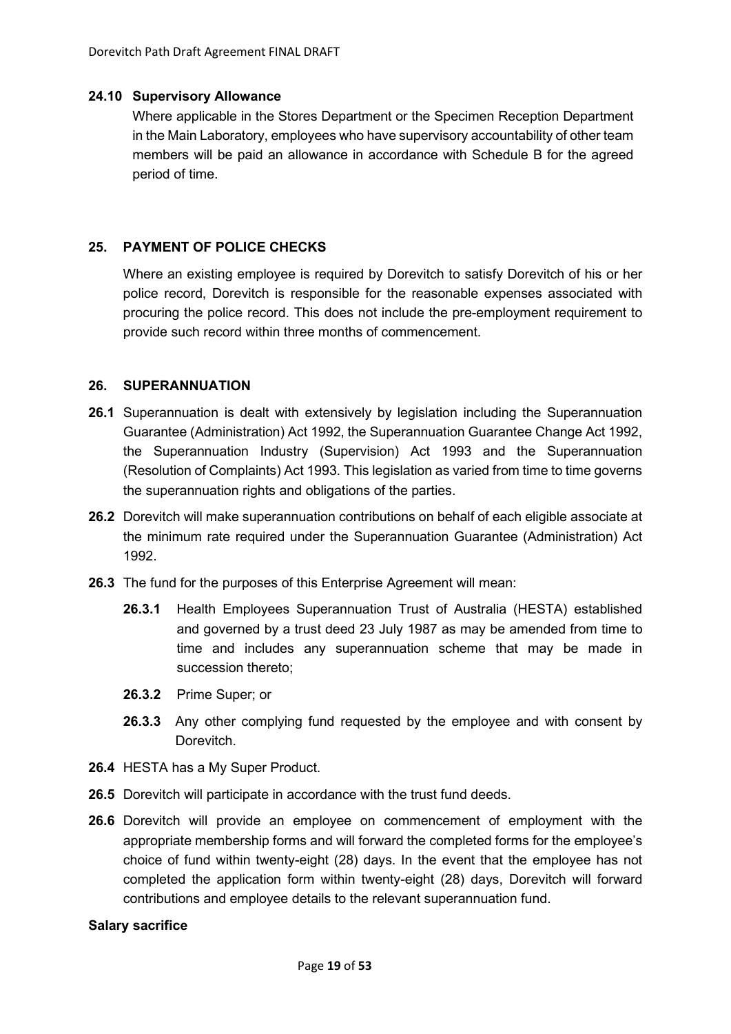### 24.10 Supervisory Allowance

Where applicable in the Stores Department or the Specimen Reception Department in the Main Laboratory, employees who have supervisory accountability of other team members will be paid an allowance in accordance with Schedule B for the agreed period of time.

## 25. PAYMENT OF POLICE CHECKS

Where an existing employee is required by Dorevitch to satisfy Dorevitch of his or her police record, Dorevitch is responsible for the reasonable expenses associated with procuring the police record. This does not include the pre-employment requirement to provide such record within three months of commencement.

## 26. SUPERANNUATION

**26.1** Superannuation is dealt with extensively by legislation including the Superannuation Guarantee (Administration) Act 1992, the Superannuation Guarantee Change Act 1992, the Superannuation Industry (Supervision) Act 1993 and the Superannuation (Resolution of Complaints) Act 1993. This legislation as varied from time to time governs the superannuation rights and obligations of the parties.

**26.2** Dorevitch will make superannuation contributions on behalf of each eligible associate at the minimum rate required under the Superannuation Guarantee (Administration) Act 1992.

**26.3** The fund for the purposes of this Enterprise Agreement will mean:

- **26.3.1** Health Employees Superannuation Trust of Australia (HESTA) established and governed by a trust deed 23 July 1987 as may be amended from time to time and includes any superannuation scheme that may be made in succession thereto;
- **26.3.2** Prime Super; or
- **26.3.3** Any other complying fund requested by the employee and with consent by Dorevitch.

**26.4** HESTA has a My Super Product.

**26.5** Dorevitch will participate in accordance with the trust fund deeds.

**26.6** Dorevitch will provide an employee on commencement of employment with the appropriate membership forms and will forward the completed forms for the employee's choice of fund within twenty-eight (28) days. In the event that the employee has not completed the application form within twenty-eight (28) days, Dorevitch will forward contributions and employee details to the relevant superannuation fund.

**Salary sacrifice**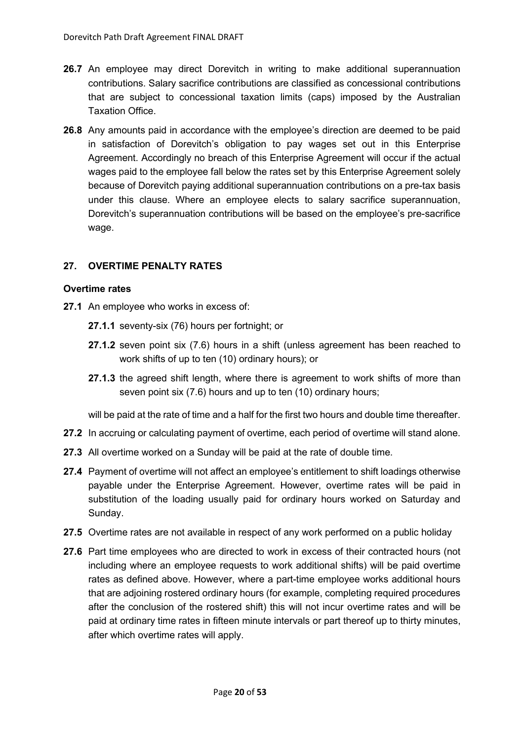**26.7** An employee may direct Dorevitch in writing to make additional superannuation contributions. Salary sacrifice contributions are classified as concessional contributions that are subject to concessional taxation limits (caps) imposed by the Australian Taxation Office.

**26.8** Any amounts paid in accordance with the employee's direction are deemed to be paid in satisfaction of Dorevitch's obligation to pay wages set out in this Enterprise Agreement. Accordingly no breach of this Enterprise Agreement will occur if the actual wages paid to the employee fall below the rates set by this Enterprise Agreement solely because of Dorevitch paying additional superannuation contributions on a pre-tax basis under this clause. Where an employee elects to salary sacrifice superannuation, Dorevitch's superannuation contributions will be based on the employee's pre-sacrifice wage.

## 27. OVERTIME PENALTY RATES

### Overtime rates

**27.1** An employee who works in excess of:

**27.1.1** seventy-six (76) hours per fortnight; or

**27.1.2** seven point six (7.6) hours in a shift (unless agreement has been reached to work shifts of up to ten (10) ordinary hours); or

**27.1.3** the agreed shift length, where there is agreement to work shifts of more than seven point six (7.6) hours and up to ten (10) ordinary hours;

will be paid at the rate of time and a half for the first two hours and double time thereafter.

**27.2** In accruing or calculating payment of overtime, each period of overtime will stand alone.

**27.3** All overtime worked on a Sunday will be paid at the rate of double time.

**27.4** Payment of overtime will not affect an employee's entitlement to shift loadings otherwise payable under the Enterprise Agreement. However, overtime rates will be paid in substitution of the loading usually paid for ordinary hours worked on Saturday and Sunday.

**27.5** Overtime rates are not available in respect of any work performed on a public holiday

**27.6** Part time employees who are directed to work in excess of their contracted hours (not including where an employee requests to work additional shifts) will be paid overtime rates as defined above. However, where a part-time employee works additional hours that are adjoining rostered ordinary hours (for example, completing required procedures after the conclusion of the rostered shift) this will not incur overtime rates and will be paid at ordinary time rates in fifteen minute intervals or part thereof up to thirty minutes, after which overtime rates will apply.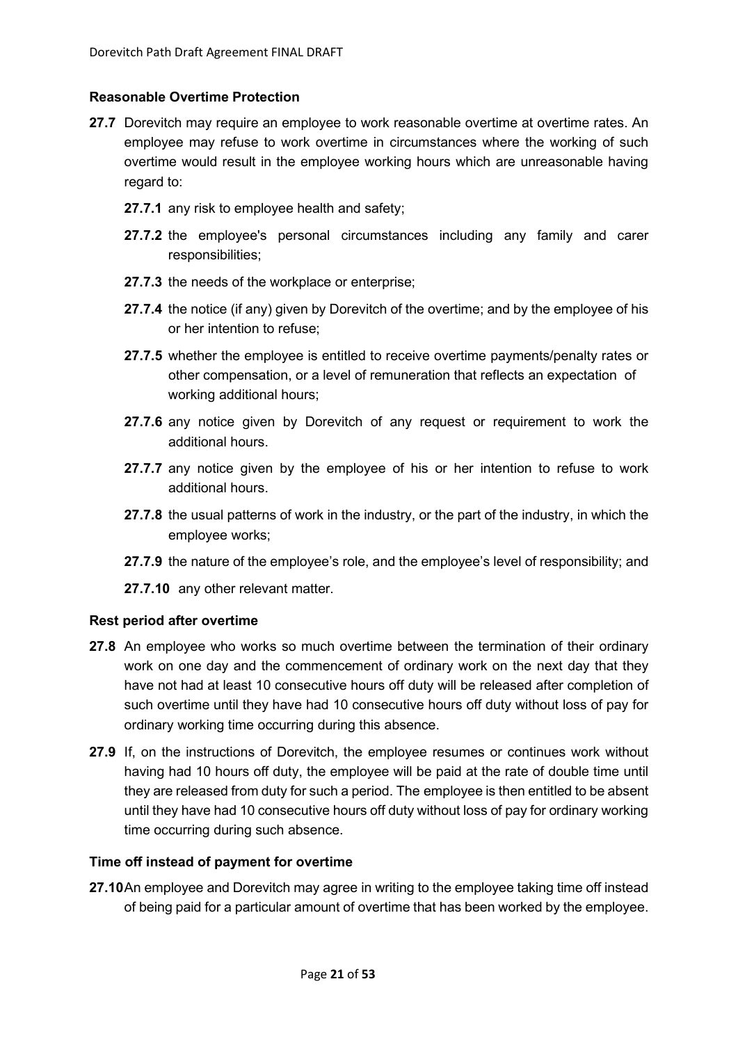### Reasonable Overtime Protection

**27.7** Dorevitch may require an employee to work reasonable overtime at overtime rates. An employee may refuse to work overtime in circumstances where the working of such overtime would result in the employee working hours which are unreasonable having regard to:

- **27.7.1** any risk to employee health and safety;
- **27.7.2** the employee's personal circumstances including any family and carer responsibilities;
- **27.7.3** the needs of the workplace or enterprise;
- **27.7.4** the notice (if any) given by Dorevitch of the overtime; and by the employee of his or her intention to refuse;
- **27.7.5** whether the employee is entitled to receive overtime payments/penalty rates or other compensation, or a level of remuneration that reflects an expectation of working additional hours;
- **27.7.6** any notice given by Dorevitch of any request or requirement to work the additional hours.
- **27.7.7** any notice given by the employee of his or her intention to refuse to work additional hours.
- **27.7.8** the usual patterns of work in the industry, or the part of the industry, in which the employee works;
- **27.7.9** the nature of the employee's role, and the employee's level of responsibility; and
- **27.7.10** any other relevant matter.

### Rest period after overtime

**27.8** An employee who works so much overtime between the termination of their ordinary work on one day and the commencement of ordinary work on the next day that they have not had at least 10 consecutive hours off duty will be released after completion of such overtime until they have had 10 consecutive hours off duty without loss of pay for ordinary working time occurring during this absence.

**27.9** If, on the instructions of Dorevitch, the employee resumes or continues work without having had 10 hours off duty, the employee will be paid at the rate of double time until they are released from duty for such a period. The employee is then entitled to be absent until they have had 10 consecutive hours off duty without loss of pay for ordinary working time occurring during such absence.

### Time off instead of payment for overtime

**27.10** An employee and Dorevitch may agree in writing to the employee taking time off instead of being paid for a particular amount of overtime that has been worked by the employee.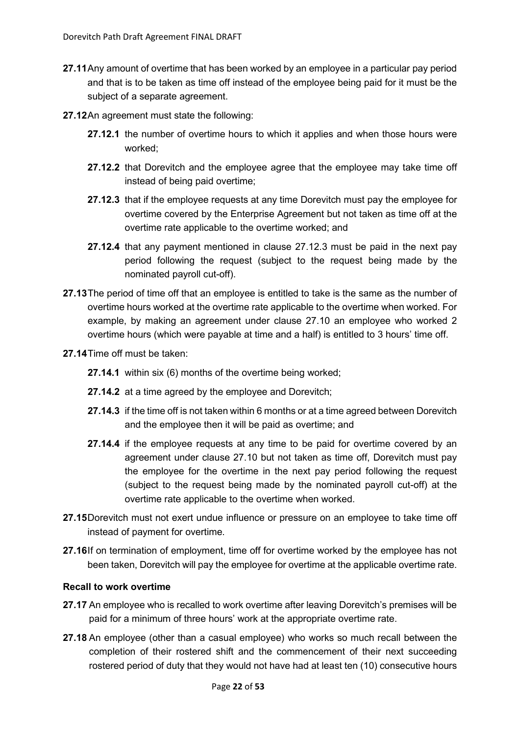**27.11** Any amount of overtime that has been worked by an employee in a particular pay period and that is to be taken as time off instead of the employee being paid for it must be the subject of a separate agreement.

**27.12** An agreement must state the following:

- **27.12.1** the number of overtime hours to which it applies and when those hours were worked;
- **27.12.2** that Dorevitch and the employee agree that the employee may take time off instead of being paid overtime;
- **27.12.3** that if the employee requests at any time Dorevitch must pay the employee for overtime covered by the Enterprise Agreement but not taken as time off at the overtime rate applicable to the overtime worked; and
- **27.12.4** that any payment mentioned in clause 27.12.3 must be paid in the next pay period following the request (subject to the request being made by the nominated payroll cut-off).

**27.13** The period of time off that an employee is entitled to take is the same as the number of overtime hours worked at the overtime rate applicable to the overtime when worked. For example, by making an agreement under clause 27.10 an employee who worked 2 overtime hours (which were payable at time and a half) is entitled to 3 hours' time off.

**27.14** Time off must be taken:

- **27.14.1** within six (6) months of the overtime being worked;
- **27.14.2** at a time agreed by the employee and Dorevitch;
- **27.14.3** if the time off is not taken within 6 months or at a time agreed between Dorevitch and the employee then it will be paid as overtime; and
- **27.14.4** if the employee requests at any time to be paid for overtime covered by an agreement under clause 27.10 but not taken as time off, Dorevitch must pay the employee for the overtime in the next pay period following the request (subject to the request being made by the nominated payroll cut-off) at the overtime rate applicable to the overtime when worked.

**27.15** Dorevitch must not exert undue influence or pressure on an employee to take time off instead of payment for overtime.

**27.16** If on termination of employment, time off for overtime worked by the employee has not been taken, Dorevitch will pay the employee for overtime at the applicable overtime rate.

**Recall to work overtime**

**27.17** An employee who is recalled to work overtime after leaving Dorevitch's premises will be paid for a minimum of three hours' work at the appropriate overtime rate.

**27.18** An employee (other than a casual employee) who works so much recall between the completion of their rostered shift and the commencement of their next succeeding rostered period of duty that they would not have had at least ten (10) consecutive hours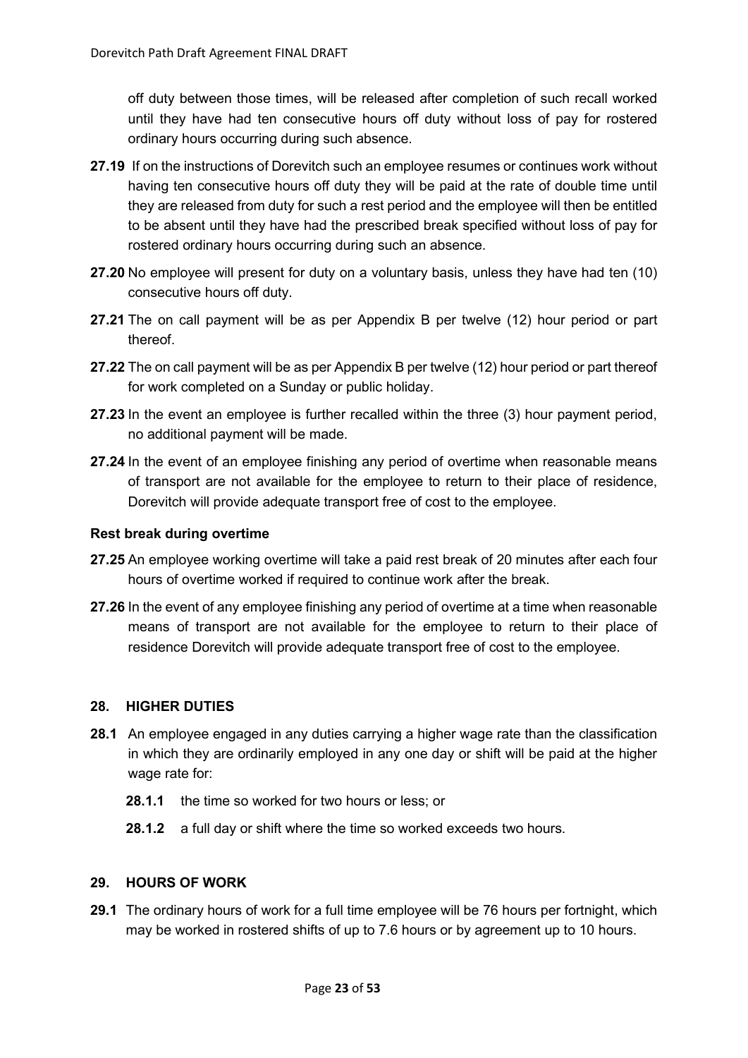off duty between those times, will be released after completion of such recall worked until they have had ten consecutive hours off duty without loss of pay for rostered ordinary hours occurring during such absence.

**27.19** If on the instructions of Dorevitch such an employee resumes or continues work without having ten consecutive hours off duty they will be paid at the rate of double time until they are released from duty for such a rest period and the employee will then be entitled to be absent until they have had the prescribed break specified without loss of pay for rostered ordinary hours occurring during such an absence.

**27.20** No employee will present for duty on a voluntary basis, unless they have had ten (10) consecutive hours off duty.

**27.21** The on call payment will be as per Appendix B per twelve (12) hour period or part thereof.

**27.22** The on call payment will be as per Appendix B per twelve (12) hour period or part thereof for work completed on a Sunday or public holiday.

**27.23** In the event an employee is further recalled within the three (3) hour payment period, no additional payment will be made.

**27.24** In the event of an employee finishing any period of overtime when reasonable means of transport are not available for the employee to return to their place of residence, Dorevitch will provide adequate transport free of cost to the employee.

### Rest break during overtime

**27.25** An employee working overtime will take a paid rest break of 20 minutes after each four hours of overtime worked if required to continue work after the break.

**27.26** In the event of any employee finishing any period of overtime at a time when reasonable means of transport are not available for the employee to return to their place of residence Dorevitch will provide adequate transport free of cost to the employee.

## 28. HIGHER DUTIES

**28.1** An employee engaged in any duties carrying a higher wage rate than the classification in which they are ordinarily employed in any one day or shift will be paid at the higher wage rate for:

- **28.1.1** the time so worked for two hours or less; or
- **28.1.2** a full day or shift where the time so worked exceeds two hours.

## 29. HOURS OF WORK

**29.1** The ordinary hours of work for a full time employee will be 76 hours per fortnight, which may be worked in rostered shifts of up to 7.6 hours or by agreement up to 10 hours.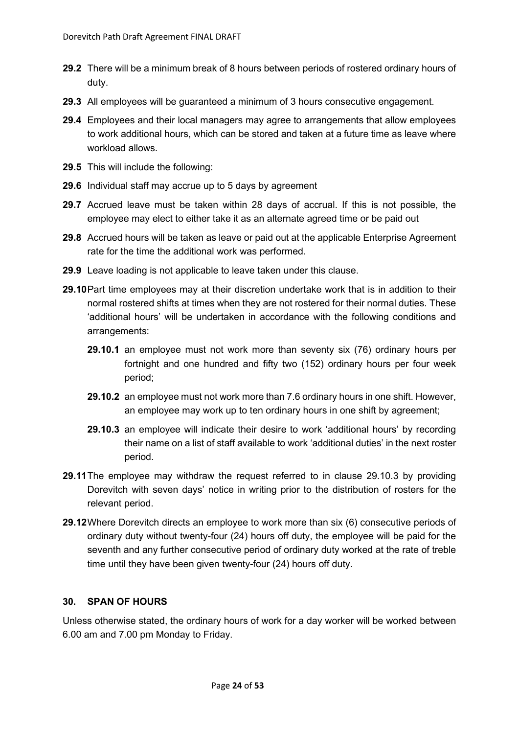**29.2** There will be a minimum break of 8 hours between periods of rostered ordinary hours of duty.

**29.3** All employees will be guaranteed a minimum of 3 hours consecutive engagement.

**29.4** Employees and their local managers may agree to arrangements that allow employees to work additional hours, which can be stored and taken at a future time as leave where workload allows.

**29.5** This will include the following:

**29.6** Individual staff may accrue up to 5 days by agreement

**29.7** Accrued leave must be taken within 28 days of accrual. If this is not possible, the employee may elect to either take it as an alternate agreed time or be paid out

**29.8** Accrued hours will be taken as leave or paid out at the applicable Enterprise Agreement rate for the time the additional work was performed.

**29.9** Leave loading is not applicable to leave taken under this clause.

**29.10** Part time employees may at their discretion undertake work that is in addition to their normal rostered shifts at times when they are not rostered for their normal duties. These 'additional hours' will be undertaken in accordance with the following conditions and arrangements:

> **29.10.1** an employee must not work more than seventy six (76) ordinary hours per fortnight and one hundred and fifty two (152) ordinary hours per four week period;
>
> **29.10.2** an employee must not work more than 7.6 ordinary hours in one shift. However, an employee may work up to ten ordinary hours in one shift by agreement;
>
> **29.10.3** an employee will indicate their desire to work 'additional hours' by recording their name on a list of staff available to work 'additional duties' in the next roster period.

**29.11** The employee may withdraw the request referred to in clause 29.10.3 by providing Dorevitch with seven days' notice in writing prior to the distribution of rosters for the relevant period.

**29.12** Where Dorevitch directs an employee to work more than six (6) consecutive periods of ordinary duty without twenty-four (24) hours off duty, the employee will be paid for the seventh and any further consecutive period of ordinary duty worked at the rate of treble time until they have been given twenty-four (24) hours off duty.

## 30. SPAN OF HOURS

Unless otherwise stated, the ordinary hours of work for a day worker will be worked between 6.00 am and 7.00 pm Monday to Friday.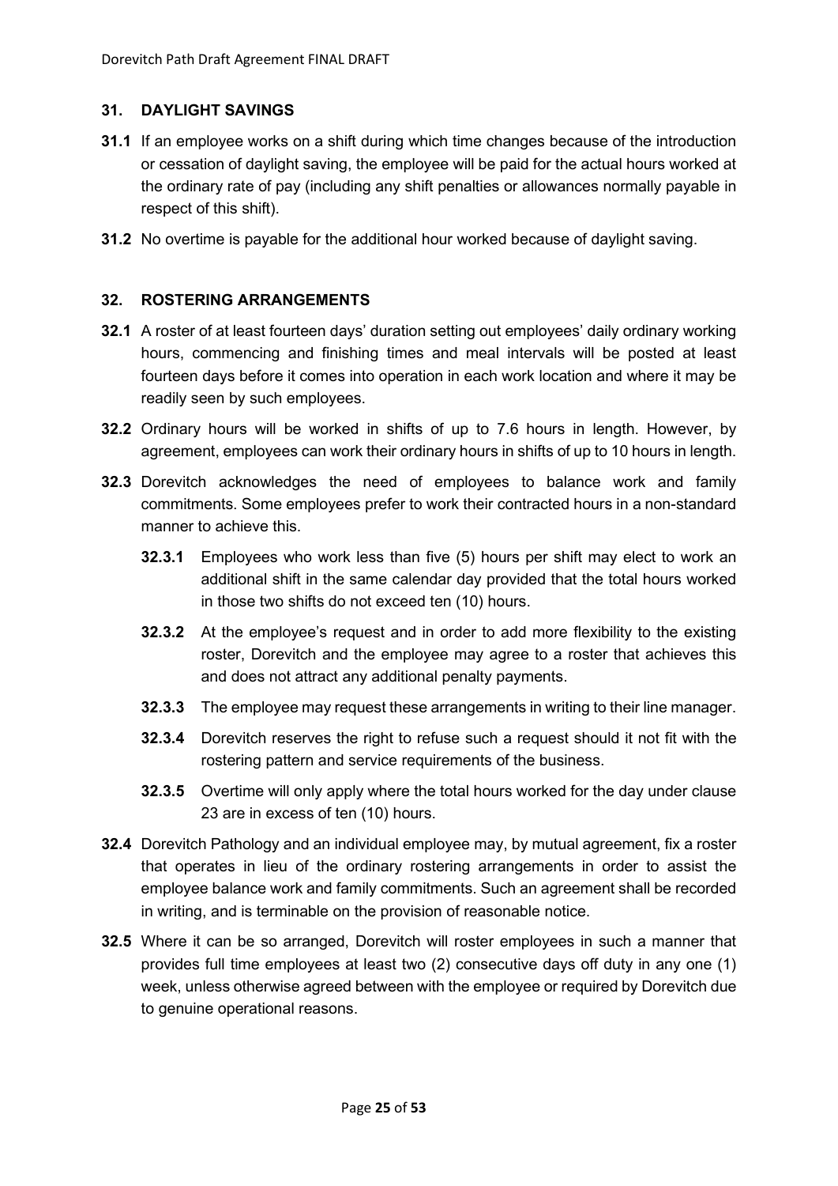## 31. DAYLIGHT SAVINGS

**31.1** If an employee works on a shift during which time changes because of the introduction or cessation of daylight saving, the employee will be paid for the actual hours worked at the ordinary rate of pay (including any shift penalties or allowances normally payable in respect of this shift).

**31.2** No overtime is payable for the additional hour worked because of daylight saving.

## 32. ROSTERING ARRANGEMENTS

**32.1** A roster of at least fourteen days' duration setting out employees' daily ordinary working hours, commencing and finishing times and meal intervals will be posted at least fourteen days before it comes into operation in each work location and where it may be readily seen by such employees.

**32.2** Ordinary hours will be worked in shifts of up to 7.6 hours in length. However, by agreement, employees can work their ordinary hours in shifts of up to 10 hours in length.

**32.3** Dorevitch acknowledges the need of employees to balance work and family commitments. Some employees prefer to work their contracted hours in a non-standard manner to achieve this.

**32.3.1** Employees who work less than five (5) hours per shift may elect to work an additional shift in the same calendar day provided that the total hours worked in those two shifts do not exceed ten (10) hours.

**32.3.2** At the employee's request and in order to add more flexibility to the existing roster, Dorevitch and the employee may agree to a roster that achieves this and does not attract any additional penalty payments.

**32.3.3** The employee may request these arrangements in writing to their line manager.

**32.3.4** Dorevitch reserves the right to refuse such a request should it not fit with the rostering pattern and service requirements of the business.

**32.3.5** Overtime will only apply where the total hours worked for the day under clause 23 are in excess of ten (10) hours.

**32.4** Dorevitch Pathology and an individual employee may, by mutual agreement, fix a roster that operates in lieu of the ordinary rostering arrangements in order to assist the employee balance work and family commitments. Such an agreement shall be recorded in writing, and is terminable on the provision of reasonable notice.

**32.5** Where it can be so arranged, Dorevitch will roster employees in such a manner that provides full time employees at least two (2) consecutive days off duty in any one (1) week, unless otherwise agreed between with the employee or required by Dorevitch due to genuine operational reasons.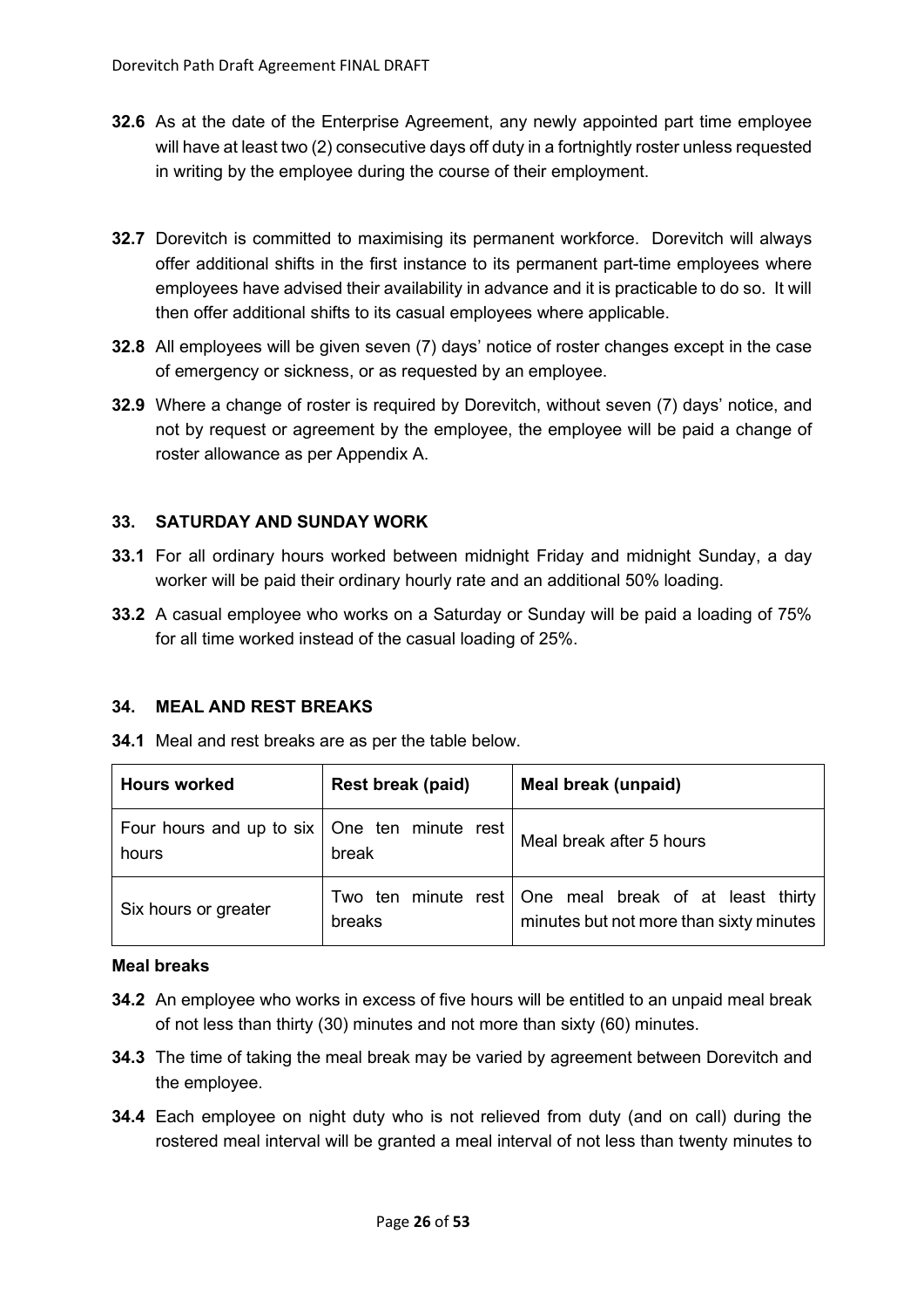**32.6** As at the date of the Enterprise Agreement, any newly appointed part time employee will have at least two (2) consecutive days off duty in a fortnightly roster unless requested in writing by the employee during the course of their employment.

**32.7** Dorevitch is committed to maximising its permanent workforce. Dorevitch will always offer additional shifts in the first instance to its permanent part-time employees where employees have advised their availability in advance and it is practicable to do so. It will then offer additional shifts to its casual employees where applicable.

**32.8** All employees will be given seven (7) days' notice of roster changes except in the case of emergency or sickness, or as requested by an employee.

**32.9** Where a change of roster is required by Dorevitch, without seven (7) days' notice, and not by request or agreement by the employee, the employee will be paid a change of roster allowance as per Appendix A.

## 33. SATURDAY AND SUNDAY WORK

**33.1** For all ordinary hours worked between midnight Friday and midnight Sunday, a day worker will be paid their ordinary hourly rate and an additional 50% loading.

**33.2** A casual employee who works on a Saturday or Sunday will be paid a loading of 75% for all time worked instead of the casual loading of 25%.

## 34. MEAL AND REST BREAKS

**34.1** Meal and rest breaks are as per the table below.

| Hours worked | Rest break (paid) | Meal break (unpaid) |
|---|---|---|
| Four hours and up to six hours | One ten minute rest break | Meal break after 5 hours |
| Six hours or greater | Two ten minute rest breaks | One meal break of at least thirty minutes but not more than sixty minutes |

**Meal breaks**

**34.2** An employee who works in excess of five hours will be entitled to an unpaid meal break of not less than thirty (30) minutes and not more than sixty (60) minutes.

**34.3** The time of taking the meal break may be varied by agreement between Dorevitch and the employee.

**34.4** Each employee on night duty who is not relieved from duty (and on call) during the rostered meal interval will be granted a meal interval of not less than twenty minutes to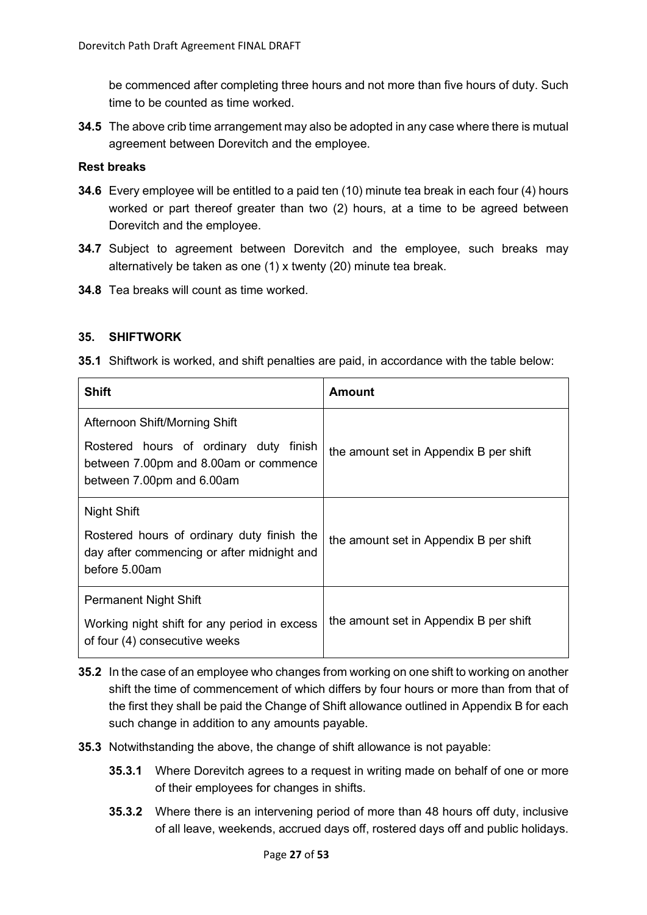be commenced after completing three hours and not more than five hours of duty. Such time to be counted as time worked.

**34.5** The above crib time arrangement may also be adopted in any case where there is mutual agreement between Dorevitch and the employee.

**Rest breaks**

**34.6** Every employee will be entitled to a paid ten (10) minute tea break in each four (4) hours worked or part thereof greater than two (2) hours, at a time to be agreed between Dorevitch and the employee.

**34.7** Subject to agreement between Dorevitch and the employee, such breaks may alternatively be taken as one (1) x twenty (20) minute tea break.

**34.8** Tea breaks will count as time worked.

### 35. SHIFTWORK

**35.1** Shiftwork is worked, and shift penalties are paid, in accordance with the table below:

| Shift | Amount |
|---|---|
| Afternoon Shift/Morning Shift<br><br>Rostered hours of ordinary duty finish between 7.00pm and 8.00am or commence between 7.00pm and 6.00am | the amount set in Appendix B per shift |
| Night Shift<br><br>Rostered hours of ordinary duty finish the day after commencing or after midnight and before 5.00am | the amount set in Appendix B per shift |
| Permanent Night Shift<br><br>Working night shift for any period in excess of four (4) consecutive weeks | the amount set in Appendix B per shift |

**35.2** In the case of an employee who changes from working on one shift to working on another shift the time of commencement of which differs by four hours or more than from that of the first they shall be paid the Change of Shift allowance outlined in Appendix B for each such change in addition to any amounts payable.

**35.3** Notwithstanding the above, the change of shift allowance is not payable:

**35.3.1** Where Dorevitch agrees to a request in writing made on behalf of one or more of their employees for changes in shifts.

**35.3.2** Where there is an intervening period of more than 48 hours off duty, inclusive of all leave, weekends, accrued days off, rostered days off and public holidays.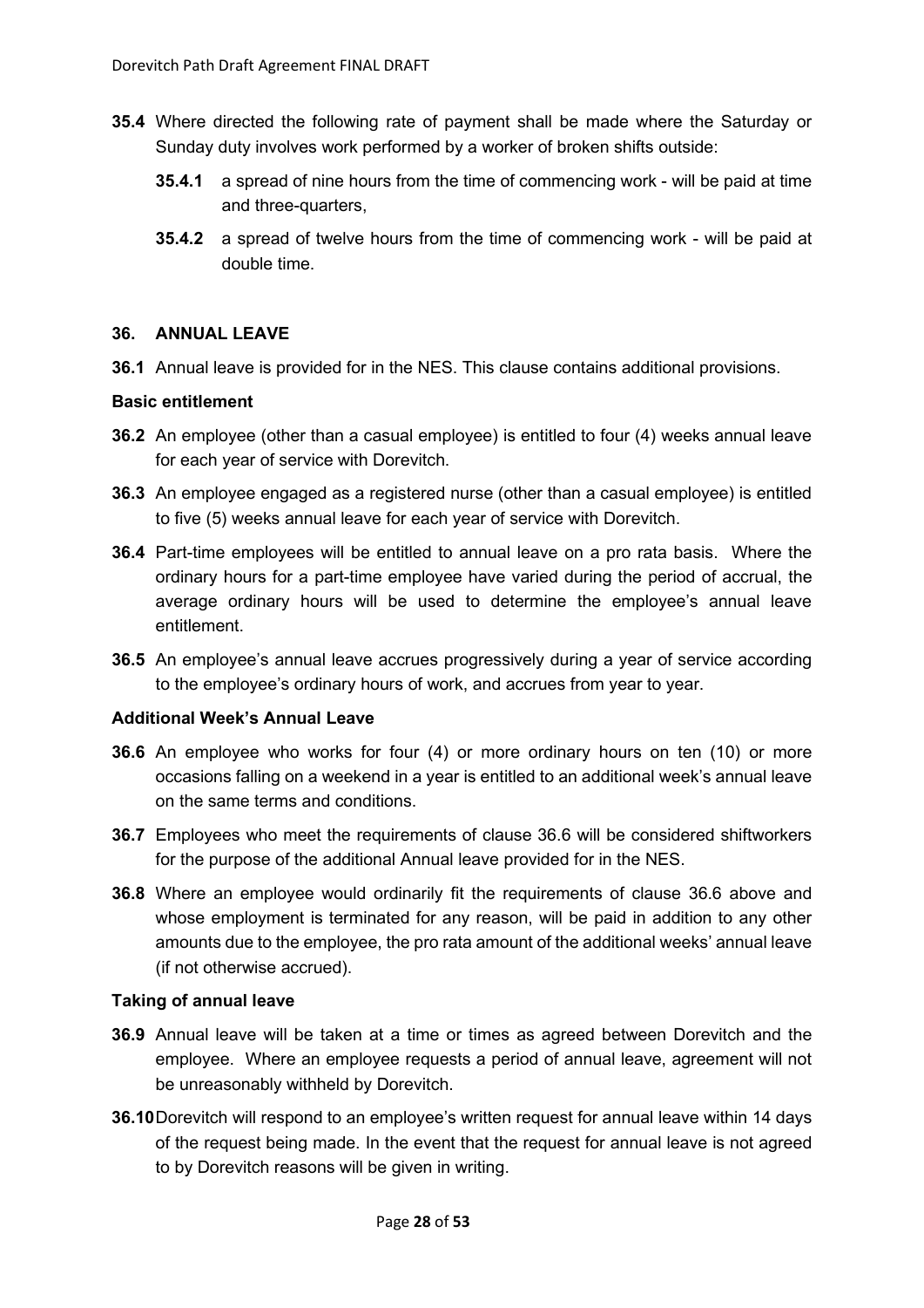**35.4** Where directed the following rate of payment shall be made where the Saturday or Sunday duty involves work performed by a worker of broken shifts outside:

**35.4.1** a spread of nine hours from the time of commencing work - will be paid at time and three-quarters,

**35.4.2** a spread of twelve hours from the time of commencing work - will be paid at double time.

## 36. ANNUAL LEAVE

**36.1** Annual leave is provided for in the NES. This clause contains additional provisions.

### Basic entitlement

**36.2** An employee (other than a casual employee) is entitled to four (4) weeks annual leave for each year of service with Dorevitch.

**36.3** An employee engaged as a registered nurse (other than a casual employee) is entitled to five (5) weeks annual leave for each year of service with Dorevitch.

**36.4** Part-time employees will be entitled to annual leave on a pro rata basis. Where the ordinary hours for a part-time employee have varied during the period of accrual, the average ordinary hours will be used to determine the employee's annual leave entitlement.

**36.5** An employee's annual leave accrues progressively during a year of service according to the employee's ordinary hours of work, and accrues from year to year.

### Additional Week's Annual Leave

**36.6** An employee who works for four (4) or more ordinary hours on ten (10) or more occasions falling on a weekend in a year is entitled to an additional week's annual leave on the same terms and conditions.

**36.7** Employees who meet the requirements of clause 36.6 will be considered shiftworkers for the purpose of the additional Annual leave provided for in the NES.

**36.8** Where an employee would ordinarily fit the requirements of clause 36.6 above and whose employment is terminated for any reason, will be paid in addition to any other amounts due to the employee, the pro rata amount of the additional weeks' annual leave (if not otherwise accrued).

### Taking of annual leave

**36.9** Annual leave will be taken at a time or times as agreed between Dorevitch and the employee. Where an employee requests a period of annual leave, agreement will not be unreasonably withheld by Dorevitch.

**36.10** Dorevitch will respond to an employee's written request for annual leave within 14 days of the request being made. In the event that the request for annual leave is not agreed to by Dorevitch reasons will be given in writing.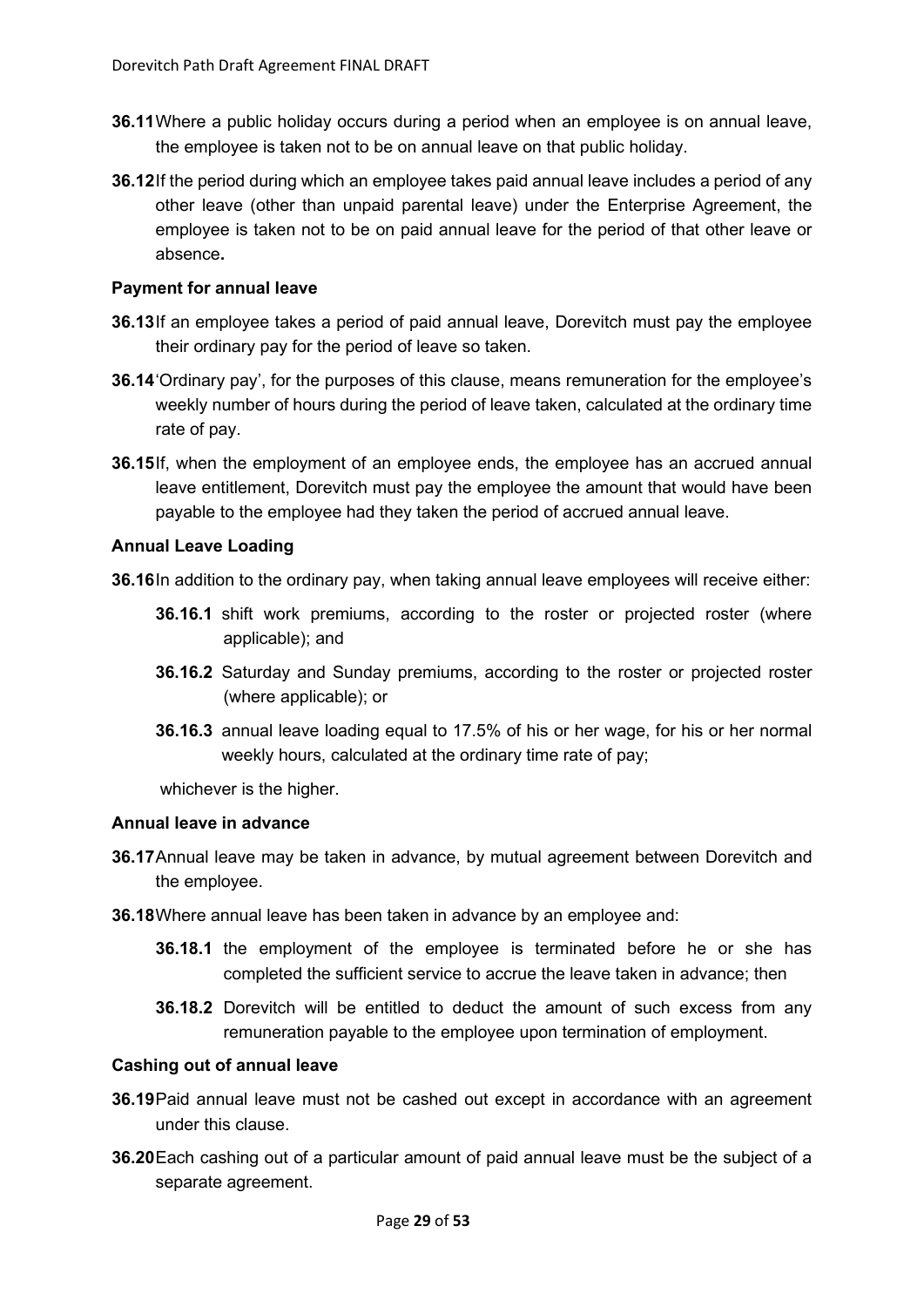**36.11** Where a public holiday occurs during a period when an employee is on annual leave, the employee is taken not to be on annual leave on that public holiday.

**36.12** If the period during which an employee takes paid annual leave includes a period of any other leave (other than unpaid parental leave) under the Enterprise Agreement, the employee is taken not to be on paid annual leave for the period of that other leave or absence**.**

**Payment for annual leave**

**36.13** If an employee takes a period of paid annual leave, Dorevitch must pay the employee their ordinary pay for the period of leave so taken.

**36.14** 'Ordinary pay', for the purposes of this clause, means remuneration for the employee's weekly number of hours during the period of leave taken, calculated at the ordinary time rate of pay.

**36.15** If, when the employment of an employee ends, the employee has an accrued annual leave entitlement, Dorevitch must pay the employee the amount that would have been payable to the employee had they taken the period of accrued annual leave.

**Annual Leave Loading**

**36.16** In addition to the ordinary pay, when taking annual leave employees will receive either:

- **36.16.1** shift work premiums, according to the roster or projected roster (where applicable); and
- **36.16.2** Saturday and Sunday premiums, according to the roster or projected roster (where applicable); or
- **36.16.3** annual leave loading equal to 17.5% of his or her wage, for his or her normal weekly hours, calculated at the ordinary time rate of pay;

whichever is the higher.

**Annual leave in advance**

**36.17** Annual leave may be taken in advance, by mutual agreement between Dorevitch and the employee.

**36.18** Where annual leave has been taken in advance by an employee and:

- **36.18.1** the employment of the employee is terminated before he or she has completed the sufficient service to accrue the leave taken in advance; then
- **36.18.2** Dorevitch will be entitled to deduct the amount of such excess from any remuneration payable to the employee upon termination of employment.

**Cashing out of annual leave**

**36.19** Paid annual leave must not be cashed out except in accordance with an agreement under this clause.

**36.20** Each cashing out of a particular amount of paid annual leave must be the subject of a separate agreement.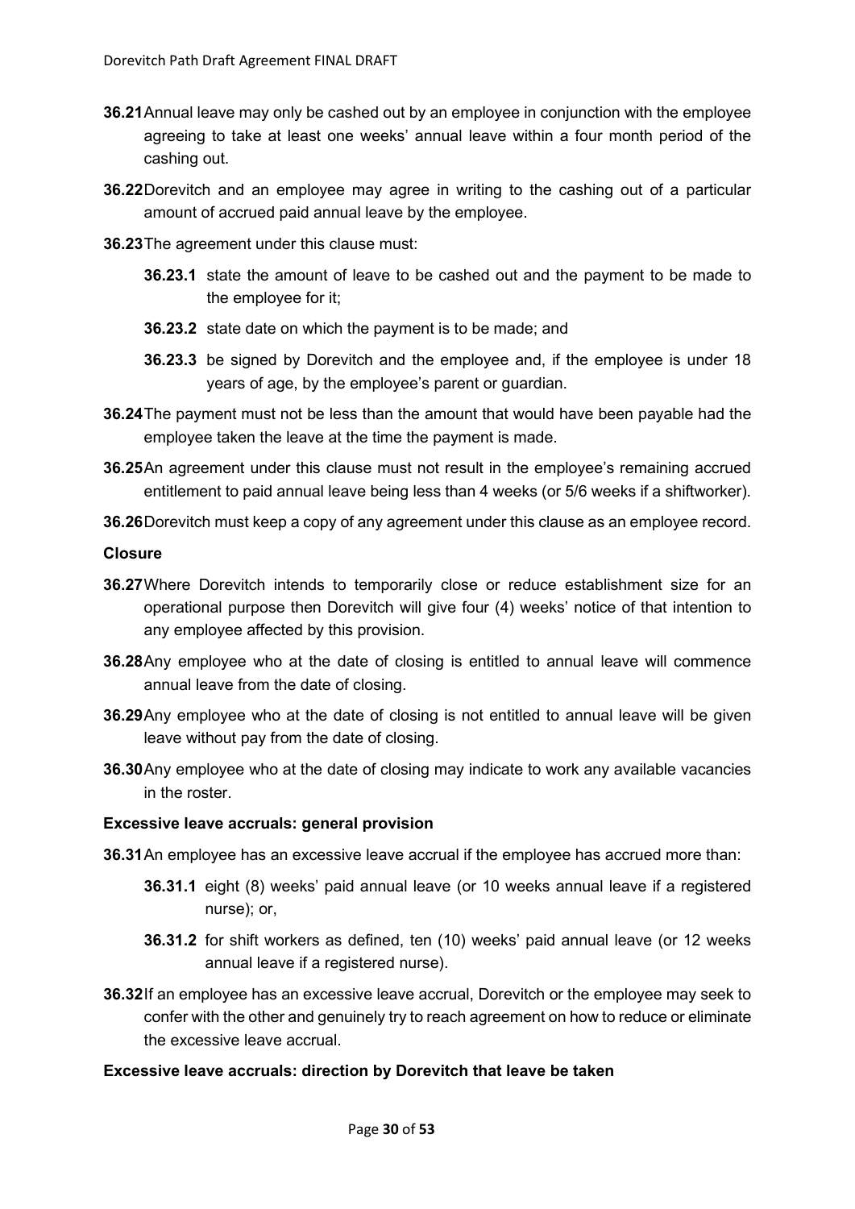**36.21** Annual leave may only be cashed out by an employee in conjunction with the employee agreeing to take at least one weeks' annual leave within a four month period of the cashing out.

**36.22** Dorevitch and an employee may agree in writing to the cashing out of a particular amount of accrued paid annual leave by the employee.

**36.23** The agreement under this clause must:

- **36.23.1** state the amount of leave to be cashed out and the payment to be made to the employee for it;
- **36.23.2** state date on which the payment is to be made; and
- **36.23.3** be signed by Dorevitch and the employee and, if the employee is under 18 years of age, by the employee's parent or guardian.

**36.24** The payment must not be less than the amount that would have been payable had the employee taken the leave at the time the payment is made.

**36.25** An agreement under this clause must not result in the employee's remaining accrued entitlement to paid annual leave being less than 4 weeks (or 5/6 weeks if a shiftworker).

**36.26** Dorevitch must keep a copy of any agreement under this clause as an employee record.

**Closure**

**36.27** Where Dorevitch intends to temporarily close or reduce establishment size for an operational purpose then Dorevitch will give four (4) weeks' notice of that intention to any employee affected by this provision.

**36.28** Any employee who at the date of closing is entitled to annual leave will commence annual leave from the date of closing.

**36.29** Any employee who at the date of closing is not entitled to annual leave will be given leave without pay from the date of closing.

**36.30** Any employee who at the date of closing may indicate to work any available vacancies in the roster.

**Excessive leave accruals: general provision**

**36.31** An employee has an excessive leave accrual if the employee has accrued more than:

- **36.31.1** eight (8) weeks' paid annual leave (or 10 weeks annual leave if a registered nurse); or,
- **36.31.2** for shift workers as defined, ten (10) weeks' paid annual leave (or 12 weeks annual leave if a registered nurse).

**36.32** If an employee has an excessive leave accrual, Dorevitch or the employee may seek to confer with the other and genuinely try to reach agreement on how to reduce or eliminate the excessive leave accrual.

**Excessive leave accruals: direction by Dorevitch that leave be taken**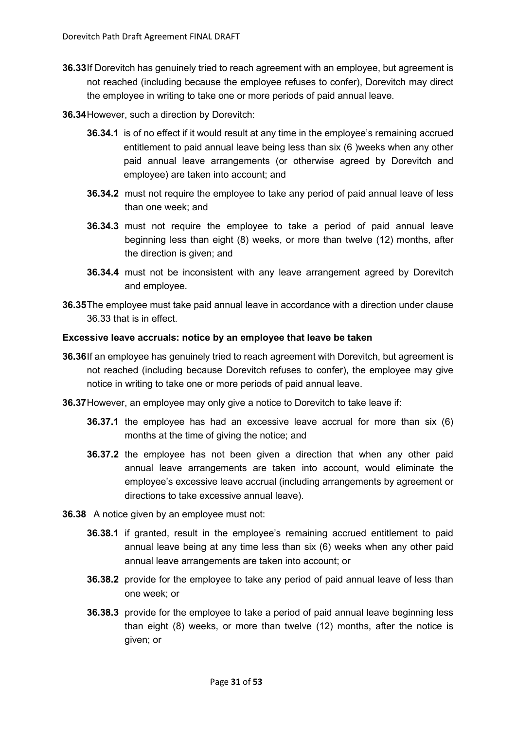**36.33** If Dorevitch has genuinely tried to reach agreement with an employee, but agreement is not reached (including because the employee refuses to confer), Dorevitch may direct the employee in writing to take one or more periods of paid annual leave.

**36.34** However, such a direction by Dorevitch:

- **36.34.1** is of no effect if it would result at any time in the employee's remaining accrued entitlement to paid annual leave being less than six (6 )weeks when any other paid annual leave arrangements (or otherwise agreed by Dorevitch and employee) are taken into account; and
- **36.34.2** must not require the employee to take any period of paid annual leave of less than one week; and
- **36.34.3** must not require the employee to take a period of paid annual leave beginning less than eight (8) weeks, or more than twelve (12) months, after the direction is given; and
- **36.34.4** must not be inconsistent with any leave arrangement agreed by Dorevitch and employee.

**36.35** The employee must take paid annual leave in accordance with a direction under clause 36.33 that is in effect.

**Excessive leave accruals: notice by an employee that leave be taken**

**36.36** If an employee has genuinely tried to reach agreement with Dorevitch, but agreement is not reached (including because Dorevitch refuses to confer), the employee may give notice in writing to take one or more periods of paid annual leave.

**36.37** However, an employee may only give a notice to Dorevitch to take leave if:

- **36.37.1** the employee has had an excessive leave accrual for more than six (6) months at the time of giving the notice; and
- **36.37.2** the employee has not been given a direction that when any other paid annual leave arrangements are taken into account, would eliminate the employee's excessive leave accrual (including arrangements by agreement or directions to take excessive annual leave).

**36.38** A notice given by an employee must not:

- **36.38.1** if granted, result in the employee's remaining accrued entitlement to paid annual leave being at any time less than six (6) weeks when any other paid annual leave arrangements are taken into account; or
- **36.38.2** provide for the employee to take any period of paid annual leave of less than one week; or
- **36.38.3** provide for the employee to take a period of paid annual leave beginning less than eight (8) weeks, or more than twelve (12) months, after the notice is given; or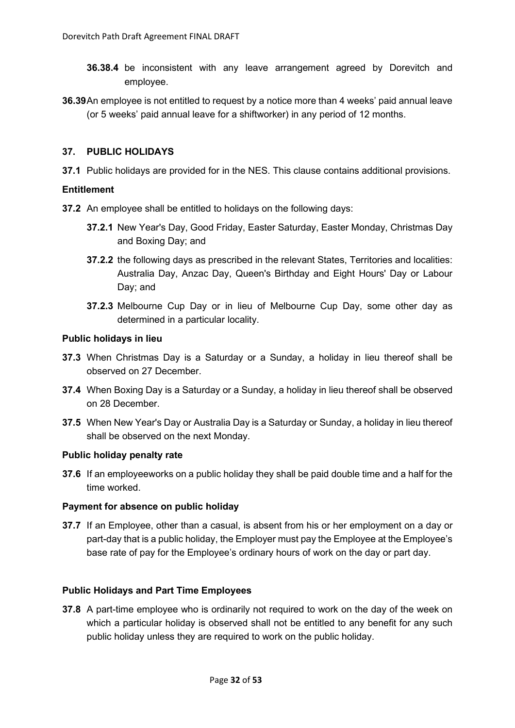**36.38.4** be inconsistent with any leave arrangement agreed by Dorevitch and employee.

**36.39** An employee is not entitled to request by a notice more than 4 weeks' paid annual leave (or 5 weeks' paid annual leave for a shiftworker) in any period of 12 months.

## 37. PUBLIC HOLIDAYS

**37.1** Public holidays are provided for in the NES. This clause contains additional provisions.

### Entitlement

**37.2** An employee shall be entitled to holidays on the following days:

**37.2.1** New Year's Day, Good Friday, Easter Saturday, Easter Monday, Christmas Day and Boxing Day; and

**37.2.2** the following days as prescribed in the relevant States, Territories and localities: Australia Day, Anzac Day, Queen's Birthday and Eight Hours' Day or Labour Day; and

**37.2.3** Melbourne Cup Day or in lieu of Melbourne Cup Day, some other day as determined in a particular locality.

### Public holidays in lieu

**37.3** When Christmas Day is a Saturday or a Sunday, a holiday in lieu thereof shall be observed on 27 December.

**37.4** When Boxing Day is a Saturday or a Sunday, a holiday in lieu thereof shall be observed on 28 December.

**37.5** When New Year's Day or Australia Day is a Saturday or Sunday, a holiday in lieu thereof shall be observed on the next Monday.

### Public holiday penalty rate

**37.6** If an employeeworks on a public holiday they shall be paid double time and a half for the time worked.

### Payment for absence on public holiday

**37.7** If an Employee, other than a casual, is absent from his or her employment on a day or part-day that is a public holiday, the Employer must pay the Employee at the Employee's base rate of pay for the Employee's ordinary hours of work on the day or part day.

### Public Holidays and Part Time Employees

**37.8** A part-time employee who is ordinarily not required to work on the day of the week on which a particular holiday is observed shall not be entitled to any benefit for any such public holiday unless they are required to work on the public holiday.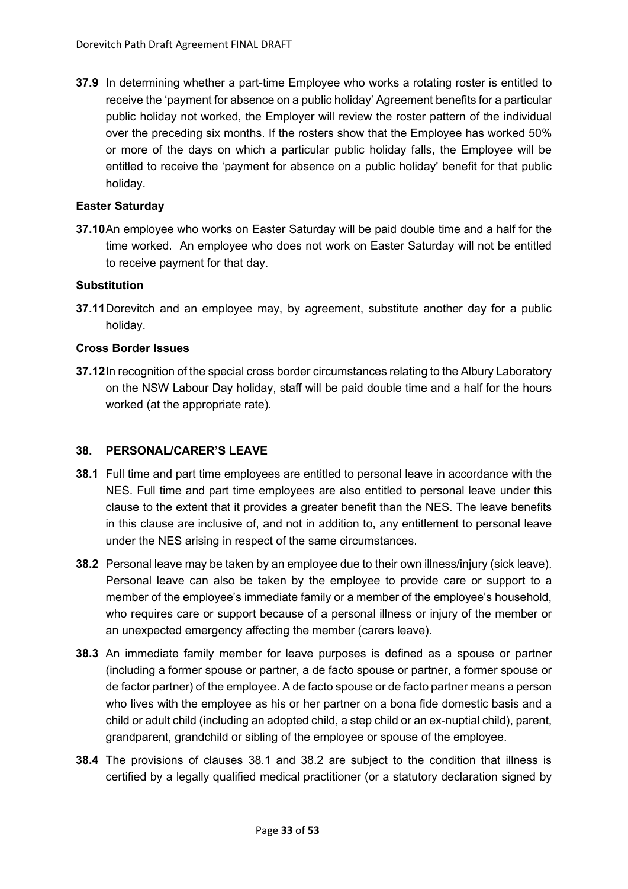**37.9** In determining whether a part-time Employee who works a rotating roster is entitled to receive the 'payment for absence on a public holiday' Agreement benefits for a particular public holiday not worked, the Employer will review the roster pattern of the individual over the preceding six months. If the rosters show that the Employee has worked 50% or more of the days on which a particular public holiday falls, the Employee will be entitled to receive the 'payment for absence on a public holiday' benefit for that public holiday.

**Easter Saturday**

**37.10** An employee who works on Easter Saturday will be paid double time and a half for the time worked. An employee who does not work on Easter Saturday will not be entitled to receive payment for that day.

**Substitution**

**37.11** Dorevitch and an employee may, by agreement, substitute another day for a public holiday.

**Cross Border Issues**

**37.12** In recognition of the special cross border circumstances relating to the Albury Laboratory on the NSW Labour Day holiday, staff will be paid double time and a half for the hours worked (at the appropriate rate).

## 38. PERSONAL/CARER'S LEAVE

**38.1** Full time and part time employees are entitled to personal leave in accordance with the NES. Full time and part time employees are also entitled to personal leave under this clause to the extent that it provides a greater benefit than the NES. The leave benefits in this clause are inclusive of, and not in addition to, any entitlement to personal leave under the NES arising in respect of the same circumstances.

**38.2** Personal leave may be taken by an employee due to their own illness/injury (sick leave). Personal leave can also be taken by the employee to provide care or support to a member of the employee's immediate family or a member of the employee's household, who requires care or support because of a personal illness or injury of the member or an unexpected emergency affecting the member (carers leave).

**38.3** An immediate family member for leave purposes is defined as a spouse or partner (including a former spouse or partner, a de facto spouse or partner, a former spouse or de factor partner) of the employee. A de facto spouse or de facto partner means a person who lives with the employee as his or her partner on a bona fide domestic basis and a child or adult child (including an adopted child, a step child or an ex-nuptial child), parent, grandparent, grandchild or sibling of the employee or spouse of the employee.

**38.4** The provisions of clauses 38.1 and 38.2 are subject to the condition that illness is certified by a legally qualified medical practitioner (or a statutory declaration signed by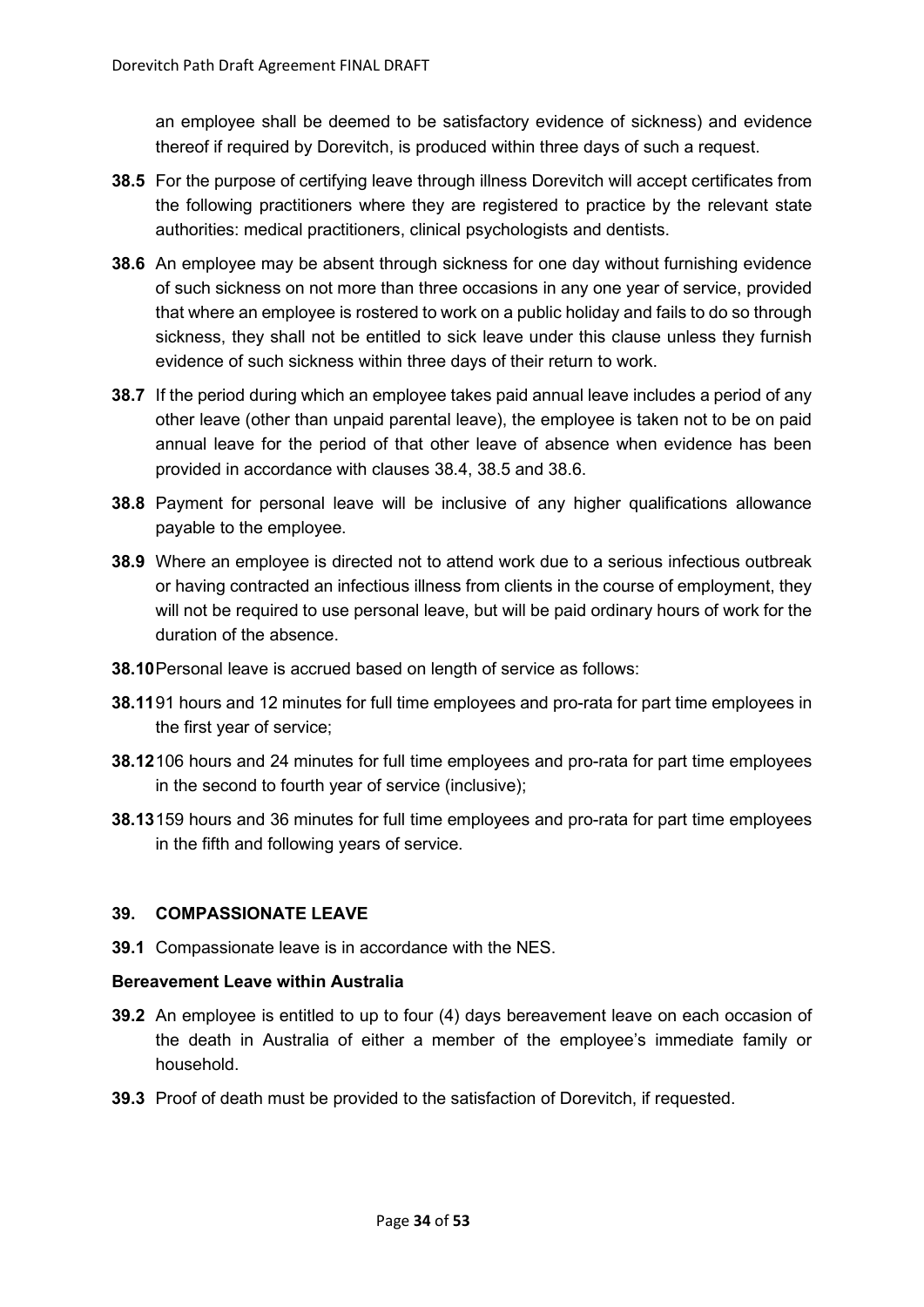an employee shall be deemed to be satisfactory evidence of sickness) and evidence thereof if required by Dorevitch, is produced within three days of such a request.

**38.5** For the purpose of certifying leave through illness Dorevitch will accept certificates from the following practitioners where they are registered to practice by the relevant state authorities: medical practitioners, clinical psychologists and dentists.

**38.6** An employee may be absent through sickness for one day without furnishing evidence of such sickness on not more than three occasions in any one year of service, provided that where an employee is rostered to work on a public holiday and fails to do so through sickness, they shall not be entitled to sick leave under this clause unless they furnish evidence of such sickness within three days of their return to work.

**38.7** If the period during which an employee takes paid annual leave includes a period of any other leave (other than unpaid parental leave), the employee is taken not to be on paid annual leave for the period of that other leave of absence when evidence has been provided in accordance with clauses 38.4, 38.5 and 38.6.

**38.8** Payment for personal leave will be inclusive of any higher qualifications allowance payable to the employee.

**38.9** Where an employee is directed not to attend work due to a serious infectious outbreak or having contracted an infectious illness from clients in the course of employment, they will not be required to use personal leave, but will be paid ordinary hours of work for the duration of the absence.

**38.10** Personal leave is accrued based on length of service as follows:

**38.11** 91 hours and 12 minutes for full time employees and pro-rata for part time employees in the first year of service;

**38.12** 106 hours and 24 minutes for full time employees and pro-rata for part time employees in the second to fourth year of service (inclusive);

**38.13** 159 hours and 36 minutes for full time employees and pro-rata for part time employees in the fifth and following years of service.

## 39. COMPASSIONATE LEAVE

**39.1** Compassionate leave is in accordance with the NES.

**Bereavement Leave within Australia**

**39.2** An employee is entitled to up to four (4) days bereavement leave on each occasion of the death in Australia of either a member of the employee's immediate family or household.

**39.3** Proof of death must be provided to the satisfaction of Dorevitch, if requested.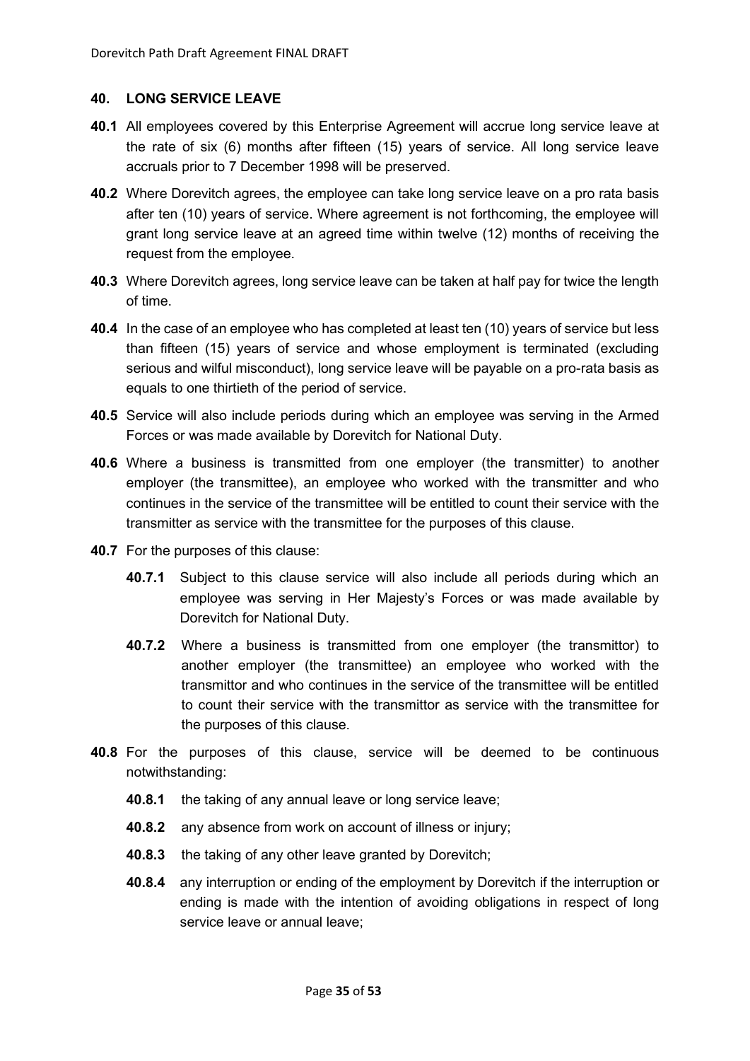## 40. LONG SERVICE LEAVE

**40.1** All employees covered by this Enterprise Agreement will accrue long service leave at the rate of six (6) months after fifteen (15) years of service. All long service leave accruals prior to 7 December 1998 will be preserved.

**40.2** Where Dorevitch agrees, the employee can take long service leave on a pro rata basis after ten (10) years of service. Where agreement is not forthcoming, the employee will grant long service leave at an agreed time within twelve (12) months of receiving the request from the employee.

**40.3** Where Dorevitch agrees, long service leave can be taken at half pay for twice the length of time.

**40.4** In the case of an employee who has completed at least ten (10) years of service but less than fifteen (15) years of service and whose employment is terminated (excluding serious and wilful misconduct), long service leave will be payable on a pro-rata basis as equals to one thirtieth of the period of service.

**40.5** Service will also include periods during which an employee was serving in the Armed Forces or was made available by Dorevitch for National Duty.

**40.6** Where a business is transmitted from one employer (the transmitter) to another employer (the transmittee), an employee who worked with the transmitter and who continues in the service of the transmittee will be entitled to count their service with the transmitter as service with the transmittee for the purposes of this clause.

**40.7** For the purposes of this clause:

- **40.7.1** Subject to this clause service will also include all periods during which an employee was serving in Her Majesty's Forces or was made available by Dorevitch for National Duty.
- **40.7.2** Where a business is transmitted from one employer (the transmittor) to another employer (the transmittee) an employee who worked with the transmittor and who continues in the service of the transmittee will be entitled to count their service with the transmittor as service with the transmittee for the purposes of this clause.

**40.8** For the purposes of this clause, service will be deemed to be continuous notwithstanding:

- **40.8.1** the taking of any annual leave or long service leave;
- **40.8.2** any absence from work on account of illness or injury;
- **40.8.3** the taking of any other leave granted by Dorevitch;
- **40.8.4** any interruption or ending of the employment by Dorevitch if the interruption or ending is made with the intention of avoiding obligations in respect of long service leave or annual leave;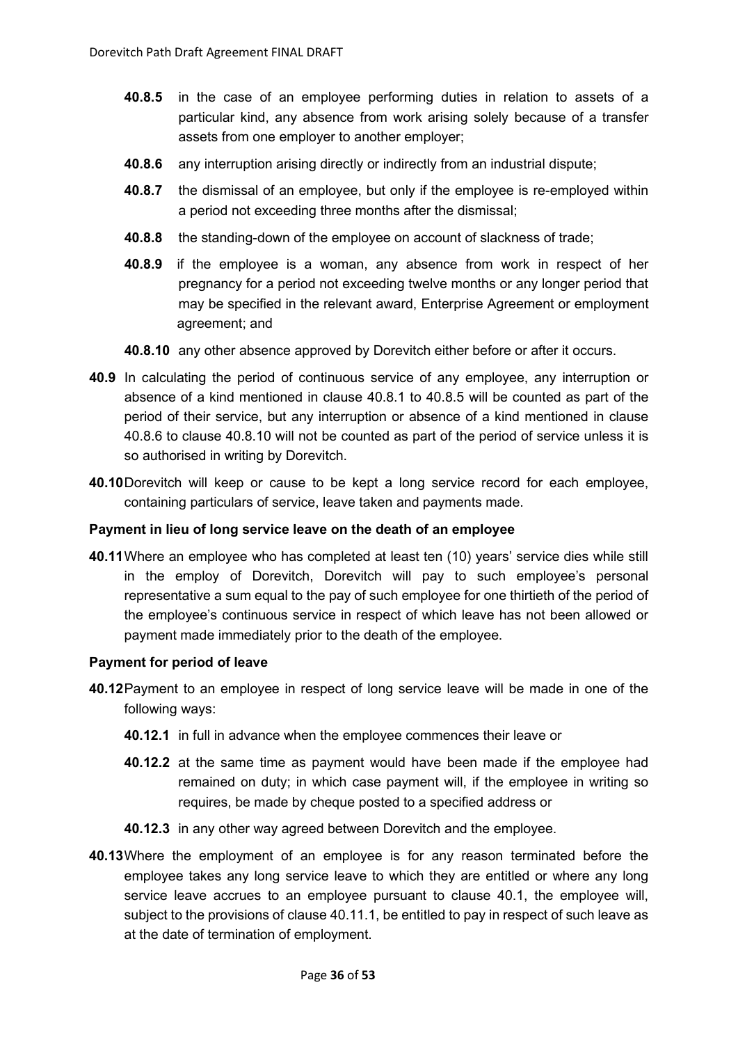**40.8.5** in the case of an employee performing duties in relation to assets of a particular kind, any absence from work arising solely because of a transfer assets from one employer to another employer;

**40.8.6** any interruption arising directly or indirectly from an industrial dispute;

**40.8.7** the dismissal of an employee, but only if the employee is re-employed within a period not exceeding three months after the dismissal;

**40.8.8** the standing-down of the employee on account of slackness of trade;

**40.8.9** if the employee is a woman, any absence from work in respect of her pregnancy for a period not exceeding twelve months or any longer period that may be specified in the relevant award, Enterprise Agreement or employment agreement; and

**40.8.10** any other absence approved by Dorevitch either before or after it occurs.

**40.9** In calculating the period of continuous service of any employee, any interruption or absence of a kind mentioned in clause 40.8.1 to 40.8.5 will be counted as part of the period of their service, but any interruption or absence of a kind mentioned in clause 40.8.6 to clause 40.8.10 will not be counted as part of the period of service unless it is so authorised in writing by Dorevitch.

**40.10** Dorevitch will keep or cause to be kept a long service record for each employee, containing particulars of service, leave taken and payments made.

**Payment in lieu of long service leave on the death of an employee**

**40.11** Where an employee who has completed at least ten (10) years' service dies while still in the employ of Dorevitch, Dorevitch will pay to such employee's personal representative a sum equal to the pay of such employee for one thirtieth of the period of the employee's continuous service in respect of which leave has not been allowed or payment made immediately prior to the death of the employee.

**Payment for period of leave**

**40.12** Payment to an employee in respect of long service leave will be made in one of the following ways:

**40.12.1** in full in advance when the employee commences their leave or

**40.12.2** at the same time as payment would have been made if the employee had remained on duty; in which case payment will, if the employee in writing so requires, be made by cheque posted to a specified address or

**40.12.3** in any other way agreed between Dorevitch and the employee.

**40.13** Where the employment of an employee is for any reason terminated before the employee takes any long service leave to which they are entitled or where any long service leave accrues to an employee pursuant to clause 40.1, the employee will, subject to the provisions of clause 40.11.1, be entitled to pay in respect of such leave as at the date of termination of employment.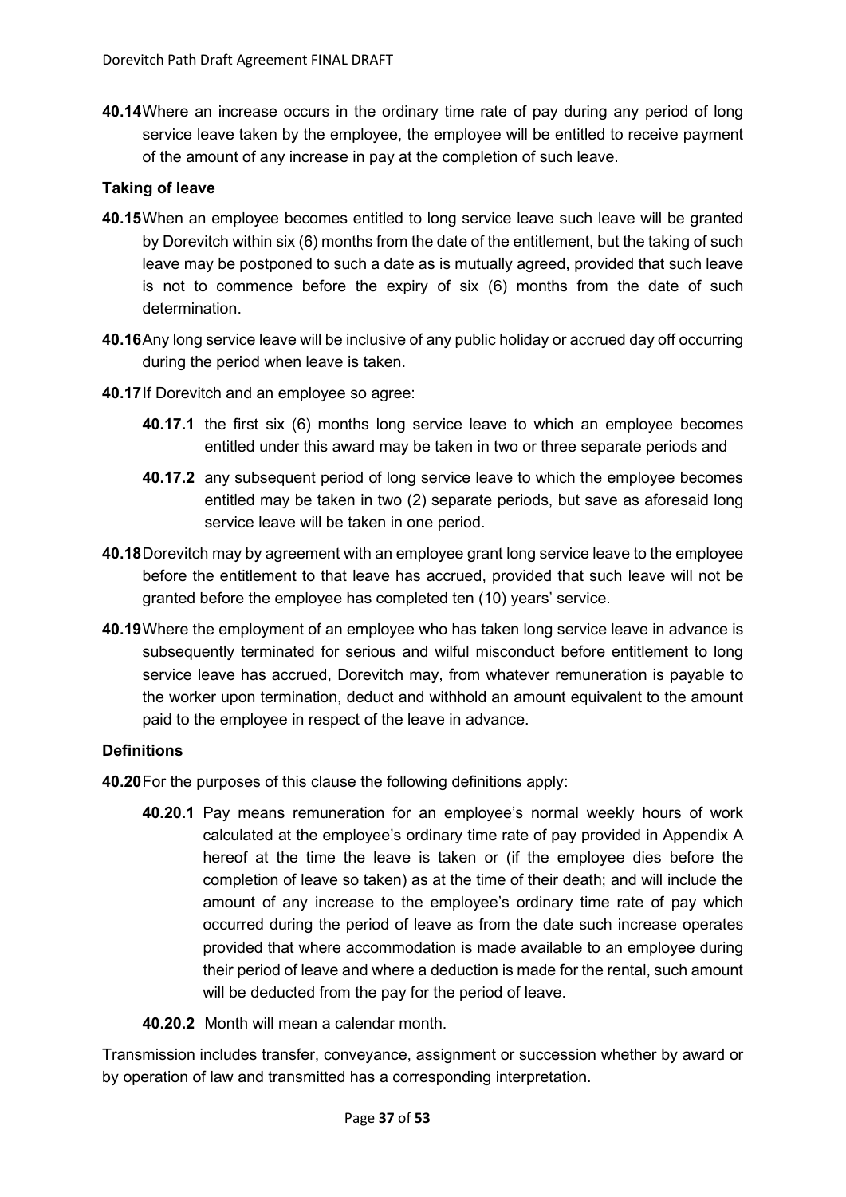**40.14** Where an increase occurs in the ordinary time rate of pay during any period of long service leave taken by the employee, the employee will be entitled to receive payment of the amount of any increase in pay at the completion of such leave.

**Taking of leave**

**40.15** When an employee becomes entitled to long service leave such leave will be granted by Dorevitch within six (6) months from the date of the entitlement, but the taking of such leave may be postponed to such a date as is mutually agreed, provided that such leave is not to commence before the expiry of six (6) months from the date of such determination.

**40.16** Any long service leave will be inclusive of any public holiday or accrued day off occurring during the period when leave is taken.

**40.17** If Dorevitch and an employee so agree:

- **40.17.1** the first six (6) months long service leave to which an employee becomes entitled under this award may be taken in two or three separate periods and
- **40.17.2** any subsequent period of long service leave to which the employee becomes entitled may be taken in two (2) separate periods, but save as aforesaid long service leave will be taken in one period.

**40.18** Dorevitch may by agreement with an employee grant long service leave to the employee before the entitlement to that leave has accrued, provided that such leave will not be granted before the employee has completed ten (10) years' service.

**40.19** Where the employment of an employee who has taken long service leave in advance is subsequently terminated for serious and wilful misconduct before entitlement to long service leave has accrued, Dorevitch may, from whatever remuneration is payable to the worker upon termination, deduct and withhold an amount equivalent to the amount paid to the employee in respect of the leave in advance.

**Definitions**

**40.20** For the purposes of this clause the following definitions apply:

- **40.20.1** Pay means remuneration for an employee's normal weekly hours of work calculated at the employee's ordinary time rate of pay provided in Appendix A hereof at the time the leave is taken or (if the employee dies before the completion of leave so taken) as at the time of their death; and will include the amount of any increase to the employee's ordinary time rate of pay which occurred during the period of leave as from the date such increase operates provided that where accommodation is made available to an employee during their period of leave and where a deduction is made for the rental, such amount will be deducted from the pay for the period of leave.
- **40.20.2** Month will mean a calendar month.

Transmission includes transfer, conveyance, assignment or succession whether by award or by operation of law and transmitted has a corresponding interpretation.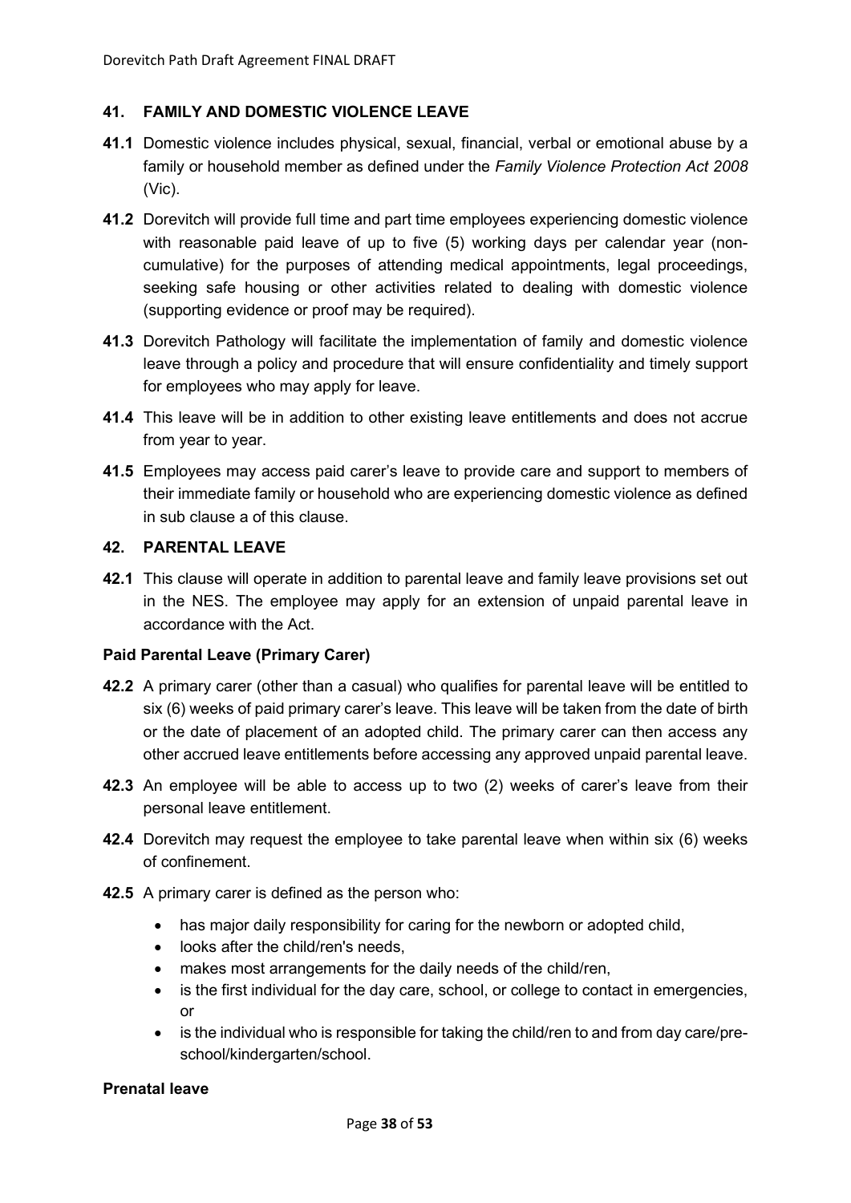## 41. FAMILY AND DOMESTIC VIOLENCE LEAVE

**41.1** Domestic violence includes physical, sexual, financial, verbal or emotional abuse by a family or household member as defined under the *Family Violence Protection Act 2008* (Vic).

**41.2** Dorevitch will provide full time and part time employees experiencing domestic violence with reasonable paid leave of up to five (5) working days per calendar year (non-cumulative) for the purposes of attending medical appointments, legal proceedings, seeking safe housing or other activities related to dealing with domestic violence (supporting evidence or proof may be required).

**41.3** Dorevitch Pathology will facilitate the implementation of family and domestic violence leave through a policy and procedure that will ensure confidentiality and timely support for employees who may apply for leave.

**41.4** This leave will be in addition to other existing leave entitlements and does not accrue from year to year.

**41.5** Employees may access paid carer's leave to provide care and support to members of their immediate family or household who are experiencing domestic violence as defined in sub clause a of this clause.

## 42. PARENTAL LEAVE

**42.1** This clause will operate in addition to parental leave and family leave provisions set out in the NES. The employee may apply for an extension of unpaid parental leave in accordance with the Act.

### Paid Parental Leave (Primary Carer)

**42.2** A primary carer (other than a casual) who qualifies for parental leave will be entitled to six (6) weeks of paid primary carer's leave. This leave will be taken from the date of birth or the date of placement of an adopted child. The primary carer can then access any other accrued leave entitlements before accessing any approved unpaid parental leave.

**42.3** An employee will be able to access up to two (2) weeks of carer's leave from their personal leave entitlement.

**42.4** Dorevitch may request the employee to take parental leave when within six (6) weeks of confinement.

**42.5** A primary carer is defined as the person who:

- has major daily responsibility for caring for the newborn or adopted child,
- looks after the child/ren's needs,
- makes most arrangements for the daily needs of the child/ren,
- is the first individual for the day care, school, or college to contact in emergencies, or
- is the individual who is responsible for taking the child/ren to and from day care/pre-school/kindergarten/school.

### Prenatal leave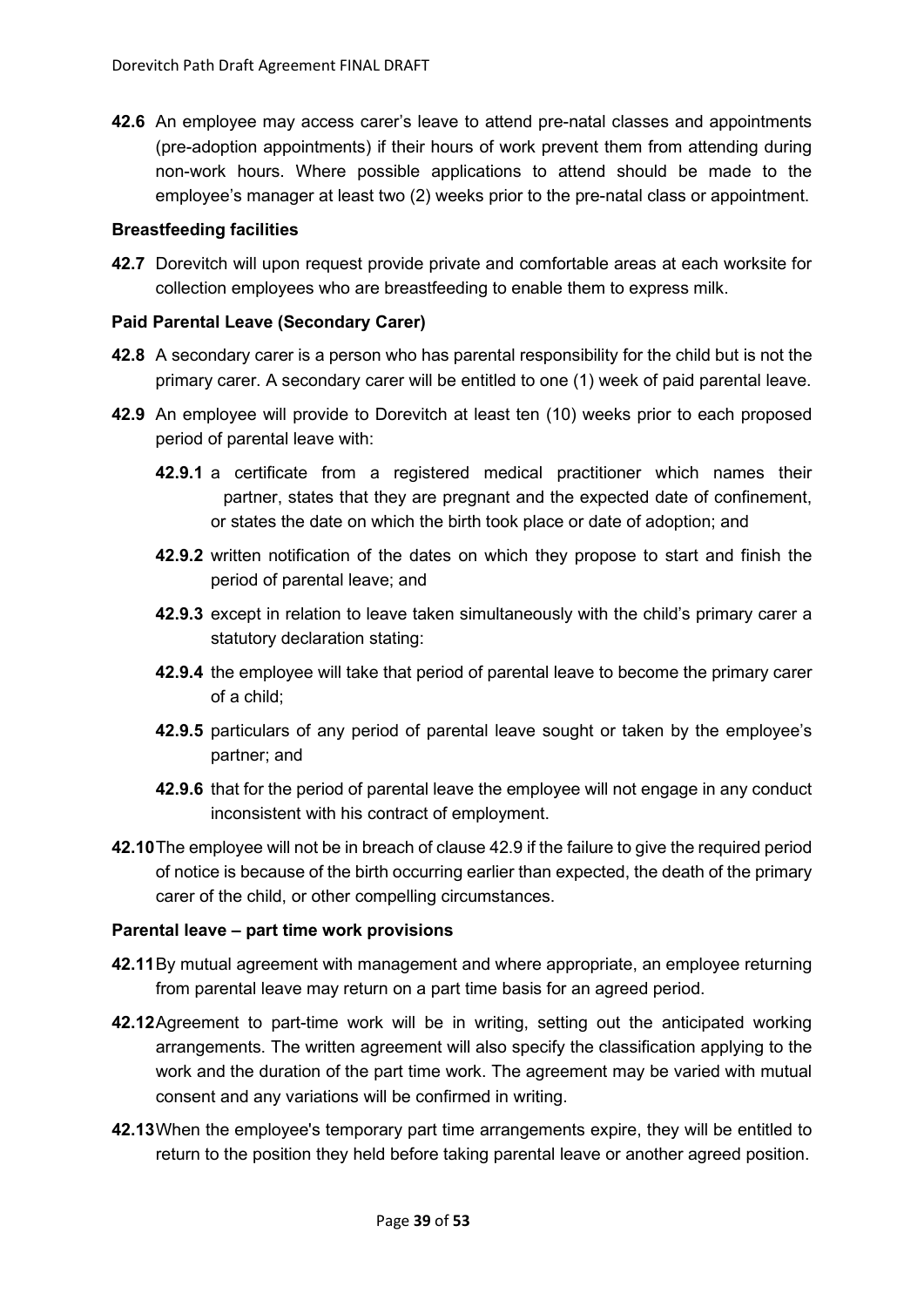**42.6** An employee may access carer's leave to attend pre-natal classes and appointments (pre-adoption appointments) if their hours of work prevent them from attending during non-work hours. Where possible applications to attend should be made to the employee's manager at least two (2) weeks prior to the pre-natal class or appointment.

**Breastfeeding facilities**

**42.7** Dorevitch will upon request provide private and comfortable areas at each worksite for collection employees who are breastfeeding to enable them to express milk.

**Paid Parental Leave (Secondary Carer)**

**42.8** A secondary carer is a person who has parental responsibility for the child but is not the primary carer. A secondary carer will be entitled to one (1) week of paid parental leave.

**42.9** An employee will provide to Dorevitch at least ten (10) weeks prior to each proposed period of parental leave with:

- **42.9.1** a certificate from a registered medical practitioner which names their partner, states that they are pregnant and the expected date of confinement, or states the date on which the birth took place or date of adoption; and
- **42.9.2** written notification of the dates on which they propose to start and finish the period of parental leave; and
- **42.9.3** except in relation to leave taken simultaneously with the child's primary carer a statutory declaration stating:
- **42.9.4** the employee will take that period of parental leave to become the primary carer of a child;
- **42.9.5** particulars of any period of parental leave sought or taken by the employee's partner; and
- **42.9.6** that for the period of parental leave the employee will not engage in any conduct inconsistent with his contract of employment.

**42.10** The employee will not be in breach of clause 42.9 if the failure to give the required period of notice is because of the birth occurring earlier than expected, the death of the primary carer of the child, or other compelling circumstances.

**Parental leave – part time work provisions**

**42.11** By mutual agreement with management and where appropriate, an employee returning from parental leave may return on a part time basis for an agreed period.

**42.12** Agreement to part-time work will be in writing, setting out the anticipated working arrangements. The written agreement will also specify the classification applying to the work and the duration of the part time work. The agreement may be varied with mutual consent and any variations will be confirmed in writing.

**42.13** When the employee's temporary part time arrangements expire, they will be entitled to return to the position they held before taking parental leave or another agreed position.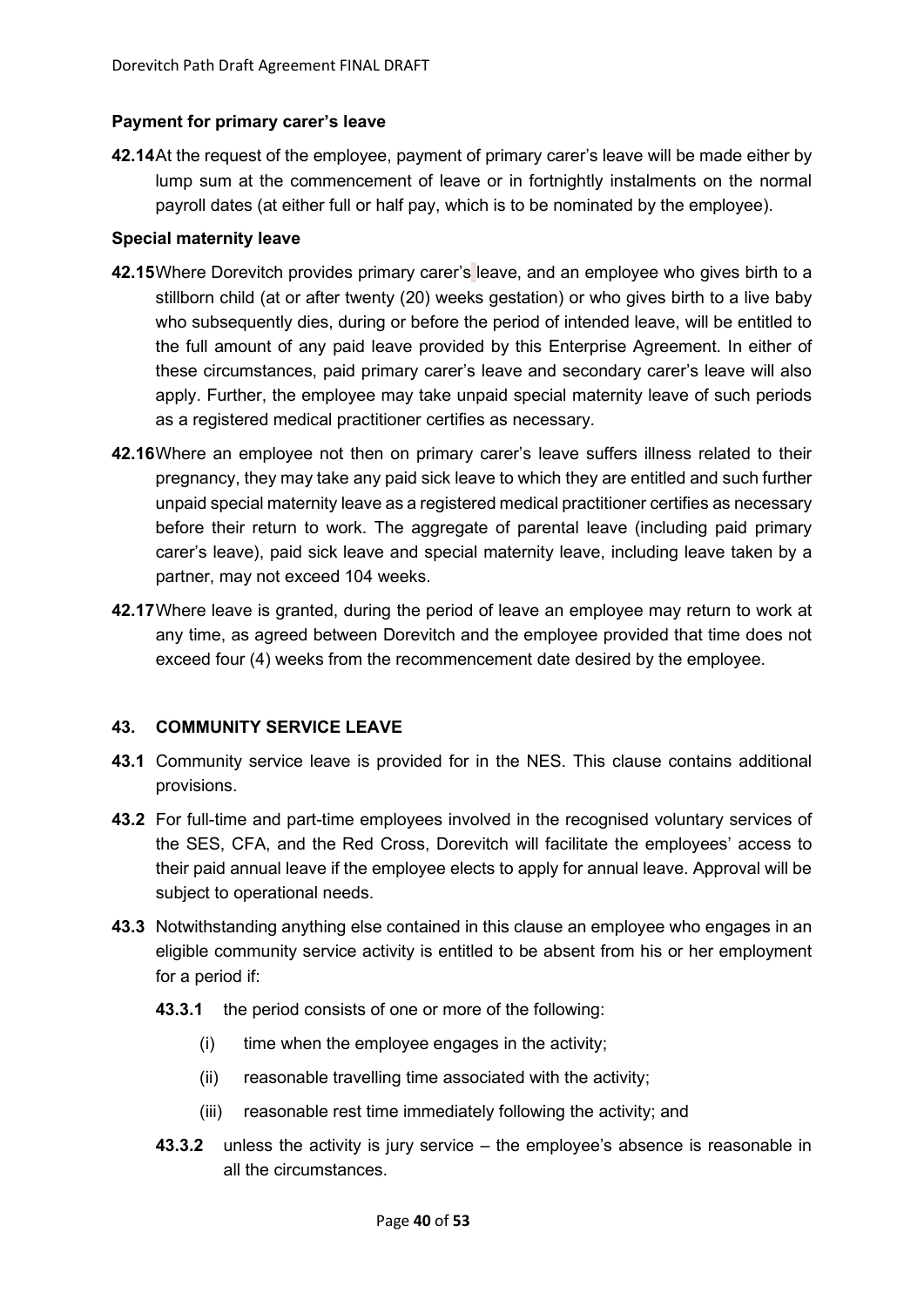**Payment for primary carer's leave**

**42.14** At the request of the employee, payment of primary carer's leave will be made either by lump sum at the commencement of leave or in fortnightly instalments on the normal payroll dates (at either full or half pay, which is to be nominated by the employee).

**Special maternity leave**

**42.15** Where Dorevitch provides primary carer's leave, and an employee who gives birth to a stillborn child (at or after twenty (20) weeks gestation) or who gives birth to a live baby who subsequently dies, during or before the period of intended leave, will be entitled to the full amount of any paid leave provided by this Enterprise Agreement. In either of these circumstances, paid primary carer's leave and secondary carer's leave will also apply. Further, the employee may take unpaid special maternity leave of such periods as a registered medical practitioner certifies as necessary.

**42.16** Where an employee not then on primary carer's leave suffers illness related to their pregnancy, they may take any paid sick leave to which they are entitled and such further unpaid special maternity leave as a registered medical practitioner certifies as necessary before their return to work. The aggregate of parental leave (including paid primary carer's leave), paid sick leave and special maternity leave, including leave taken by a partner, may not exceed 104 weeks.

**42.17** Where leave is granted, during the period of leave an employee may return to work at any time, as agreed between Dorevitch and the employee provided that time does not exceed four (4) weeks from the recommencement date desired by the employee.

## 43. COMMUNITY SERVICE LEAVE

**43.1** Community service leave is provided for in the NES. This clause contains additional provisions.

**43.2** For full-time and part-time employees involved in the recognised voluntary services of the SES, CFA, and the Red Cross, Dorevitch will facilitate the employees' access to their paid annual leave if the employee elects to apply for annual leave. Approval will be subject to operational needs.

**43.3** Notwithstanding anything else contained in this clause an employee who engages in an eligible community service activity is entitled to be absent from his or her employment for a period if:

**43.3.1** the period consists of one or more of the following:

(i) time when the employee engages in the activity;

(ii) reasonable travelling time associated with the activity;

(iii) reasonable rest time immediately following the activity; and

**43.3.2** unless the activity is jury service – the employee's absence is reasonable in all the circumstances.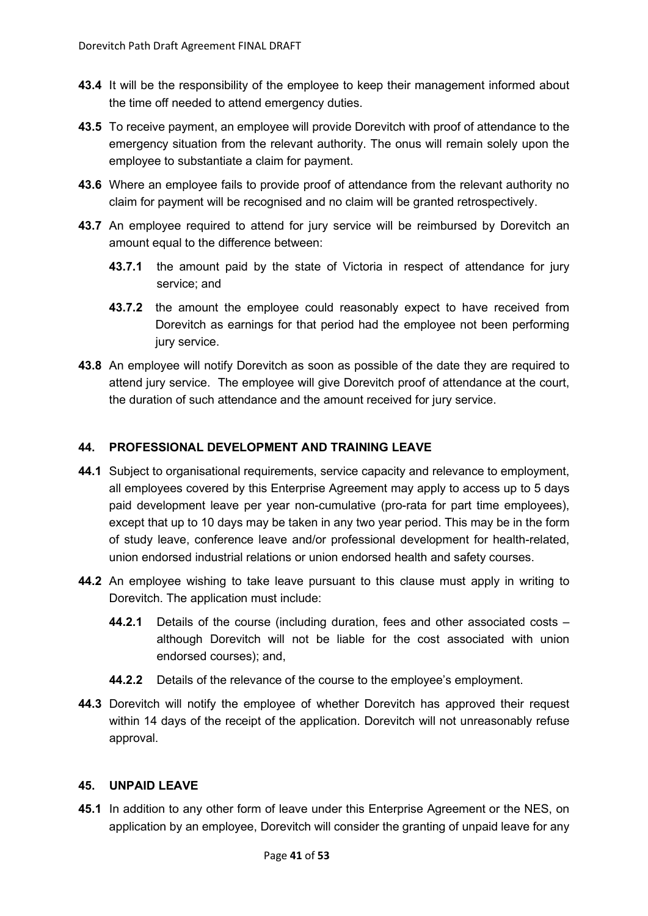**43.4** It will be the responsibility of the employee to keep their management informed about the time off needed to attend emergency duties.

**43.5** To receive payment, an employee will provide Dorevitch with proof of attendance to the emergency situation from the relevant authority. The onus will remain solely upon the employee to substantiate a claim for payment.

**43.6** Where an employee fails to provide proof of attendance from the relevant authority no claim for payment will be recognised and no claim will be granted retrospectively.

**43.7** An employee required to attend for jury service will be reimbursed by Dorevitch an amount equal to the difference between:

**43.7.1** the amount paid by the state of Victoria in respect of attendance for jury service; and

**43.7.2** the amount the employee could reasonably expect to have received from Dorevitch as earnings for that period had the employee not been performing jury service.

**43.8** An employee will notify Dorevitch as soon as possible of the date they are required to attend jury service. The employee will give Dorevitch proof of attendance at the court, the duration of such attendance and the amount received for jury service.

## 44. PROFESSIONAL DEVELOPMENT AND TRAINING LEAVE

**44.1** Subject to organisational requirements, service capacity and relevance to employment, all employees covered by this Enterprise Agreement may apply to access up to 5 days paid development leave per year non-cumulative (pro-rata for part time employees), except that up to 10 days may be taken in any two year period. This may be in the form of study leave, conference leave and/or professional development for health-related, union endorsed industrial relations or union endorsed health and safety courses.

**44.2** An employee wishing to take leave pursuant to this clause must apply in writing to Dorevitch. The application must include:

**44.2.1** Details of the course (including duration, fees and other associated costs – although Dorevitch will not be liable for the cost associated with union endorsed courses); and,

**44.2.2** Details of the relevance of the course to the employee's employment.

**44.3** Dorevitch will notify the employee of whether Dorevitch has approved their request within 14 days of the receipt of the application. Dorevitch will not unreasonably refuse approval.

## 45. UNPAID LEAVE

**45.1** In addition to any other form of leave under this Enterprise Agreement or the NES, on application by an employee, Dorevitch will consider the granting of unpaid leave for any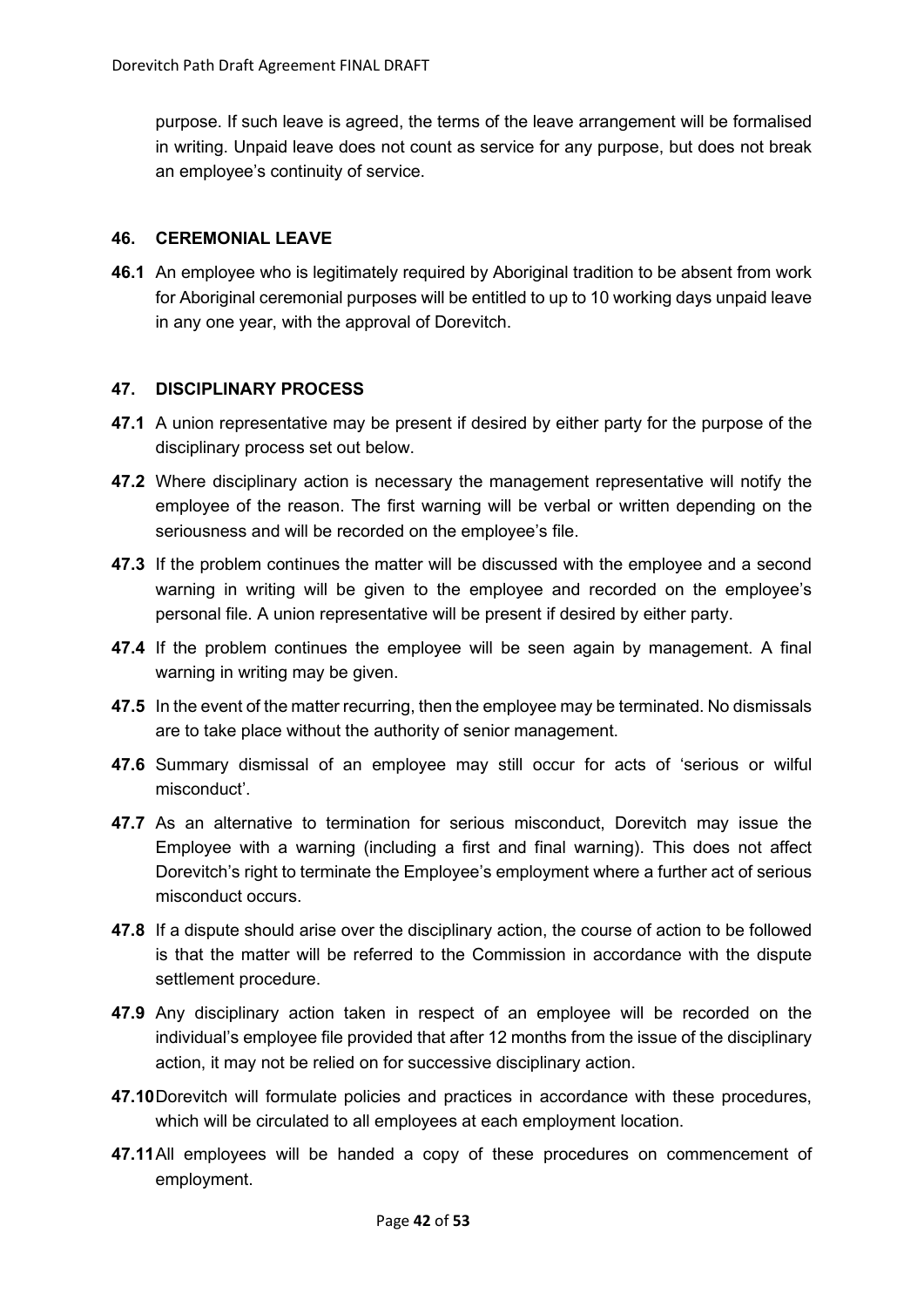purpose. If such leave is agreed, the terms of the leave arrangement will be formalised in writing. Unpaid leave does not count as service for any purpose, but does not break an employee's continuity of service.

## 46. CEREMONIAL LEAVE

**46.1** An employee who is legitimately required by Aboriginal tradition to be absent from work for Aboriginal ceremonial purposes will be entitled to up to 10 working days unpaid leave in any one year, with the approval of Dorevitch.

## 47. DISCIPLINARY PROCESS

**47.1** A union representative may be present if desired by either party for the purpose of the disciplinary process set out below.

**47.2** Where disciplinary action is necessary the management representative will notify the employee of the reason. The first warning will be verbal or written depending on the seriousness and will be recorded on the employee's file.

**47.3** If the problem continues the matter will be discussed with the employee and a second warning in writing will be given to the employee and recorded on the employee's personal file. A union representative will be present if desired by either party.

**47.4** If the problem continues the employee will be seen again by management. A final warning in writing may be given.

**47.5** In the event of the matter recurring, then the employee may be terminated. No dismissals are to take place without the authority of senior management.

**47.6** Summary dismissal of an employee may still occur for acts of 'serious or wilful misconduct'.

**47.7** As an alternative to termination for serious misconduct, Dorevitch may issue the Employee with a warning (including a first and final warning). This does not affect Dorevitch's right to terminate the Employee's employment where a further act of serious misconduct occurs.

**47.8** If a dispute should arise over the disciplinary action, the course of action to be followed is that the matter will be referred to the Commission in accordance with the dispute settlement procedure.

**47.9** Any disciplinary action taken in respect of an employee will be recorded on the individual's employee file provided that after 12 months from the issue of the disciplinary action, it may not be relied on for successive disciplinary action.

**47.10** Dorevitch will formulate policies and practices in accordance with these procedures, which will be circulated to all employees at each employment location.

**47.11** All employees will be handed a copy of these procedures on commencement of employment.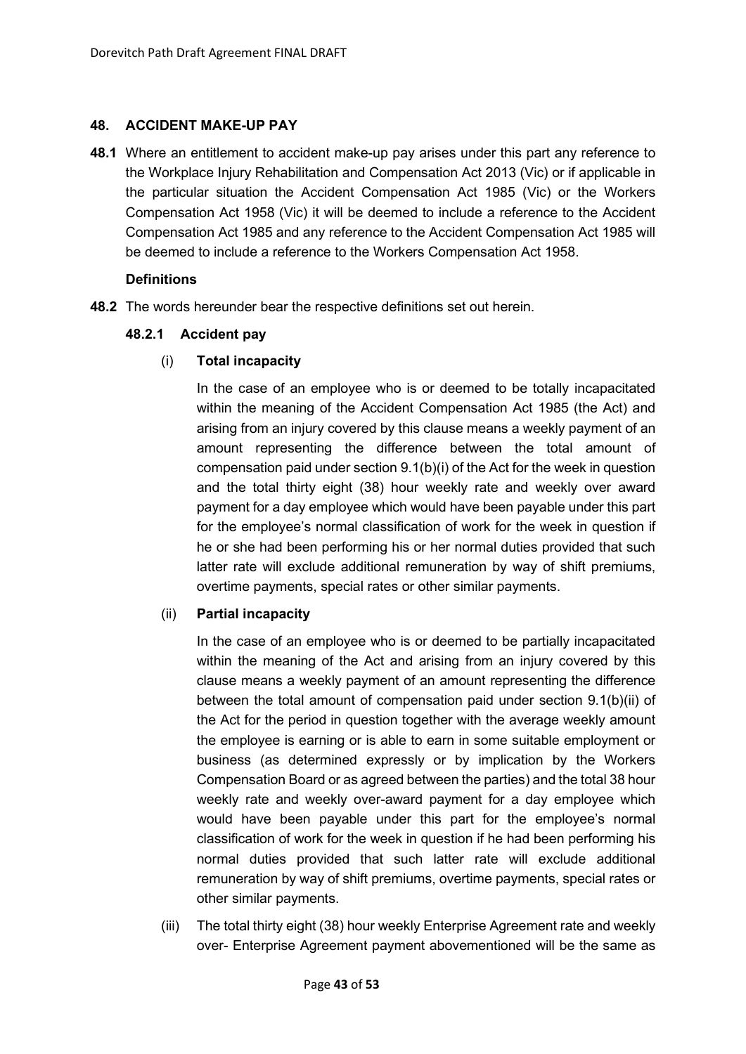## 48. ACCIDENT MAKE-UP PAY

**48.1** Where an entitlement to accident make-up pay arises under this part any reference to the Workplace Injury Rehabilitation and Compensation Act 2013 (Vic) or if applicable in the particular situation the Accident Compensation Act 1985 (Vic) or the Workers Compensation Act 1958 (Vic) it will be deemed to include a reference to the Accident Compensation Act 1985 and any reference to the Accident Compensation Act 1985 will be deemed to include a reference to the Workers Compensation Act 1958.

**Definitions**

**48.2** The words hereunder bear the respective definitions set out herein.

**48.2.1 Accident pay**

(i) **Total incapacity**

In the case of an employee who is or deemed to be totally incapacitated within the meaning of the Accident Compensation Act 1985 (the Act) and arising from an injury covered by this clause means a weekly payment of an amount representing the difference between the total amount of compensation paid under section 9.1(b)(i) of the Act for the week in question and the total thirty eight (38) hour weekly rate and weekly over award payment for a day employee which would have been payable under this part for the employee's normal classification of work for the week in question if he or she had been performing his or her normal duties provided that such latter rate will exclude additional remuneration by way of shift premiums, overtime payments, special rates or other similar payments.

(ii) **Partial incapacity**

In the case of an employee who is or deemed to be partially incapacitated within the meaning of the Act and arising from an injury covered by this clause means a weekly payment of an amount representing the difference between the total amount of compensation paid under section 9.1(b)(ii) of the Act for the period in question together with the average weekly amount the employee is earning or is able to earn in some suitable employment or business (as determined expressly or by implication by the Workers Compensation Board or as agreed between the parties) and the total 38 hour weekly rate and weekly over-award payment for a day employee which would have been payable under this part for the employee's normal classification of work for the week in question if he had been performing his normal duties provided that such latter rate will exclude additional remuneration by way of shift premiums, overtime payments, special rates or other similar payments.

(iii) The total thirty eight (38) hour weekly Enterprise Agreement rate and weekly over- Enterprise Agreement payment abovementioned will be the same as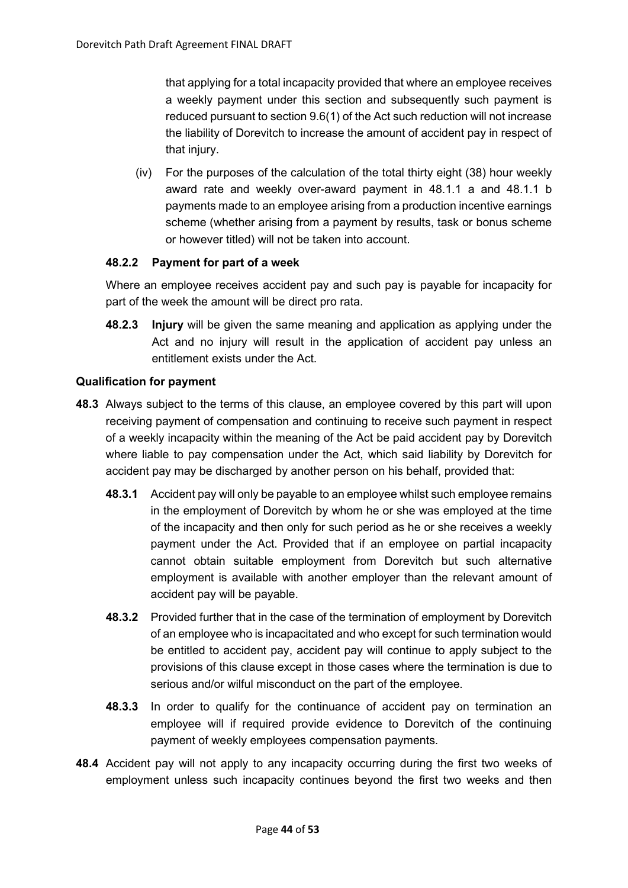that applying for a total incapacity provided that where an employee receives a weekly payment under this section and subsequently such payment is reduced pursuant to section 9.6(1) of the Act such reduction will not increase the liability of Dorevitch to increase the amount of accident pay in respect of that injury.

(iv) For the purposes of the calculation of the total thirty eight (38) hour weekly award rate and weekly over-award payment in 48.1.1 a and 48.1.1 b payments made to an employee arising from a production incentive earnings scheme (whether arising from a payment by results, task or bonus scheme or however titled) will not be taken into account.

#### 48.2.2 Payment for part of a week

Where an employee receives accident pay and such pay is payable for incapacity for part of the week the amount will be direct pro rata.

**48.2.3** **Injury** will be given the same meaning and application as applying under the Act and no injury will result in the application of accident pay unless an entitlement exists under the Act.

### Qualification for payment

**48.3** Always subject to the terms of this clause, an employee covered by this part will upon receiving payment of compensation and continuing to receive such payment in respect of a weekly incapacity within the meaning of the Act be paid accident pay by Dorevitch where liable to pay compensation under the Act, which said liability by Dorevitch for accident pay may be discharged by another person on his behalf, provided that:

**48.3.1** Accident pay will only be payable to an employee whilst such employee remains in the employment of Dorevitch by whom he or she was employed at the time of the incapacity and then only for such period as he or she receives a weekly payment under the Act. Provided that if an employee on partial incapacity cannot obtain suitable employment from Dorevitch but such alternative employment is available with another employer than the relevant amount of accident pay will be payable.

**48.3.2** Provided further that in the case of the termination of employment by Dorevitch of an employee who is incapacitated and who except for such termination would be entitled to accident pay, accident pay will continue to apply subject to the provisions of this clause except in those cases where the termination is due to serious and/or wilful misconduct on the part of the employee.

**48.3.3** In order to qualify for the continuance of accident pay on termination an employee will if required provide evidence to Dorevitch of the continuing payment of weekly employees compensation payments.

**48.4** Accident pay will not apply to any incapacity occurring during the first two weeks of employment unless such incapacity continues beyond the first two weeks and then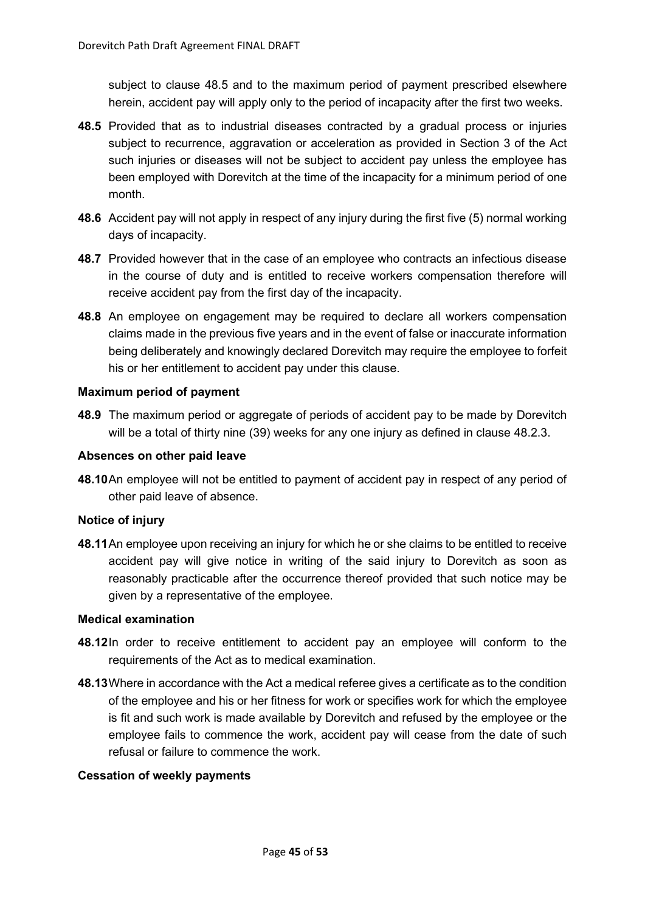subject to clause 48.5 and to the maximum period of payment prescribed elsewhere herein, accident pay will apply only to the period of incapacity after the first two weeks.

**48.5** Provided that as to industrial diseases contracted by a gradual process or injuries subject to recurrence, aggravation or acceleration as provided in Section 3 of the Act such injuries or diseases will not be subject to accident pay unless the employee has been employed with Dorevitch at the time of the incapacity for a minimum period of one month.

**48.6** Accident pay will not apply in respect of any injury during the first five (5) normal working days of incapacity.

**48.7** Provided however that in the case of an employee who contracts an infectious disease in the course of duty and is entitled to receive workers compensation therefore will receive accident pay from the first day of the incapacity.

**48.8** An employee on engagement may be required to declare all workers compensation claims made in the previous five years and in the event of false or inaccurate information being deliberately and knowingly declared Dorevitch may require the employee to forfeit his or her entitlement to accident pay under this clause.

**Maximum period of payment**

**48.9** The maximum period or aggregate of periods of accident pay to be made by Dorevitch will be a total of thirty nine (39) weeks for any one injury as defined in clause 48.2.3.

**Absences on other paid leave**

**48.10** An employee will not be entitled to payment of accident pay in respect of any period of other paid leave of absence.

**Notice of injury**

**48.11** An employee upon receiving an injury for which he or she claims to be entitled to receive accident pay will give notice in writing of the said injury to Dorevitch as soon as reasonably practicable after the occurrence thereof provided that such notice may be given by a representative of the employee.

**Medical examination**

**48.12** In order to receive entitlement to accident pay an employee will conform to the requirements of the Act as to medical examination.

**48.13** Where in accordance with the Act a medical referee gives a certificate as to the condition of the employee and his or her fitness for work or specifies work for which the employee is fit and such work is made available by Dorevitch and refused by the employee or the employee fails to commence the work, accident pay will cease from the date of such refusal or failure to commence the work.

**Cessation of weekly payments**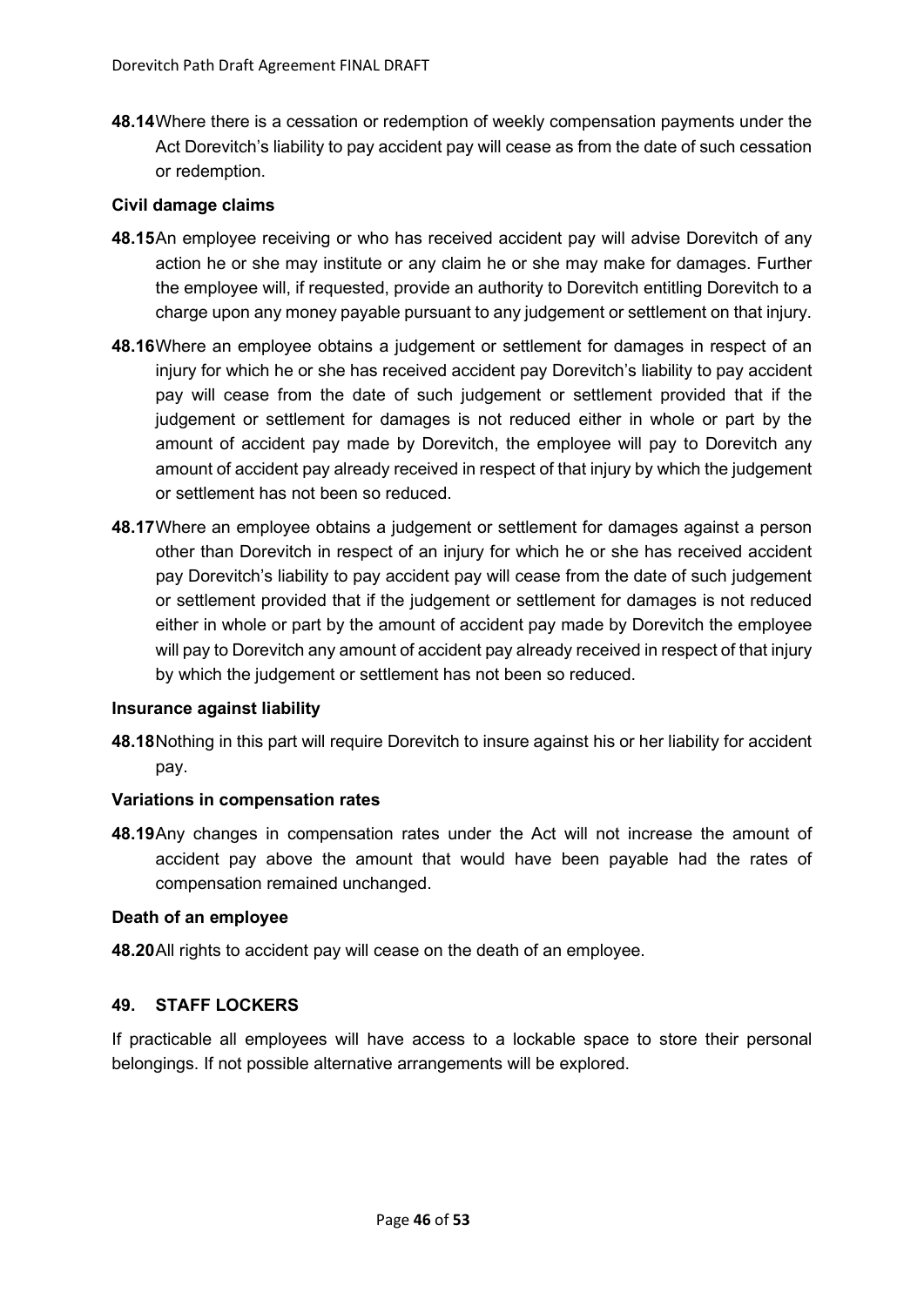**48.14** Where there is a cessation or redemption of weekly compensation payments under the Act Dorevitch's liability to pay accident pay will cease as from the date of such cessation or redemption.

**Civil damage claims**

**48.15** An employee receiving or who has received accident pay will advise Dorevitch of any action he or she may institute or any claim he or she may make for damages. Further the employee will, if requested, provide an authority to Dorevitch entitling Dorevitch to a charge upon any money payable pursuant to any judgement or settlement on that injury.

**48.16** Where an employee obtains a judgement or settlement for damages in respect of an injury for which he or she has received accident pay Dorevitch's liability to pay accident pay will cease from the date of such judgement or settlement provided that if the judgement or settlement for damages is not reduced either in whole or part by the amount of accident pay made by Dorevitch, the employee will pay to Dorevitch any amount of accident pay already received in respect of that injury by which the judgement or settlement has not been so reduced.

**48.17** Where an employee obtains a judgement or settlement for damages against a person other than Dorevitch in respect of an injury for which he or she has received accident pay Dorevitch's liability to pay accident pay will cease from the date of such judgement or settlement provided that if the judgement or settlement for damages is not reduced either in whole or part by the amount of accident pay made by Dorevitch the employee will pay to Dorevitch any amount of accident pay already received in respect of that injury by which the judgement or settlement has not been so reduced.

**Insurance against liability**

**48.18** Nothing in this part will require Dorevitch to insure against his or her liability for accident pay.

**Variations in compensation rates**

**48.19** Any changes in compensation rates under the Act will not increase the amount of accident pay above the amount that would have been payable had the rates of compensation remained unchanged.

**Death of an employee**

**48.20** All rights to accident pay will cease on the death of an employee.

## 49. STAFF LOCKERS

If practicable all employees will have access to a lockable space to store their personal belongings. If not possible alternative arrangements will be explored.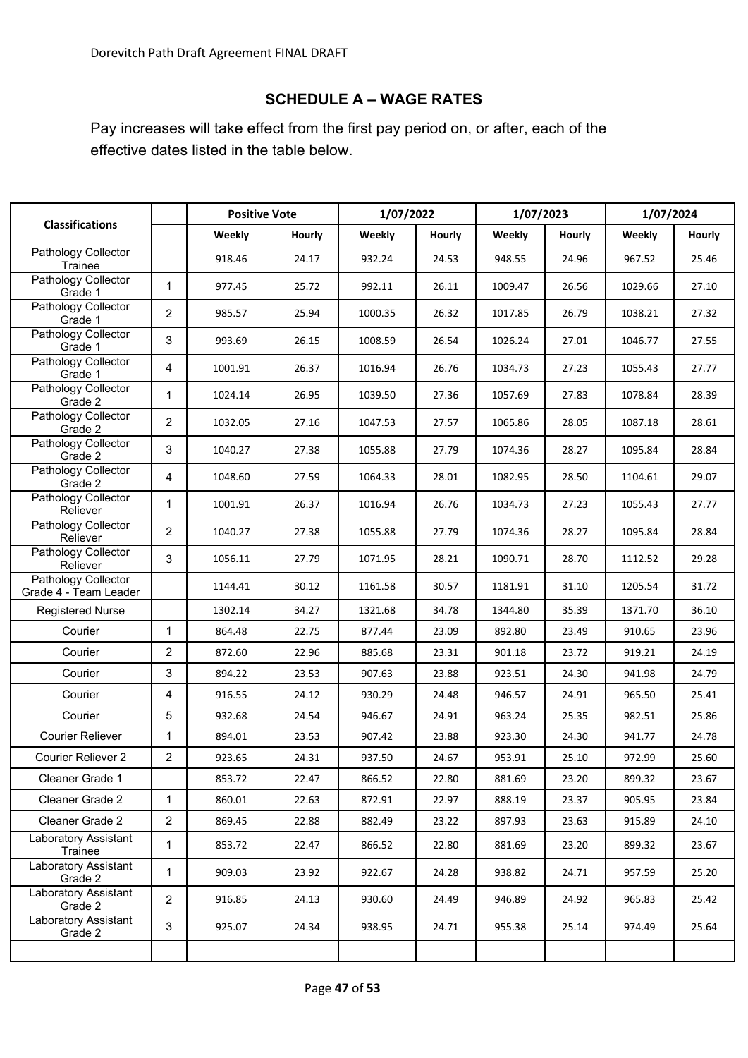## SCHEDULE A – WAGE RATES

Pay increases will take effect from the first pay period on, or after, each of the effective dates listed in the table below.

| Classifications | | Positive Vote | | 1/07/2022 | | 1/07/2023 | | 1/07/2024 | |
|---|---|---|---|---|---|---|---|---|---|
| | | Weekly | Hourly | Weekly | Hourly | Weekly | Hourly | Weekly | Hourly |
| Pathology Collector Trainee | | 918.46 | 24.17 | 932.24 | 24.53 | 948.55 | 24.96 | 967.52 | 25.46 |
| Pathology Collector Grade 1 | 1 | 977.45 | 25.72 | 992.11 | 26.11 | 1009.47 | 26.56 | 1029.66 | 27.10 |
| Pathology Collector Grade 1 | 2 | 985.57 | 25.94 | 1000.35 | 26.32 | 1017.85 | 26.79 | 1038.21 | 27.32 |
| Pathology Collector Grade 1 | 3 | 993.69 | 26.15 | 1008.59 | 26.54 | 1026.24 | 27.01 | 1046.77 | 27.55 |
| Pathology Collector Grade 1 | 4 | 1001.91 | 26.37 | 1016.94 | 26.76 | 1034.73 | 27.23 | 1055.43 | 27.77 |
| Pathology Collector Grade 2 | 1 | 1024.14 | 26.95 | 1039.50 | 27.36 | 1057.69 | 27.83 | 1078.84 | 28.39 |
| Pathology Collector Grade 2 | 2 | 1032.05 | 27.16 | 1047.53 | 27.57 | 1065.86 | 28.05 | 1087.18 | 28.61 |
| Pathology Collector Grade 2 | 3 | 1040.27 | 27.38 | 1055.88 | 27.79 | 1074.36 | 28.27 | 1095.84 | 28.84 |
| Pathology Collector Grade 2 | 4 | 1048.60 | 27.59 | 1064.33 | 28.01 | 1082.95 | 28.50 | 1104.61 | 29.07 |
| Pathology Collector Reliever | 1 | 1001.91 | 26.37 | 1016.94 | 26.76 | 1034.73 | 27.23 | 1055.43 | 27.77 |
| Pathology Collector Reliever | 2 | 1040.27 | 27.38 | 1055.88 | 27.79 | 1074.36 | 28.27 | 1095.84 | 28.84 |
| Pathology Collector Reliever | 3 | 1056.11 | 27.79 | 1071.95 | 28.21 | 1090.71 | 28.70 | 1112.52 | 29.28 |
| Pathology Collector Grade 4 - Team Leader | | 1144.41 | 30.12 | 1161.58 | 30.57 | 1181.91 | 31.10 | 1205.54 | 31.72 |
| Registered Nurse | | 1302.14 | 34.27 | 1321.68 | 34.78 | 1344.80 | 35.39 | 1371.70 | 36.10 |
| Courier | 1 | 864.48 | 22.75 | 877.44 | 23.09 | 892.80 | 23.49 | 910.65 | 23.96 |
| Courier | 2 | 872.60 | 22.96 | 885.68 | 23.31 | 901.18 | 23.72 | 919.21 | 24.19 |
| Courier | 3 | 894.22 | 23.53 | 907.63 | 23.88 | 923.51 | 24.30 | 941.98 | 24.79 |
| Courier | 4 | 916.55 | 24.12 | 930.29 | 24.48 | 946.57 | 24.91 | 965.50 | 25.41 |
| Courier | 5 | 932.68 | 24.54 | 946.67 | 24.91 | 963.24 | 25.35 | 982.51 | 25.86 |
| Courier Reliever | 1 | 894.01 | 23.53 | 907.42 | 23.88 | 923.30 | 24.30 | 941.77 | 24.78 |
| Courier Reliever 2 | 2 | 923.65 | 24.31 | 937.50 | 24.67 | 953.91 | 25.10 | 972.99 | 25.60 |
| Cleaner Grade 1 | | 853.72 | 22.47 | 866.52 | 22.80 | 881.69 | 23.20 | 899.32 | 23.67 |
| Cleaner Grade 2 | 1 | 860.01 | 22.63 | 872.91 | 22.97 | 888.19 | 23.37 | 905.95 | 23.84 |
| Cleaner Grade 2 | 2 | 869.45 | 22.88 | 882.49 | 23.22 | 897.93 | 23.63 | 915.89 | 24.10 |
| Laboratory Assistant Trainee | 1 | 853.72 | 22.47 | 866.52 | 22.80 | 881.69 | 23.20 | 899.32 | 23.67 |
| Laboratory Assistant Grade 2 | 1 | 909.03 | 23.92 | 922.67 | 24.28 | 938.82 | 24.71 | 957.59 | 25.20 |
| Laboratory Assistant Grade 2 | 2 | 916.85 | 24.13 | 930.60 | 24.49 | 946.89 | 24.92 | 965.83 | 25.42 |
| Laboratory Assistant Grade 2 | 3 | 925.07 | 24.34 | 938.95 | 24.71 | 955.38 | 25.14 | 974.49 | 25.64 |
| | | | | | | | | | |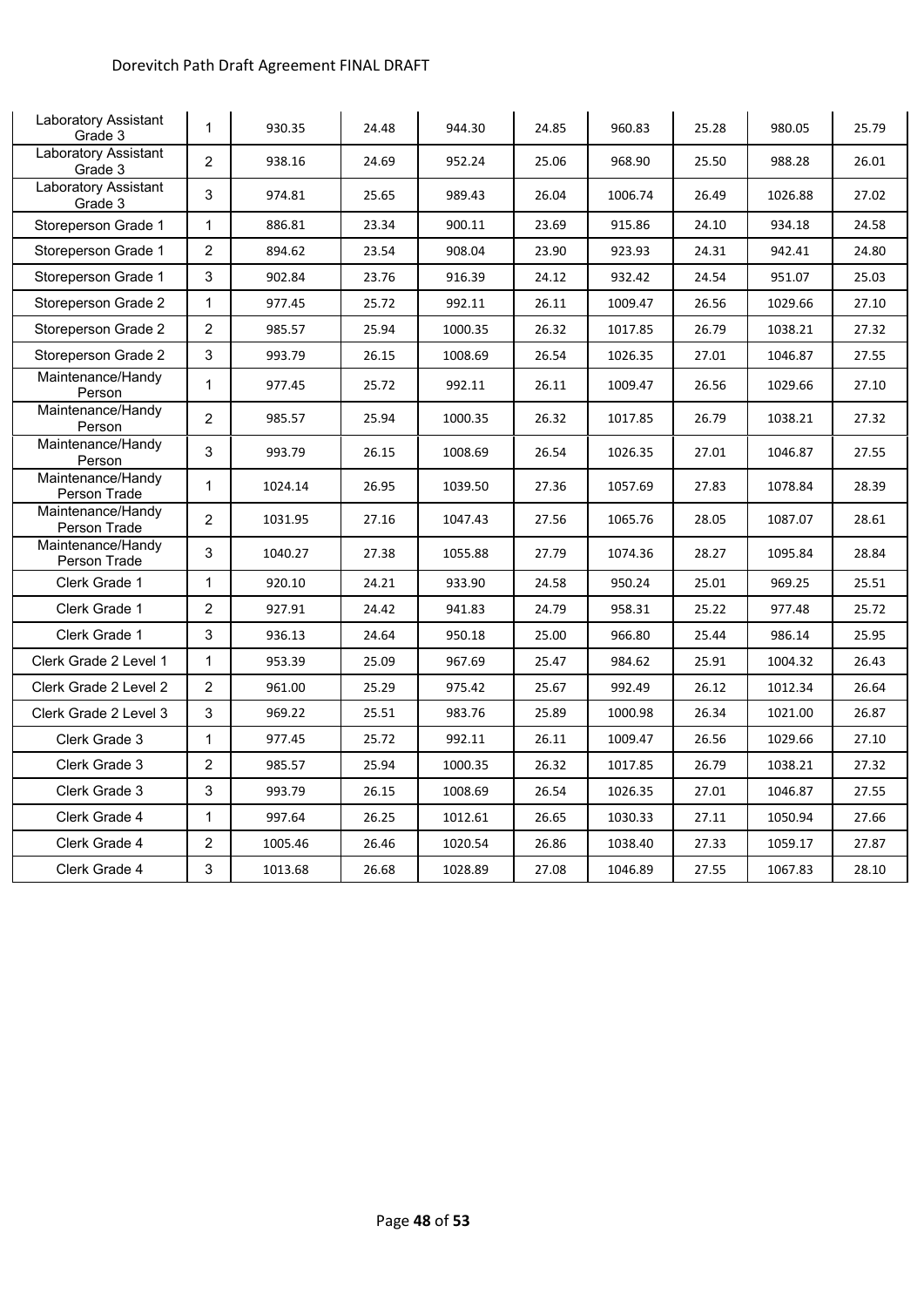| Laboratory Assistant Grade 3 | 1 | 930.35 | 24.48 | 944.30 | 24.85 | 960.83 | 25.28 | 980.05 | 25.79 |
|---|---|---|---|---|---|---|---|---|---|
| Laboratory Assistant Grade 3 | 2 | 938.16 | 24.69 | 952.24 | 25.06 | 968.90 | 25.50 | 988.28 | 26.01 |
| Laboratory Assistant Grade 3 | 3 | 974.81 | 25.65 | 989.43 | 26.04 | 1006.74 | 26.49 | 1026.88 | 27.02 |
| Storeperson Grade 1 | 1 | 886.81 | 23.34 | 900.11 | 23.69 | 915.86 | 24.10 | 934.18 | 24.58 |
| Storeperson Grade 1 | 2 | 894.62 | 23.54 | 908.04 | 23.90 | 923.93 | 24.31 | 942.41 | 24.80 |
| Storeperson Grade 1 | 3 | 902.84 | 23.76 | 916.39 | 24.12 | 932.42 | 24.54 | 951.07 | 25.03 |
| Storeperson Grade 2 | 1 | 977.45 | 25.72 | 992.11 | 26.11 | 1009.47 | 26.56 | 1029.66 | 27.10 |
| Storeperson Grade 2 | 2 | 985.57 | 25.94 | 1000.35 | 26.32 | 1017.85 | 26.79 | 1038.21 | 27.32 |
| Storeperson Grade 2 | 3 | 993.79 | 26.15 | 1008.69 | 26.54 | 1026.35 | 27.01 | 1046.87 | 27.55 |
| Maintenance/Handy Person | 1 | 977.45 | 25.72 | 992.11 | 26.11 | 1009.47 | 26.56 | 1029.66 | 27.10 |
| Maintenance/Handy Person | 2 | 985.57 | 25.94 | 1000.35 | 26.32 | 1017.85 | 26.79 | 1038.21 | 27.32 |
| Maintenance/Handy Person | 3 | 993.79 | 26.15 | 1008.69 | 26.54 | 1026.35 | 27.01 | 1046.87 | 27.55 |
| Maintenance/Handy Person Trade | 1 | 1024.14 | 26.95 | 1039.50 | 27.36 | 1057.69 | 27.83 | 1078.84 | 28.39 |
| Maintenance/Handy Person Trade | 2 | 1031.95 | 27.16 | 1047.43 | 27.56 | 1065.76 | 28.05 | 1087.07 | 28.61 |
| Maintenance/Handy Person Trade | 3 | 1040.27 | 27.38 | 1055.88 | 27.79 | 1074.36 | 28.27 | 1095.84 | 28.84 |
| Clerk Grade 1 | 1 | 920.10 | 24.21 | 933.90 | 24.58 | 950.24 | 25.01 | 969.25 | 25.51 |
| Clerk Grade 1 | 2 | 927.91 | 24.42 | 941.83 | 24.79 | 958.31 | 25.22 | 977.48 | 25.72 |
| Clerk Grade 1 | 3 | 936.13 | 24.64 | 950.18 | 25.00 | 966.80 | 25.44 | 986.14 | 25.95 |
| Clerk Grade 2 Level 1 | 1 | 953.39 | 25.09 | 967.69 | 25.47 | 984.62 | 25.91 | 1004.32 | 26.43 |
| Clerk Grade 2 Level 2 | 2 | 961.00 | 25.29 | 975.42 | 25.67 | 992.49 | 26.12 | 1012.34 | 26.64 |
| Clerk Grade 2 Level 3 | 3 | 969.22 | 25.51 | 983.76 | 25.89 | 1000.98 | 26.34 | 1021.00 | 26.87 |
| Clerk Grade 3 | 1 | 977.45 | 25.72 | 992.11 | 26.11 | 1009.47 | 26.56 | 1029.66 | 27.10 |
| Clerk Grade 3 | 2 | 985.57 | 25.94 | 1000.35 | 26.32 | 1017.85 | 26.79 | 1038.21 | 27.32 |
| Clerk Grade 3 | 3 | 993.79 | 26.15 | 1008.69 | 26.54 | 1026.35 | 27.01 | 1046.87 | 27.55 |
| Clerk Grade 4 | 1 | 997.64 | 26.25 | 1012.61 | 26.65 | 1030.33 | 27.11 | 1050.94 | 27.66 |
| Clerk Grade 4 | 2 | 1005.46 | 26.46 | 1020.54 | 26.86 | 1038.40 | 27.33 | 1059.17 | 27.87 |
| Clerk Grade 4 | 3 | 1013.68 | 26.68 | 1028.89 | 27.08 | 1046.89 | 27.55 | 1067.83 | 28.10 |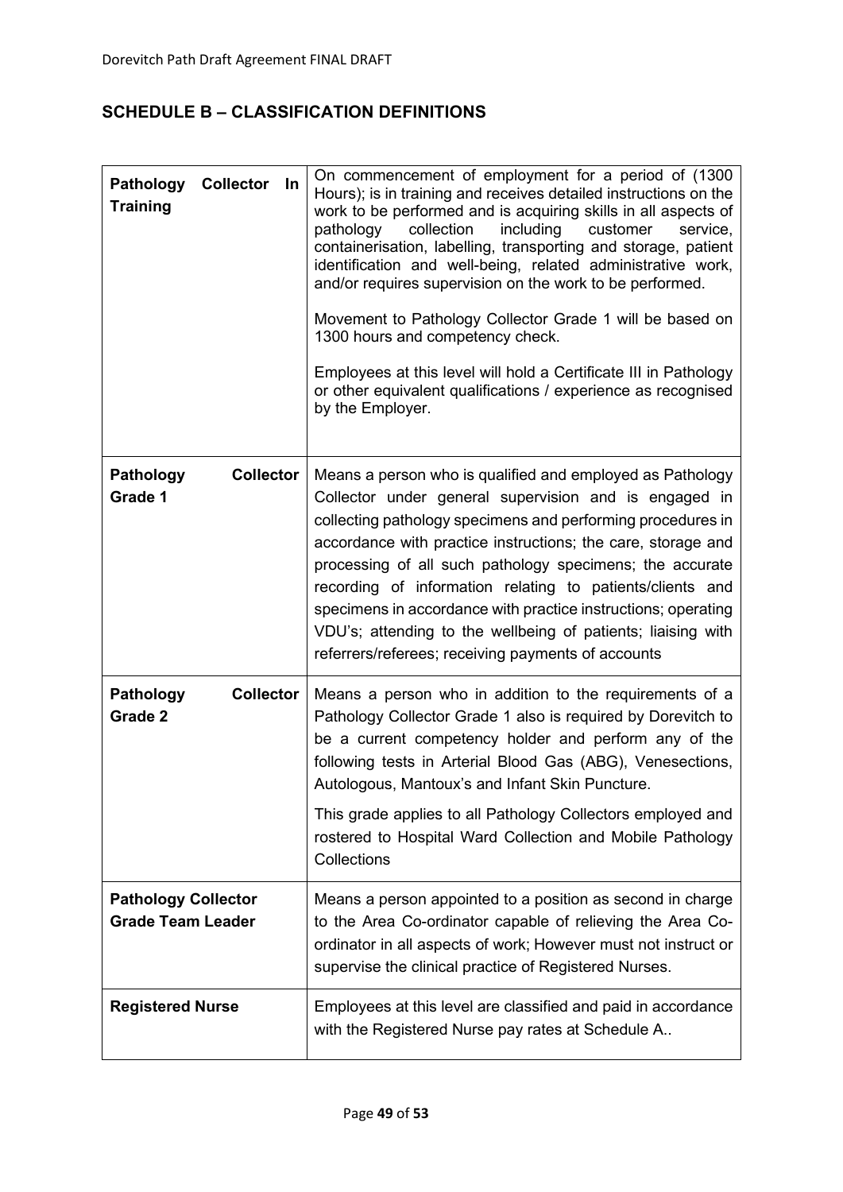## SCHEDULE B – CLASSIFICATION DEFINITIONS

| | |
|---|---|
| **Pathology Collector In Training** | On commencement of employment for a period of (1300 Hours); is in training and receives detailed instructions on the work to be performed and is acquiring skills in all aspects of pathology collection including customer service, containerisation, labelling, transporting and storage, patient identification and well-being, related administrative work, and/or requires supervision on the work to be performed.<br><br>Movement to Pathology Collector Grade 1 will be based on 1300 hours and competency check.<br><br>Employees at this level will hold a Certificate III in Pathology or other equivalent qualifications / experience as recognised by the Employer. |
| **Pathology Collector Grade 1** | Means a person who is qualified and employed as Pathology Collector under general supervision and is engaged in collecting pathology specimens and performing procedures in accordance with practice instructions; the care, storage and processing of all such pathology specimens; the accurate recording of information relating to patients/clients and specimens in accordance with practice instructions; operating VDU's; attending to the wellbeing of patients; liaising with referrers/referees; receiving payments of accounts |
| **Pathology Collector Grade 2** | Means a person who in addition to the requirements of a Pathology Collector Grade 1 also is required by Dorevitch to be a current competency holder and perform any of the following tests in Arterial Blood Gas (ABG), Venesections, Autologous, Mantoux's and Infant Skin Puncture.<br><br>This grade applies to all Pathology Collectors employed and rostered to Hospital Ward Collection and Mobile Pathology Collections |
| **Pathology Collector Grade Team Leader** | Means a person appointed to a position as second in charge to the Area Co-ordinator capable of relieving the Area Co-ordinator in all aspects of work; However must not instruct or supervise the clinical practice of Registered Nurses. |
| **Registered Nurse** | Employees at this level are classified and paid in accordance with the Registered Nurse pay rates at Schedule A.. |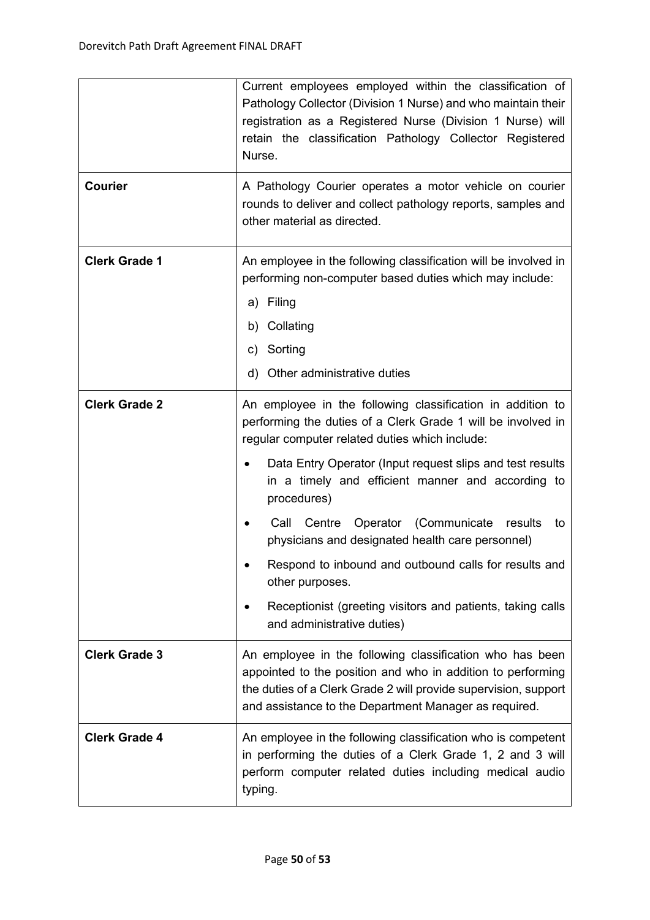| | |
|---|---|
| | Current employees employed within the classification of Pathology Collector (Division 1 Nurse) and who maintain their registration as a Registered Nurse (Division 1 Nurse) will retain the classification Pathology Collector Registered Nurse. |
| **Courier** | A Pathology Courier operates a motor vehicle on courier rounds to deliver and collect pathology reports, samples and other material as directed. |
| **Clerk Grade 1** | An employee in the following classification will be involved in performing non-computer based duties which may include:<br>a) Filing<br>b) Collating<br>c) Sorting<br>d) Other administrative duties |
| **Clerk Grade 2** | An employee in the following classification in addition to performing the duties of a Clerk Grade 1 will be involved in regular computer related duties which include:<br>• Data Entry Operator (Input request slips and test results in a timely and efficient manner and according to procedures)<br>• Call Centre Operator (Communicate results to physicians and designated health care personnel)<br>• Respond to inbound and outbound calls for results and other purposes.<br>• Receptionist (greeting visitors and patients, taking calls and administrative duties) |
| **Clerk Grade 3** | An employee in the following classification who has been appointed to the position and who in addition to performing the duties of a Clerk Grade 2 will provide supervision, support and assistance to the Department Manager as required. |
| **Clerk Grade 4** | An employee in the following classification who is competent in performing the duties of a Clerk Grade 1, 2 and 3 will perform computer related duties including medical audio typing. |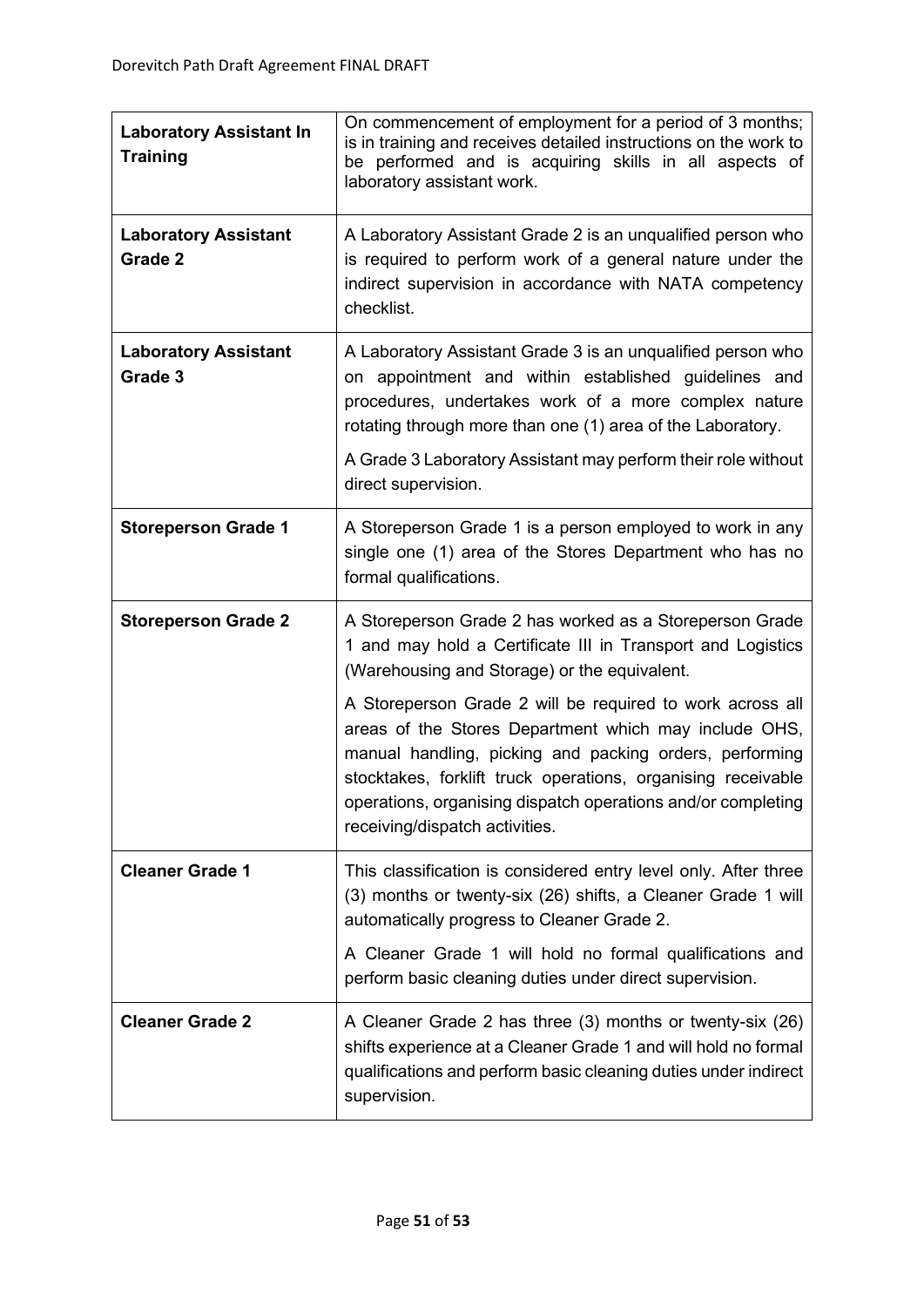| | |
|---|---|
| **Laboratory Assistant In Training** | On commencement of employment for a period of 3 months; is in training and receives detailed instructions on the work to be performed and is acquiring skills in all aspects of laboratory assistant work. |
| **Laboratory Assistant Grade 2** | A Laboratory Assistant Grade 2 is an unqualified person who is required to perform work of a general nature under the indirect supervision in accordance with NATA competency checklist. |
| **Laboratory Assistant Grade 3** | A Laboratory Assistant Grade 3 is an unqualified person who on appointment and within established guidelines and procedures, undertakes work of a more complex nature rotating through more than one (1) area of the Laboratory.<br><br>A Grade 3 Laboratory Assistant may perform their role without direct supervision. |
| **Storeperson Grade 1** | A Storeperson Grade 1 is a person employed to work in any single one (1) area of the Stores Department who has no formal qualifications. |
| **Storeperson Grade 2** | A Storeperson Grade 2 has worked as a Storeperson Grade 1 and may hold a Certificate III in Transport and Logistics (Warehousing and Storage) or the equivalent.<br><br>A Storeperson Grade 2 will be required to work across all areas of the Stores Department which may include OHS, manual handling, picking and packing orders, performing stocktakes, forklift truck operations, organising receivable operations, organising dispatch operations and/or completing receiving/dispatch activities. |
| **Cleaner Grade 1** | This classification is considered entry level only. After three (3) months or twenty-six (26) shifts, a Cleaner Grade 1 will automatically progress to Cleaner Grade 2.<br><br>A Cleaner Grade 1 will hold no formal qualifications and perform basic cleaning duties under direct supervision. |
| **Cleaner Grade 2** | A Cleaner Grade 2 has three (3) months or twenty-six (26) shifts experience at a Cleaner Grade 1 and will hold no formal qualifications and perform basic cleaning duties under indirect supervision. |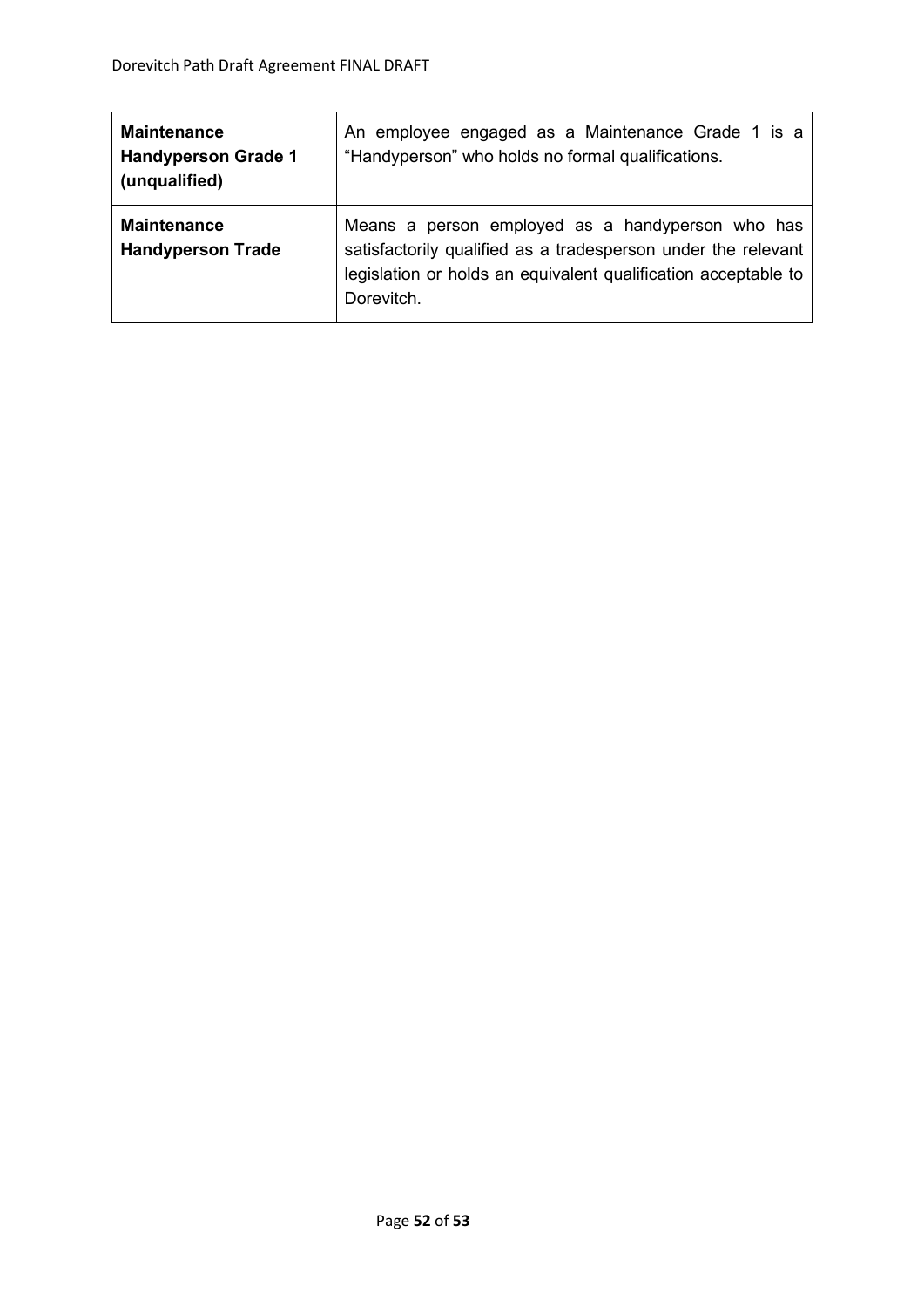| **Maintenance Handyperson Grade 1 (unqualified)** | An employee engaged as a Maintenance Grade 1 is a "Handyperson" who holds no formal qualifications. |
|---|---|
| **Maintenance Handyperson Trade** | Means a person employed as a handyperson who has satisfactorily qualified as a tradesperson under the relevant legislation or holds an equivalent qualification acceptable to Dorevitch. |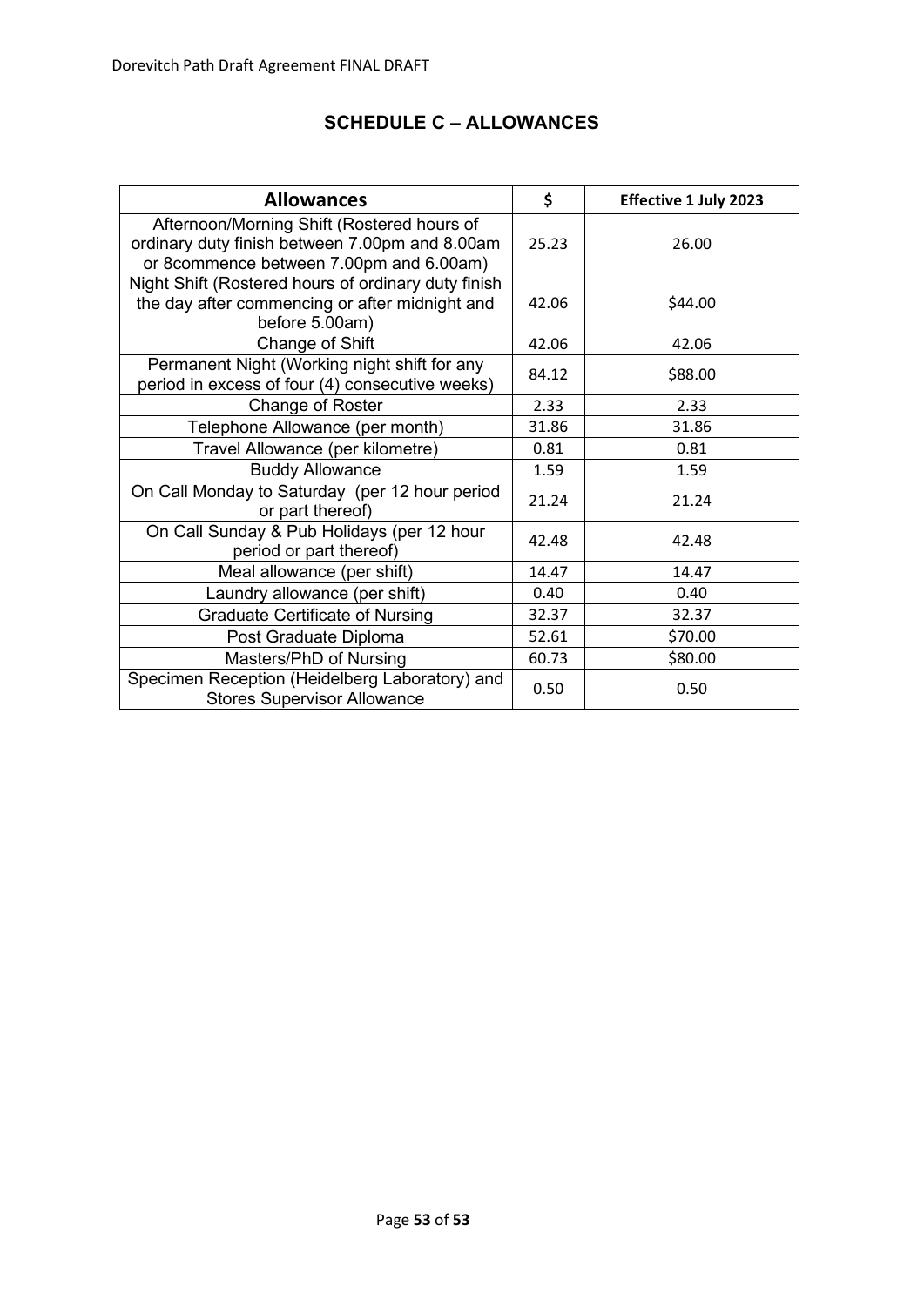# SCHEDULE C – ALLOWANCES

| Allowances | $ | Effective 1 July 2023 |
|---|---|---|
| Afternoon/Morning Shift (Rostered hours of ordinary duty finish between 7.00pm and 8.00am or 8commence between 7.00pm and 6.00am) | 25.23 | 26.00 |
| Night Shift (Rostered hours of ordinary duty finish the day after commencing or after midnight and before 5.00am) | 42.06 | $44.00 |
| Change of Shift | 42.06 | 42.06 |
| Permanent Night (Working night shift for any period in excess of four (4) consecutive weeks) | 84.12 | $88.00 |
| Change of Roster | 2.33 | 2.33 |
| Telephone Allowance (per month) | 31.86 | 31.86 |
| Travel Allowance (per kilometre) | 0.81 | 0.81 |
| Buddy Allowance | 1.59 | 1.59 |
| On Call Monday to Saturday (per 12 hour period or part thereof) | 21.24 | 21.24 |
| On Call Sunday & Pub Holidays (per 12 hour period or part thereof) | 42.48 | 42.48 |
| Meal allowance (per shift) | 14.47 | 14.47 |
| Laundry allowance (per shift) | 0.40 | 0.40 |
| Graduate Certificate of Nursing | 32.37 | 32.37 |
| Post Graduate Diploma | 52.61 | $70.00 |
| Masters/PhD of Nursing | 60.73 | $80.00 |
| Specimen Reception (Heidelberg Laboratory) and Stores Supervisor Allowance | 0.50 | 0.50 |